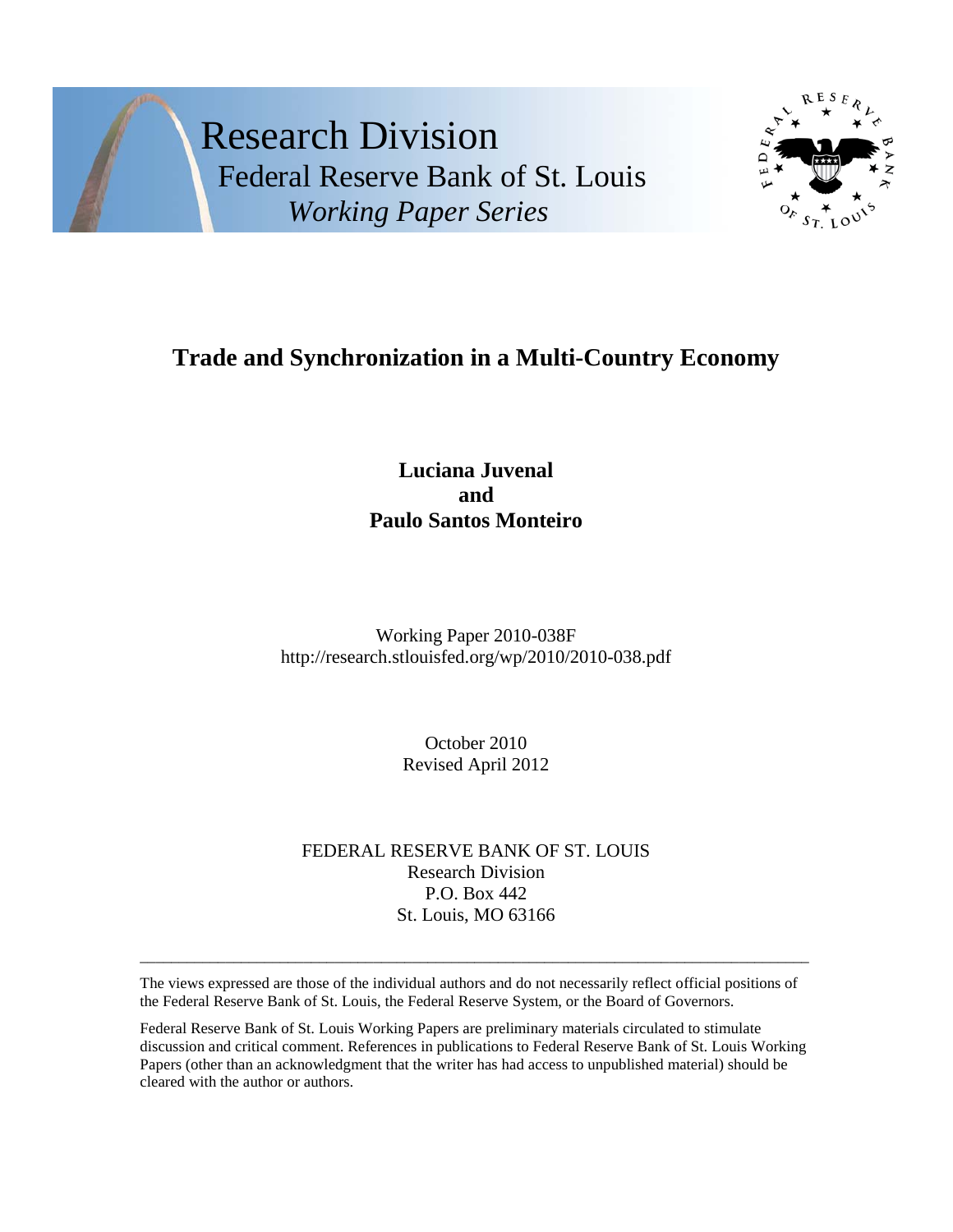Research Division
Federal Reserve Bank of St. Louis
*Working Paper Series*

# Trade and Synchronization in a Multi-Country Economy

**Luciana Juvenal**
**and**
**Paulo Santos Monteiro**

Working Paper 2010-038F
http://research.stlouisfed.org/wp/2010/2010-038.pdf

October 2010
Revised April 2012

FEDERAL RESERVE BANK OF ST. LOUIS
Research Division
P.O. Box 442
St. Louis, MO 63166

---

The views expressed are those of the individual authors and do not necessarily reflect official positions of the Federal Reserve Bank of St. Louis, the Federal Reserve System, or the Board of Governors.

Federal Reserve Bank of St. Louis Working Papers are preliminary materials circulated to stimulate discussion and critical comment. References in publications to Federal Reserve Bank of St. Louis Working Papers (other than an acknowledgment that the writer has had access to unpublished material) should be cleared with the author or authors.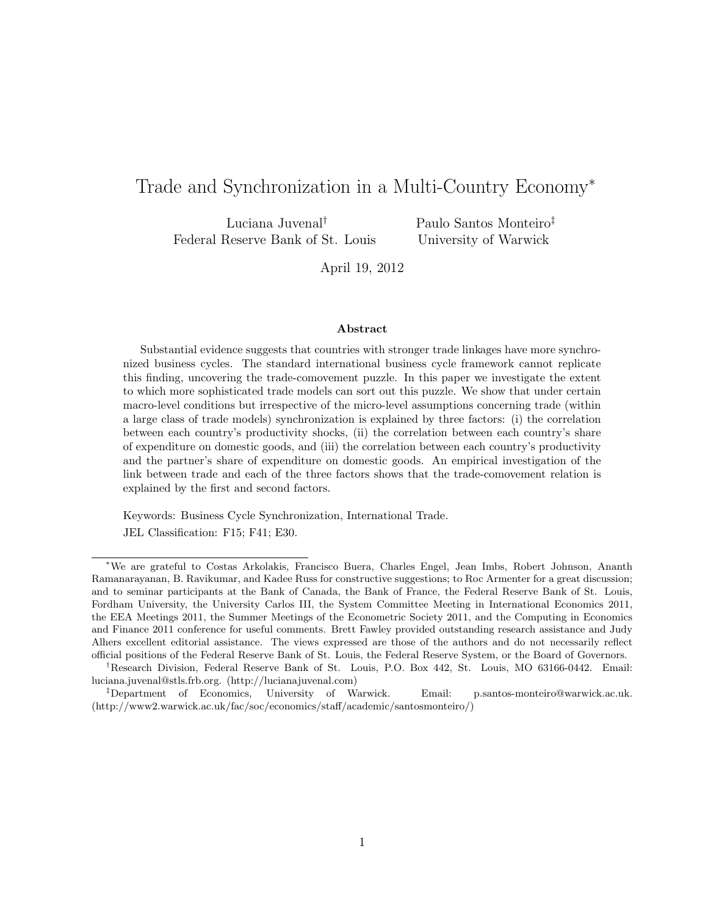# Trade and Synchronization in a Multi-Country Economy*

Luciana Juvenal[†]
Federal Reserve Bank of St. Louis

Paulo Santos Monteiro[‡]
University of Warwick

April 19, 2012

### Abstract

Substantial evidence suggests that countries with stronger trade linkages have more synchronized business cycles. The standard international business cycle framework cannot replicate this finding, uncovering the trade-comovement puzzle. In this paper we investigate the extent to which more sophisticated trade models can sort out this puzzle. We show that under certain macro-level conditions but irrespective of the micro-level assumptions concerning trade (within a large class of trade models) synchronization is explained by three factors: (i) the correlation between each country's productivity shocks, (ii) the correlation between each country's share of expenditure on domestic goods, and (iii) the correlation between each country's productivity and the partner's share of expenditure on domestic goods. An empirical investigation of the link between trade and each of the three factors shows that the trade-comovement relation is explained by the first and second factors.

Keywords: Business Cycle Synchronization, International Trade.

JEL Classification: F15; F41; E30.

---

*We are grateful to Costas Arkolakis, Francisco Buera, Charles Engel, Jean Imbs, Robert Johnson, Ananth Ramanarayanan, B. Ravikumar, and Kadee Russ for constructive suggestions; to Roc Armenter for a great discussion; and to seminar participants at the Bank of Canada, the Bank of France, the Federal Reserve Bank of St. Louis, Fordham University, the University Carlos III, the System Committee Meeting in International Economics 2011, the EEA Meetings 2011, the Summer Meetings of the Econometric Society 2011, and the Computing in Economics and Finance 2011 conference for useful comments. Brett Fawley provided outstanding research assistance and Judy Alhers excellent editorial assistance. The views expressed are those of the authors and do not necessarily reflect official positions of the Federal Reserve Bank of St. Louis, the Federal Reserve System, or the Board of Governors.

[†]Research Division, Federal Reserve Bank of St. Louis, P.O. Box 442, St. Louis, MO 63166-0442. Email: luciana.juvenal@stls.frb.org. (http://lucianajuvenal.com)

[‡]Department of Economics, University of Warwick. Email: p.santos-monteiro@warwick.ac.uk. (http://www2.warwick.ac.uk/fac/soc/economics/staff/academic/santosmonteiro/)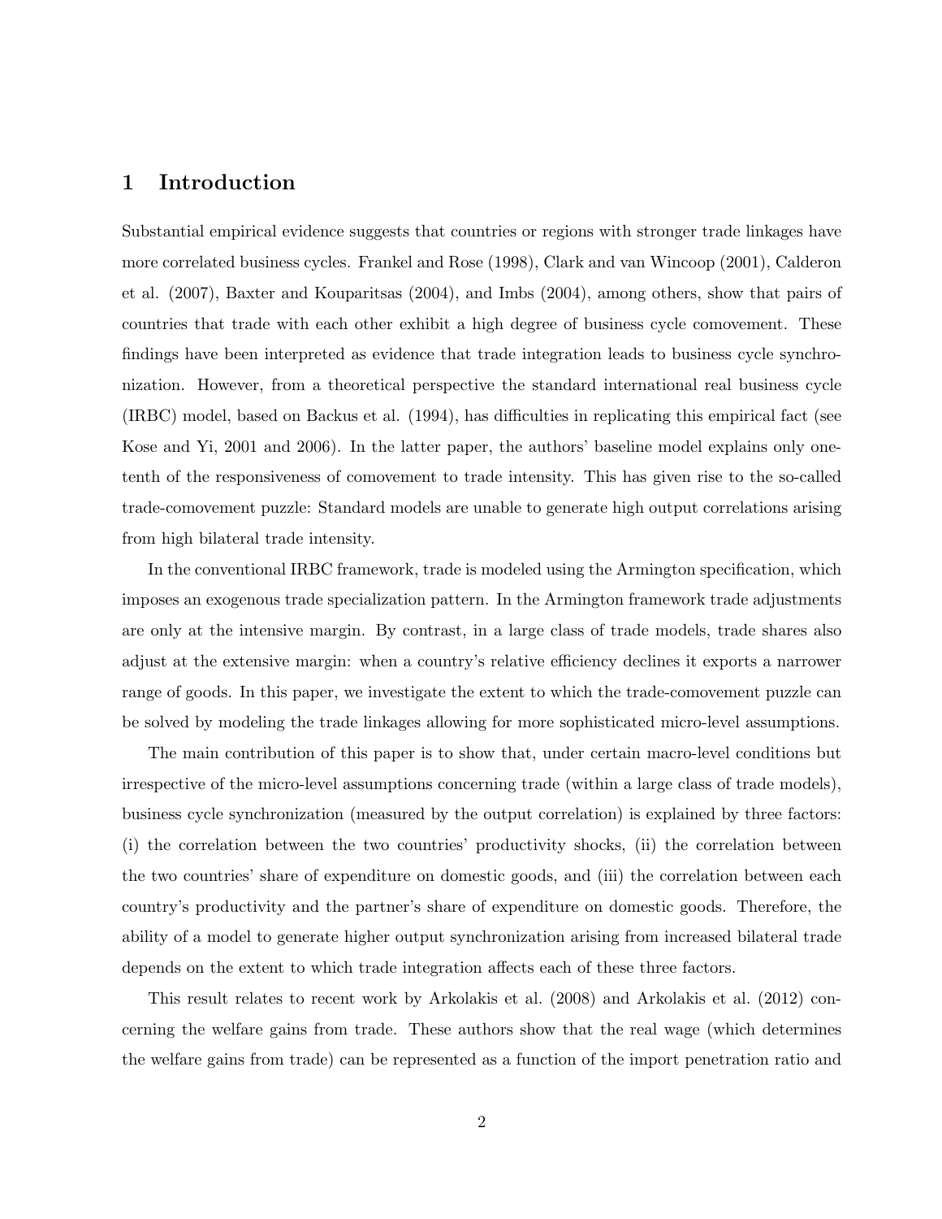# 1 Introduction

Substantial empirical evidence suggests that countries or regions with stronger trade linkages have more correlated business cycles. Frankel and Rose (1998), Clark and van Wincoop (2001), Calderon et al. (2007), Baxter and Kouparitsas (2004), and Imbs (2004), among others, show that pairs of countries that trade with each other exhibit a high degree of business cycle comovement. These findings have been interpreted as evidence that trade integration leads to business cycle synchronization. However, from a theoretical perspective the standard international real business cycle (IRBC) model, based on Backus et al. (1994), has difficulties in replicating this empirical fact (see Kose and Yi, 2001 and 2006). In the latter paper, the authors' baseline model explains only one-tenth of the responsiveness of comovement to trade intensity. This has given rise to the so-called trade-comovement puzzle: Standard models are unable to generate high output correlations arising from high bilateral trade intensity.

In the conventional IRBC framework, trade is modeled using the Armington specification, which imposes an exogenous trade specialization pattern. In the Armington framework trade adjustments are only at the intensive margin. By contrast, in a large class of trade models, trade shares also adjust at the extensive margin: when a country's relative efficiency declines it exports a narrower range of goods. In this paper, we investigate the extent to which the trade-comovement puzzle can be solved by modeling the trade linkages allowing for more sophisticated micro-level assumptions.

The main contribution of this paper is to show that, under certain macro-level conditions but irrespective of the micro-level assumptions concerning trade (within a large class of trade models), business cycle synchronization (measured by the output correlation) is explained by three factors: (i) the correlation between the two countries' productivity shocks, (ii) the correlation between the two countries' share of expenditure on domestic goods, and (iii) the correlation between each country's productivity and the partner's share of expenditure on domestic goods. Therefore, the ability of a model to generate higher output synchronization arising from increased bilateral trade depends on the extent to which trade integration affects each of these three factors.

This result relates to recent work by Arkolakis et al. (2008) and Arkolakis et al. (2012) concerning the welfare gains from trade. These authors show that the real wage (which determines the welfare gains from trade) can be represented as a function of the import penetration ratio and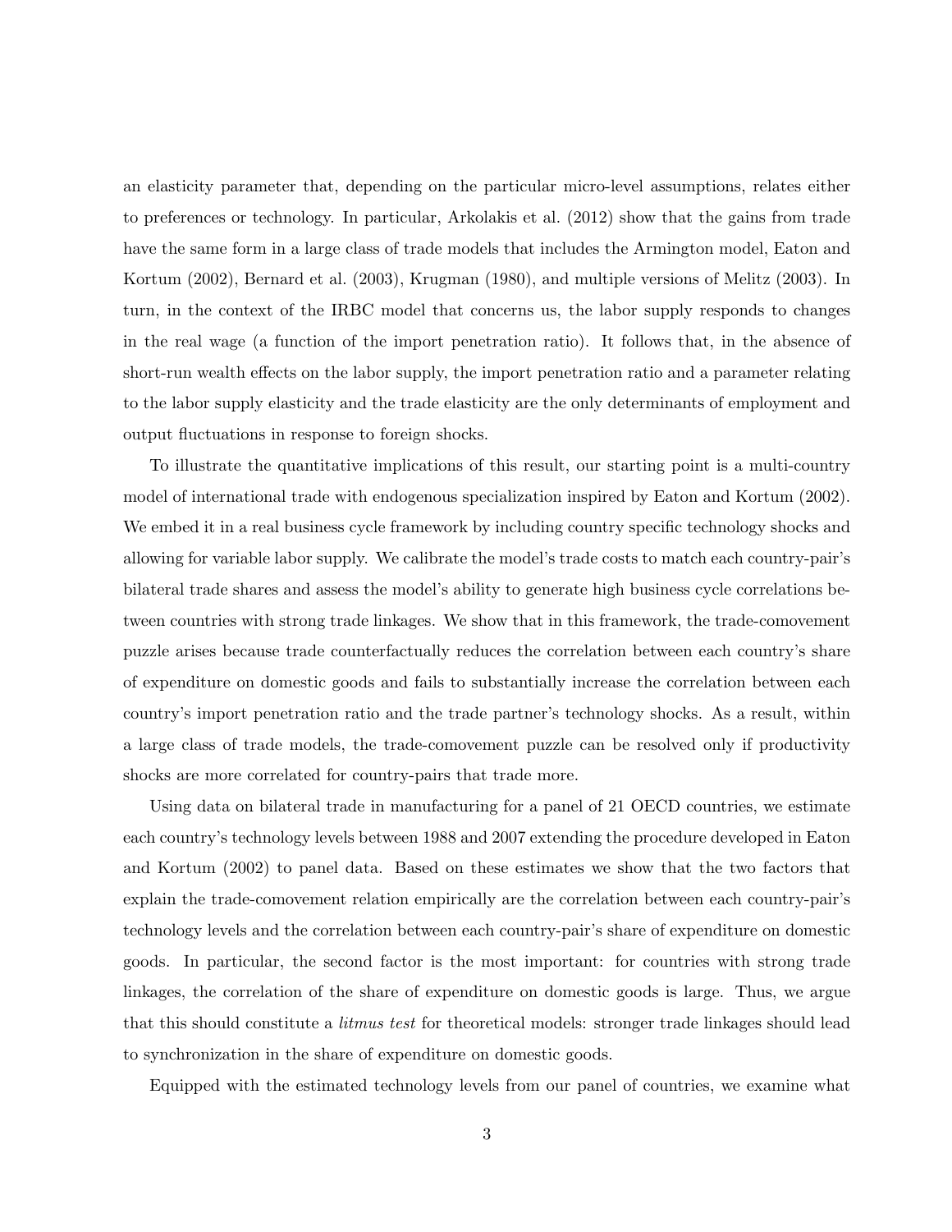an elasticity parameter that, depending on the particular micro-level assumptions, relates either to preferences or technology. In particular, Arkolakis et al. (2012) show that the gains from trade have the same form in a large class of trade models that includes the Armington model, Eaton and Kortum (2002), Bernard et al. (2003), Krugman (1980), and multiple versions of Melitz (2003). In turn, in the context of the IRBC model that concerns us, the labor supply responds to changes in the real wage (a function of the import penetration ratio). It follows that, in the absence of short-run wealth effects on the labor supply, the import penetration ratio and a parameter relating to the labor supply elasticity and the trade elasticity are the only determinants of employment and output fluctuations in response to foreign shocks.

To illustrate the quantitative implications of this result, our starting point is a multi-country model of international trade with endogenous specialization inspired by Eaton and Kortum (2002). We embed it in a real business cycle framework by including country specific technology shocks and allowing for variable labor supply. We calibrate the model's trade costs to match each country-pair's bilateral trade shares and assess the model's ability to generate high business cycle correlations between countries with strong trade linkages. We show that in this framework, the trade-comovement puzzle arises because trade counterfactually reduces the correlation between each country's share of expenditure on domestic goods and fails to substantially increase the correlation between each country's import penetration ratio and the trade partner's technology shocks. As a result, within a large class of trade models, the trade-comovement puzzle can be resolved only if productivity shocks are more correlated for country-pairs that trade more.

Using data on bilateral trade in manufacturing for a panel of 21 OECD countries, we estimate each country's technology levels between 1988 and 2007 extending the procedure developed in Eaton and Kortum (2002) to panel data. Based on these estimates we show that the two factors that explain the trade-comovement relation empirically are the correlation between each country-pair's technology levels and the correlation between each country-pair's share of expenditure on domestic goods. In particular, the second factor is the most important: for countries with strong trade linkages, the correlation of the share of expenditure on domestic goods is large. Thus, we argue that this should constitute a *litmus test* for theoretical models: stronger trade linkages should lead to synchronization in the share of expenditure on domestic goods.

Equipped with the estimated technology levels from our panel of countries, we examine what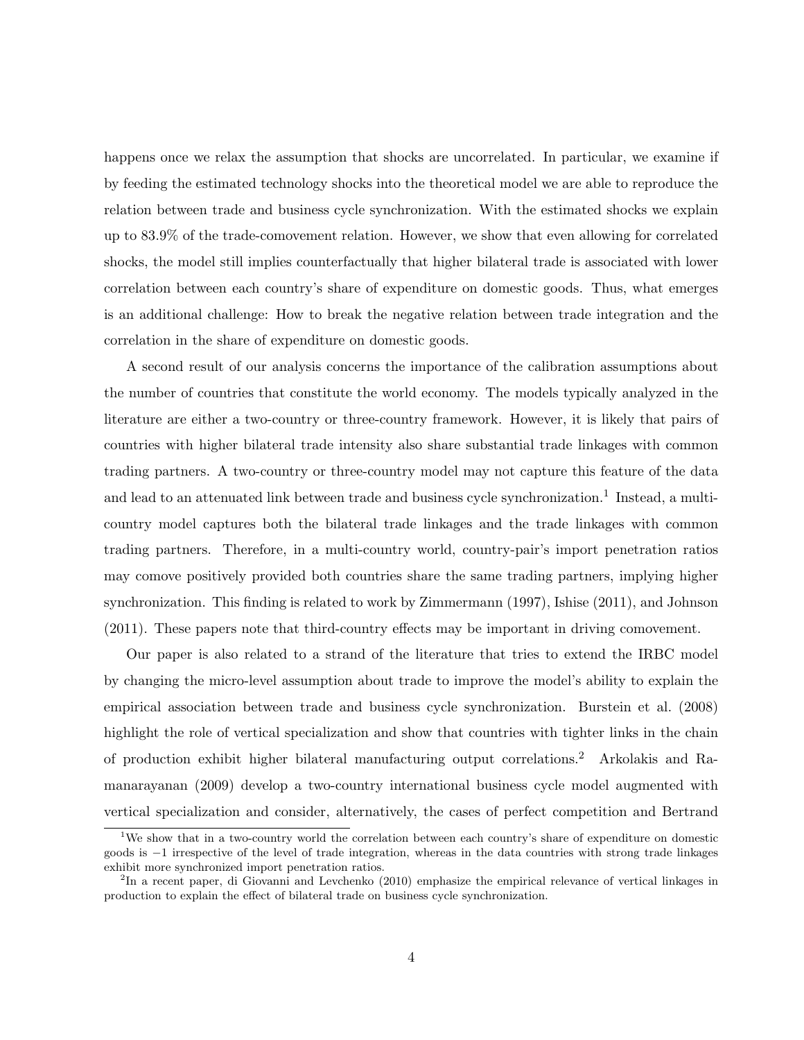happens once we relax the assumption that shocks are uncorrelated. In particular, we examine if by feeding the estimated technology shocks into the theoretical model we are able to reproduce the relation between trade and business cycle synchronization. With the estimated shocks we explain up to 83.9% of the trade-comovement relation. However, we show that even allowing for correlated shocks, the model still implies counterfactually that higher bilateral trade is associated with lower correlation between each country's share of expenditure on domestic goods. Thus, what emerges is an additional challenge: How to break the negative relation between trade integration and the correlation in the share of expenditure on domestic goods.

A second result of our analysis concerns the importance of the calibration assumptions about the number of countries that constitute the world economy. The models typically analyzed in the literature are either a two-country or three-country framework. However, it is likely that pairs of countries with higher bilateral trade intensity also share substantial trade linkages with common trading partners. A two-country or three-country model may not capture this feature of the data and lead to an attenuated link between trade and business cycle synchronization.[1] Instead, a multi-country model captures both the bilateral trade linkages and the trade linkages with common trading partners. Therefore, in a multi-country world, country-pair's import penetration ratios may comove positively provided both countries share the same trading partners, implying higher synchronization. This finding is related to work by Zimmermann (1997), Ishise (2011), and Johnson (2011). These papers note that third-country effects may be important in driving comovement.

Our paper is also related to a strand of the literature that tries to extend the IRBC model by changing the micro-level assumption about trade to improve the model's ability to explain the empirical association between trade and business cycle synchronization. Burstein et al. (2008) highlight the role of vertical specialization and show that countries with tighter links in the chain of production exhibit higher bilateral manufacturing output correlations.[2] Arkolakis and Ramanarayanan (2009) develop a two-country international business cycle model augmented with vertical specialization and consider, alternatively, the cases of perfect competition and Bertrand

[1] We show that in a two-country world the correlation between each country's share of expenditure on domestic goods is $-1$ irrespective of the level of trade integration, whereas in the data countries with strong trade linkages exhibit more synchronized import penetration ratios.

[2] In a recent paper, di Giovanni and Levchenko (2010) emphasize the empirical relevance of vertical linkages in production to explain the effect of bilateral trade on business cycle synchronization.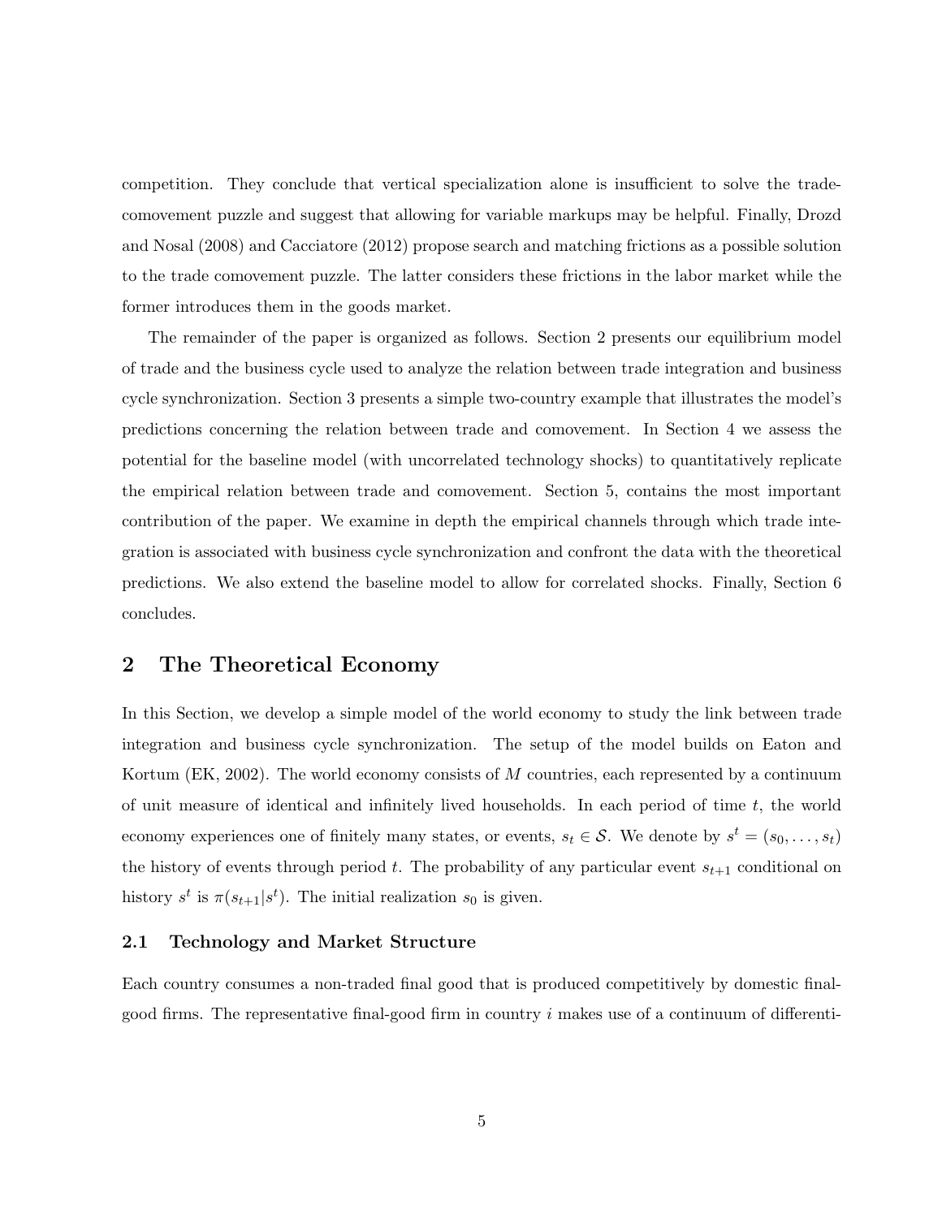competition. They conclude that vertical specialization alone is insufficient to solve the trade-comovement puzzle and suggest that allowing for variable markups may be helpful. Finally, Drozd and Nosal (2008) and Cacciatore (2012) propose search and matching frictions as a possible solution to the trade comovement puzzle. The latter considers these frictions in the labor market while the former introduces them in the goods market.

The remainder of the paper is organized as follows. Section 2 presents our equilibrium model of trade and the business cycle used to analyze the relation between trade integration and business cycle synchronization. Section 3 presents a simple two-country example that illustrates the model's predictions concerning the relation between trade and comovement. In Section 4 we assess the potential for the baseline model (with uncorrelated technology shocks) to quantitatively replicate the empirical relation between trade and comovement. Section 5, contains the most important contribution of the paper. We examine in depth the empirical channels through which trade integration is associated with business cycle synchronization and confront the data with the theoretical predictions. We also extend the baseline model to allow for correlated shocks. Finally, Section 6 concludes.

## 2 The Theoretical Economy

In this Section, we develop a simple model of the world economy to study the link between trade integration and business cycle synchronization. The setup of the model builds on Eaton and Kortum (EK, 2002). The world economy consists of $M$ countries, each represented by a continuum of unit measure of identical and infinitely lived households. In each period of time $t$, the world economy experiences one of finitely many states, or events, $s_t \in \mathcal{S}$. We denote by $s^t = (s_0, \ldots, s_t)$ the history of events through period $t$. The probability of any particular event $s_{t+1}$ conditional on history $s^t$ is $\pi(s_{t+1}|s^t)$. The initial realization $s_0$ is given.

### 2.1 Technology and Market Structure

Each country consumes a non-traded final good that is produced competitively by domestic final-good firms. The representative final-good firm in country $i$ makes use of a continuum of differenti-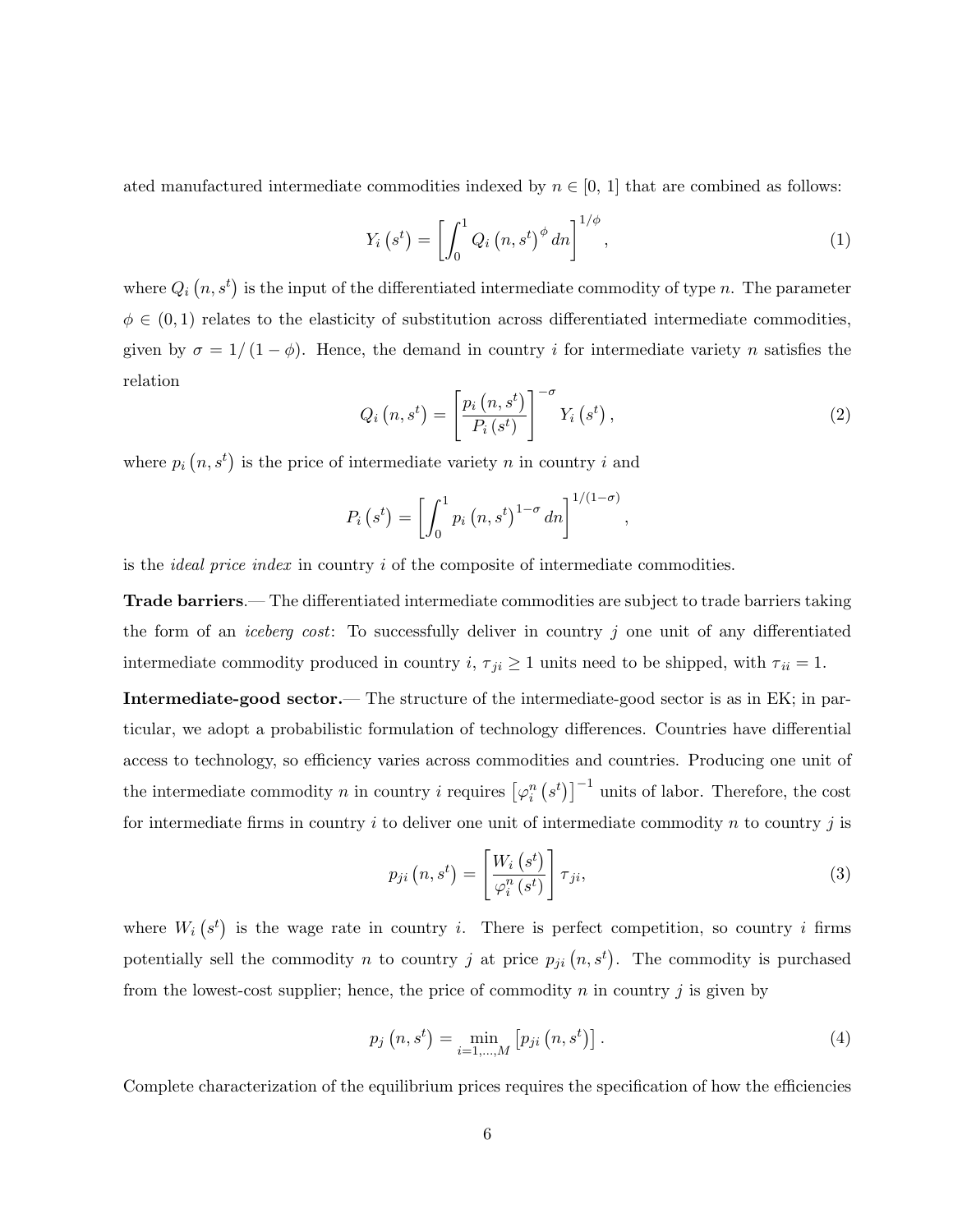ated manufactured intermediate commodities indexed by $n \in [0, 1]$ that are combined as follows:

$$Y_i\left(s^t\right) = \left[\int_0^1 Q_i\left(n, s^t\right)^{\phi} dn\right]^{1/\phi}, \tag{1}$$

where $Q_i\left(n, s^t\right)$ is the input of the differentiated intermediate commodity of type $n$. The parameter $\phi \in (0,1)$ relates to the elasticity of substitution across differentiated intermediate commodities, given by $\sigma = 1/(1-\phi)$. Hence, the demand in country $i$ for intermediate variety $n$ satisfies the relation

$$Q_i\left(n, s^t\right) = \left[\frac{p_i\left(n, s^t\right)}{P_i\left(s^t\right)}\right]^{-\sigma} Y_i\left(s^t\right), \tag{2}$$

where $p_i\left(n, s^t\right)$ is the price of intermediate variety $n$ in country $i$ and

$$P_i\left(s^t\right) = \left[\int_0^1 p_i\left(n, s^t\right)^{1-\sigma} dn\right]^{1/(1-\sigma)},$$

is the *ideal price index* in country $i$ of the composite of intermediate commodities.

**Trade barriers**.— The differentiated intermediate commodities are subject to trade barriers taking the form of an *iceberg cost*: To successfully deliver in country $j$ one unit of any differentiated intermediate commodity produced in country $i$, $\tau_{ji} \geq 1$ units need to be shipped, with $\tau_{ii} = 1$.

**Intermediate-good sector**.— The structure of the intermediate-good sector is as in EK; in particular, we adopt a probabilistic formulation of technology differences. Countries have differential access to technology, so efficiency varies across commodities and countries. Producing one unit of the intermediate commodity $n$ in country $i$ requires $\left[\varphi_i^n\left(s^t\right)\right]^{-1}$ units of labor. Therefore, the cost for intermediate firms in country $i$ to deliver one unit of intermediate commodity $n$ to country $j$ is

$$p_{ji}\left(n, s^t\right) = \left[\frac{W_i\left(s^t\right)}{\varphi_i^n\left(s^t\right)}\right] \tau_{ji}, \tag{3}$$

where $W_i\left(s^t\right)$ is the wage rate in country $i$. There is perfect competition, so country $i$ firms potentially sell the commodity $n$ to country $j$ at price $p_{ji}\left(n, s^t\right)$. The commodity is purchased from the lowest-cost supplier; hence, the price of commodity $n$ in country $j$ is given by

$$p_j\left(n, s^t\right) = \min_{i=1,\ldots,M} \left[p_{ji}\left(n, s^t\right)\right]. \tag{4}$$

Complete characterization of the equilibrium prices requires the specification of how the efficiencies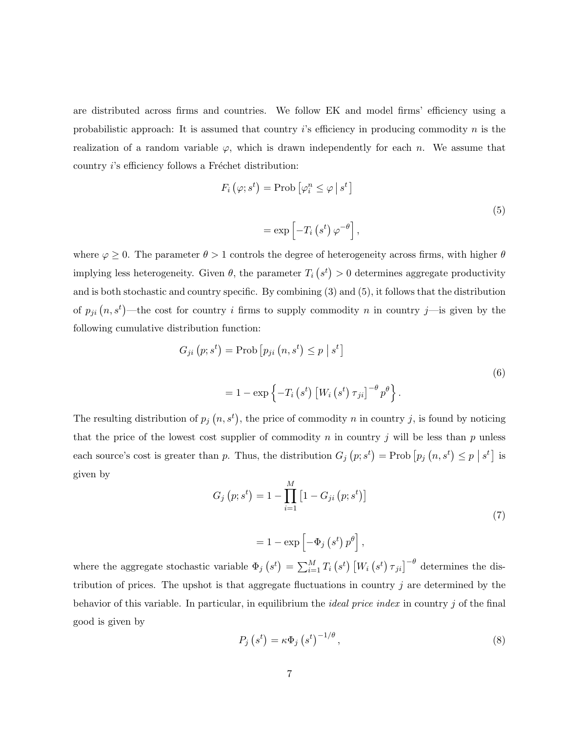are distributed across firms and countries. We follow EK and model firms' efficiency using a probabilistic approach: It is assumed that country $i$'s efficiency in producing commodity $n$ is the realization of a random variable $\varphi$, which is drawn independently for each $n$. We assume that country $i$'s efficiency follows a Fréchet distribution:

$$
\begin{aligned}
F_i\left(\varphi; s^t\right) &= \text{Prob}\left[\varphi_i^n \leq \varphi \,\middle|\, s^t\right] \\
&= \exp\left[-T_i\left(s^t\right)\varphi^{-\theta}\right],
\end{aligned}
\tag{5}
$$

where $\varphi \geq 0$. The parameter $\theta > 1$ controls the degree of heterogeneity across firms, with higher $\theta$ implying less heterogeneity. Given $\theta$, the parameter $T_i\left(s^t\right) > 0$ determines aggregate productivity and is both stochastic and country specific. By combining (3) and (5), it follows that the distribution of $p_{ji}\left(n, s^t\right)$—the cost for country $i$ firms to supply commodity $n$ in country $j$—is given by the following cumulative distribution function:

$$
\begin{aligned}
G_{ji}\left(p; s^t\right) &= \text{Prob}\left[p_{ji}\left(n, s^t\right) \leq p \,\middle|\, s^t\right] \\
&= 1 - \exp\left\{-T_i\left(s^t\right)\left[W_i\left(s^t\right)\tau_{ji}\right]^{-\theta} p^{\theta}\right\}.
\end{aligned}
\tag{6}
$$

The resulting distribution of $p_j\left(n, s^t\right)$, the price of commodity $n$ in country $j$, is found by noticing that the price of the lowest cost supplier of commodity $n$ in country $j$ will be less than $p$ unless each source's cost is greater than $p$. Thus, the distribution $G_j\left(p; s^t\right) = \text{Prob}\left[p_j\left(n, s^t\right) \leq p \,\middle|\, s^t\right]$ is given by

$$
\begin{aligned}
G_j\left(p; s^t\right) &= 1 - \prod_{i=1}^{M}\left[1 - G_{ji}\left(p; s^t\right)\right] \\
&= 1 - \exp\left[-\Phi_j\left(s^t\right)p^{\theta}\right],
\end{aligned}
\tag{7}
$$

where the aggregate stochastic variable $\Phi_j\left(s^t\right) = \sum_{i=1}^{M} T_i\left(s^t\right)\left[W_i\left(s^t\right)\tau_{ji}\right]^{-\theta}$ determines the distribution of prices. The upshot is that aggregate fluctuations in country $j$ are determined by the behavior of this variable. In particular, in equilibrium the *ideal price index* in country $j$ of the final good is given by

$$
P_j\left(s^t\right) = \kappa \Phi_j\left(s^t\right)^{-1/\theta},
\tag{8}
$$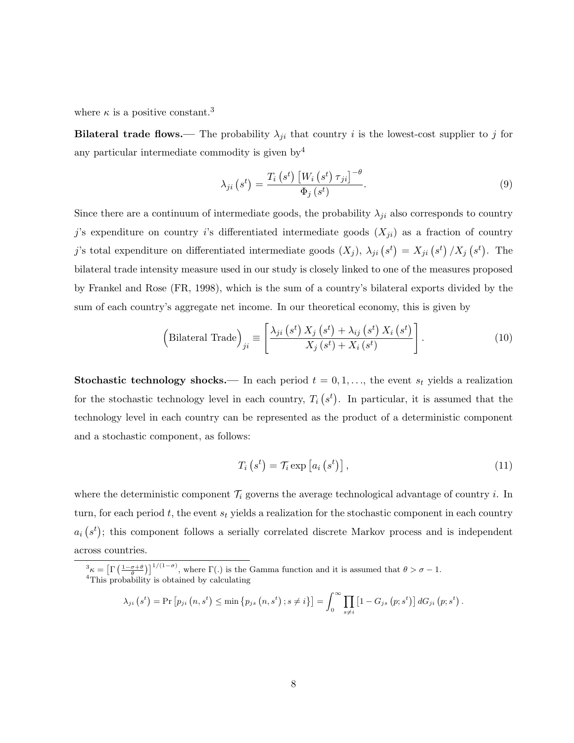where $\kappa$ is a positive constant.[3]

**Bilateral trade flows.**— The probability $\lambda_{ji}$ that country $i$ is the lowest-cost supplier to $j$ for any particular intermediate commodity is given by[4]

$$\lambda_{ji}\left(s^t\right) = \frac{T_i\left(s^t\right)\left[W_i\left(s^t\right)\tau_{ji}\right]^{-\theta}}{\Phi_j\left(s^t\right)}. \tag{9}$$

Since there are a continuum of intermediate goods, the probability $\lambda_{ji}$ also corresponds to country $j$'s expenditure on country $i$'s differentiated intermediate goods ($X_{ji}$) as a fraction of country $j$'s total expenditure on differentiated intermediate goods ($X_j$), $\lambda_{ji}\left(s^t\right) = X_{ji}\left(s^t\right)/X_j\left(s^t\right)$. The bilateral trade intensity measure used in our study is closely linked to one of the measures proposed by Frankel and Rose (FR, 1998), which is the sum of a country's bilateral exports divided by the sum of each country's aggregate net income. In our theoretical economy, this is given by

$$\left(\text{Bilateral Trade}\right)_{ji} \equiv \left[\frac{\lambda_{ji}\left(s^t\right)X_j\left(s^t\right) + \lambda_{ij}\left(s^t\right)X_i\left(s^t\right)}{X_j\left(s^t\right) + X_i\left(s^t\right)}\right]. \tag{10}$$

**Stochastic technology shocks.**— In each period $t = 0, 1, \ldots$, the event $s_t$ yields a realization for the stochastic technology level in each country, $T_i\left(s^t\right)$. In particular, it is assumed that the technology level in each country can be represented as the product of a deterministic component and a stochastic component, as follows:

$$T_i\left(s^t\right) = \mathcal{T}_i \exp\left[a_i\left(s^t\right)\right], \tag{11}$$

where the deterministic component $\mathcal{T}_i$ governs the average technological advantage of country $i$. In turn, for each period $t$, the event $s_t$ yields a realization for the stochastic component in each country $a_i\left(s^t\right)$; this component follows a serially correlated discrete Markov process and is independent across countries.

[3] $\kappa = \left[\Gamma\left(\frac{1-\sigma+\theta}{\theta}\right)\right]^{1/(1-\sigma)}$, where $\Gamma(.)$ is the Gamma function and it is assumed that $\theta > \sigma - 1$.

[4] This probability is obtained by calculating

$$\lambda_{ji}\left(s^t\right) = \Pr\left[p_{ji}\left(n, s^t\right) \leq \min\left\{p_{js}\left(n, s^t\right); s \neq i\right\}\right] = \int_0^\infty \prod_{s \neq i}\left[1 - G_{js}\left(p; s^t\right)\right] dG_{ji}\left(p; s^t\right).$$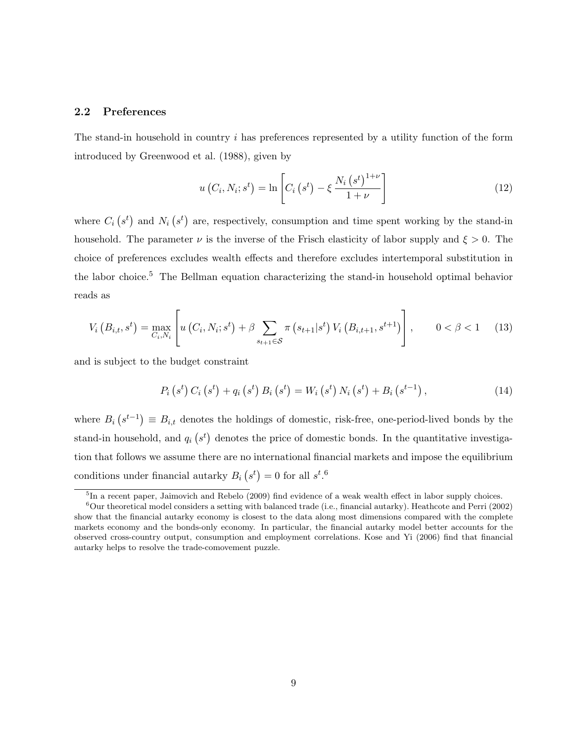### 2.2 Preferences

The stand-in household in country $i$ has preferences represented by a utility function of the form introduced by Greenwood et al. (1988), given by

$$u\left(C_i, N_i; s^t\right) = \ln\left[C_i\left(s^t\right) - \xi\,\frac{N_i\left(s^t\right)^{1+\nu}}{1+\nu}\right] \tag{12}$$

where $C_i\left(s^t\right)$ and $N_i\left(s^t\right)$ are, respectively, consumption and time spent working by the stand-in household. The parameter $\nu$ is the inverse of the Frisch elasticity of labor supply and $\xi > 0$. The choice of preferences excludes wealth effects and therefore excludes intertemporal substitution in the labor choice.[5] The Bellman equation characterizing the stand-in household optimal behavior reads as

$$V_i\left(B_{i,t}, s^t\right) = \max_{C_i, N_i}\left[u\left(C_i, N_i; s^t\right) + \beta \sum_{s_{t+1}\in\mathcal{S}} \pi\left(s_{t+1}|s^t\right) V_i\left(B_{i,t+1}, s^{t+1}\right)\right], \qquad 0<\beta<1 \tag{13}$$

and is subject to the budget constraint

$$P_i\left(s^t\right) C_i\left(s^t\right) + q_i\left(s^t\right) B_i\left(s^t\right) = W_i\left(s^t\right) N_i\left(s^t\right) + B_i\left(s^{t-1}\right), \tag{14}$$

where $B_i\left(s^{t-1}\right) \equiv B_{i,t}$ denotes the holdings of domestic, risk-free, one-period-lived bonds by the stand-in household, and $q_i\left(s^t\right)$ denotes the price of domestic bonds. In the quantitative investigation that follows we assume there are no international financial markets and impose the equilibrium conditions under financial autarky $B_i\left(s^t\right) = 0$ for all $s^t$.[6]

[5] In a recent paper, Jaimovich and Rebelo (2009) find evidence of a weak wealth effect in labor supply choices.

[6] Our theoretical model considers a setting with balanced trade (i.e., financial autarky). Heathcote and Perri (2002) show that the financial autarky economy is closest to the data along most dimensions compared with the complete markets economy and the bonds-only economy. In particular, the financial autarky model better accounts for the observed cross-country output, consumption and employment correlations. Kose and Yi (2006) find that financial autarky helps to resolve the trade-comovement puzzle.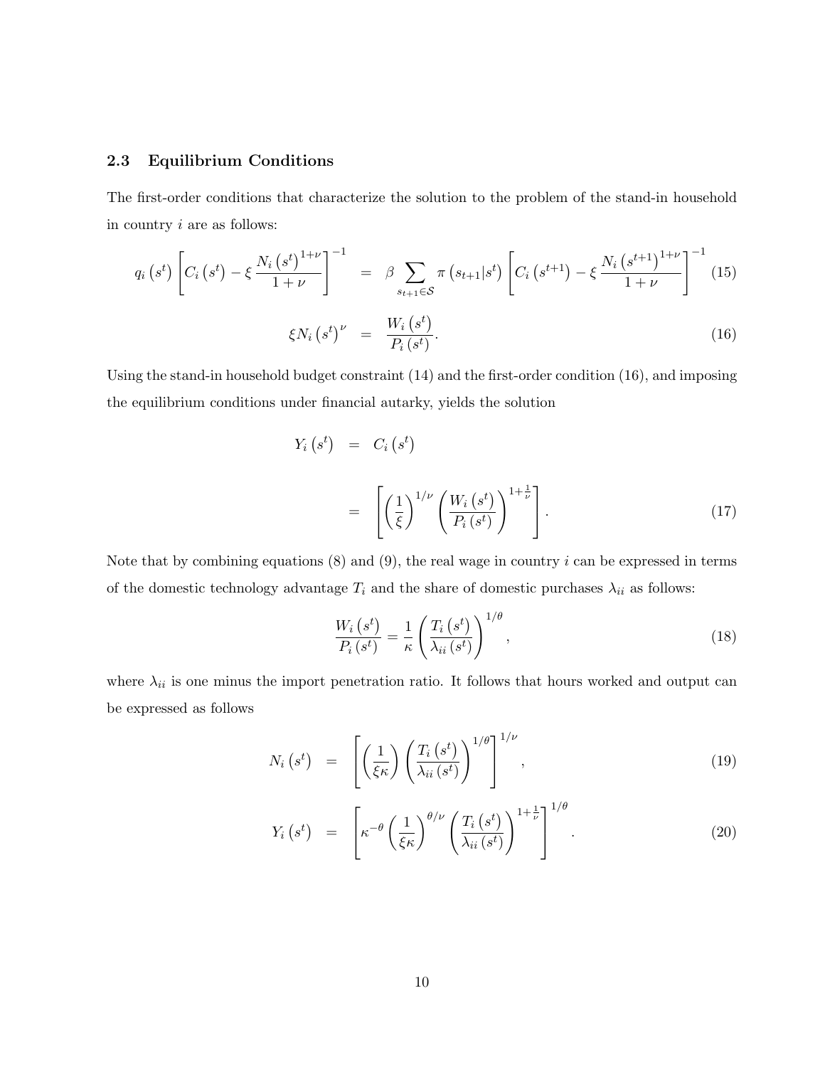### 2.3 Equilibrium Conditions

The first-order conditions that characterize the solution to the problem of the stand-in household in country $i$ are as follows:

$$
q_i\left(s^t\right)\left[C_i\left(s^t\right)-\xi\frac{N_i\left(s^t\right)^{1+\nu}}{1+\nu}\right]^{-1} = \beta\sum_{s_{t+1}\in\mathcal{S}}\pi\left(s_{t+1}|s^t\right)\left[C_i\left(s^{t+1}\right)-\xi\frac{N_i\left(s^{t+1}\right)^{1+\nu}}{1+\nu}\right]^{-1} \tag{15}
$$

$$
\xi N_i\left(s^t\right)^{\nu} = \frac{W_i\left(s^t\right)}{P_i\left(s^t\right)}. \tag{16}
$$

Using the stand-in household budget constraint (14) and the first-order condition (16), and imposing the equilibrium conditions under financial autarky, yields the solution

$$
\begin{aligned}
Y_i\left(s^t\right) &= C_i\left(s^t\right) \\
&= \left[\left(\frac{1}{\xi}\right)^{1/\nu}\left(\frac{W_i\left(s^t\right)}{P_i\left(s^t\right)}\right)^{1+\frac{1}{\nu}}\right].
\end{aligned} \tag{17}
$$

Note that by combining equations (8) and (9), the real wage in country $i$ can be expressed in terms of the domestic technology advantage $T_i$ and the share of domestic purchases $\lambda_{ii}$ as follows:

$$
\frac{W_i\left(s^t\right)}{P_i\left(s^t\right)} = \frac{1}{\kappa}\left(\frac{T_i\left(s^t\right)}{\lambda_{ii}\left(s^t\right)}\right)^{1/\theta}, \tag{18}
$$

where $\lambda_{ii}$ is one minus the import penetration ratio. It follows that hours worked and output can be expressed as follows

$$
N_i\left(s^t\right) = \left[\left(\frac{1}{\xi\kappa}\right)\left(\frac{T_i\left(s^t\right)}{\lambda_{ii}\left(s^t\right)}\right)^{1/\theta}\right]^{1/\nu}, \tag{19}
$$

$$
Y_i\left(s^t\right) = \left[\kappa^{-\theta}\left(\frac{1}{\xi\kappa}\right)^{\theta/\nu}\left(\frac{T_i\left(s^t\right)}{\lambda_{ii}\left(s^t\right)}\right)^{1+\frac{1}{\nu}}\right]^{1/\theta}. \tag{20}
$$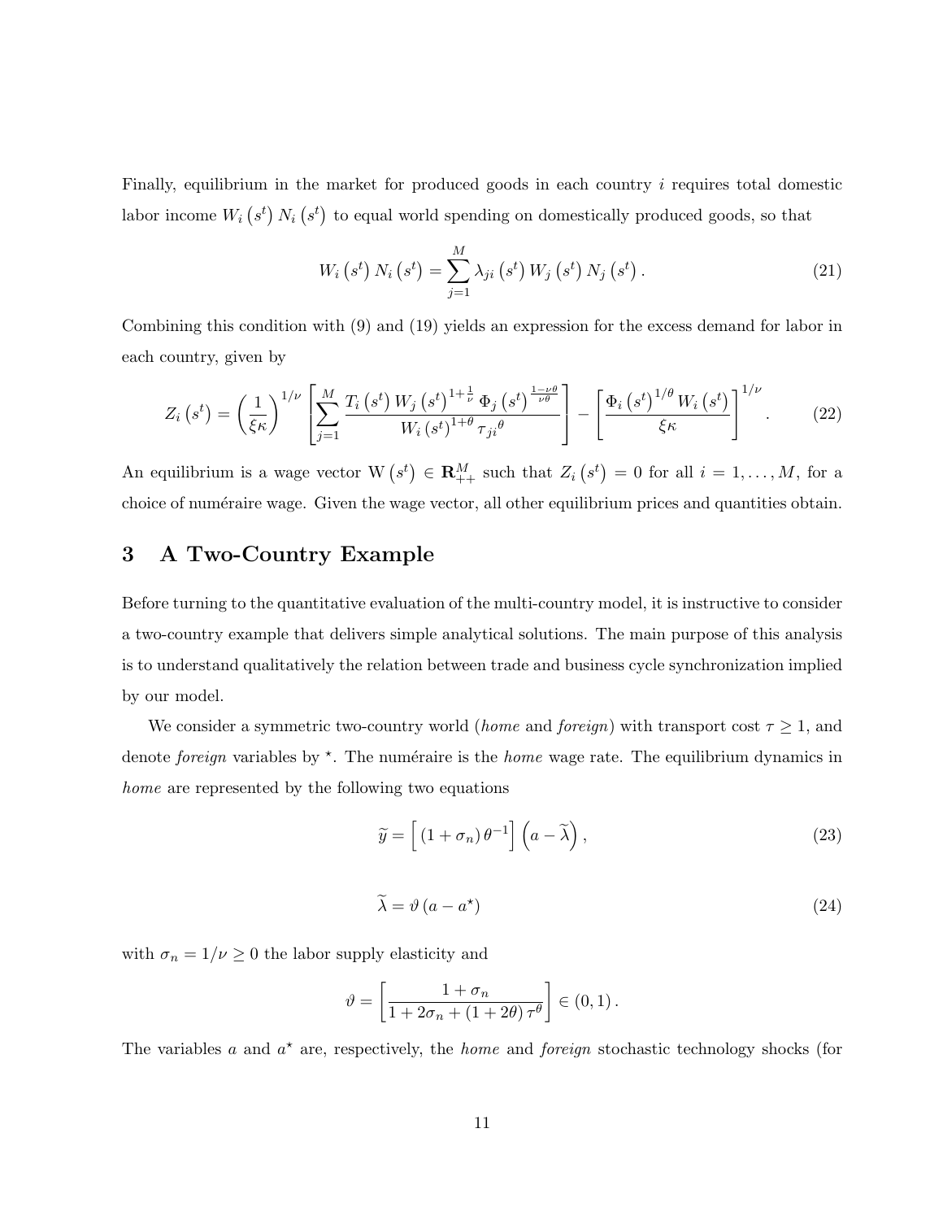Finally, equilibrium in the market for produced goods in each country $i$ requires total domestic labor income $W_i(s^t) N_i(s^t)$ to equal world spending on domestically produced goods, so that

$$W_i\left(s^t\right) N_i\left(s^t\right) = \sum_{j=1}^{M} \lambda_{ji}\left(s^t\right) W_j\left(s^t\right) N_j\left(s^t\right). \tag{21}$$

Combining this condition with (9) and (19) yields an expression for the excess demand for labor in each country, given by

$$Z_i\left(s^t\right) = \left(\frac{1}{\xi\kappa}\right)^{1/\nu} \left[\sum_{j=1}^{M} \frac{T_i\left(s^t\right) W_j\left(s^t\right)^{1+\frac{1}{\nu}} \Phi_j\left(s^t\right)^{\frac{1-\nu\theta}{\nu\theta}}}{W_i\left(s^t\right)^{1+\theta} \tau_{ji}{}^{\theta}}\right] - \left[\frac{\Phi_i\left(s^t\right)^{1/\theta} W_i\left(s^t\right)}{\xi\kappa}\right]^{1/\nu}. \tag{22}$$

An equilibrium is a wage vector $\mathrm{W}\left(s^t\right) \in \mathbf{R}_{++}^M$ such that $Z_i\left(s^t\right) = 0$ for all $i = 1, \ldots, M$, for a choice of numéraire wage. Given the wage vector, all other equilibrium prices and quantities obtain.

# 3 A Two-Country Example

Before turning to the quantitative evaluation of the multi-country model, it is instructive to consider a two-country example that delivers simple analytical solutions. The main purpose of this analysis is to understand qualitatively the relation between trade and business cycle synchronization implied by our model.

We consider a symmetric two-country world (*home* and *foreign*) with transport cost $\tau \geq 1$, and denote *foreign* variables by $^\star$. The numéraire is the *home* wage rate. The equilibrium dynamics in *home* are represented by the following two equations

$$\widetilde{y} = \left[\,(1+\sigma_n)\,\theta^{-1}\right]\left(a - \widetilde{\lambda}\right), \tag{23}$$

$$\widetilde{\lambda} = \vartheta\left(a - a^\star\right) \tag{24}$$

with $\sigma_n = 1/\nu \geq 0$ the labor supply elasticity and

$$\vartheta = \left[\frac{1+\sigma_n}{1 + 2\sigma_n + (1+2\theta)\,\tau^{\theta}}\right] \in (0,1)\,.$$

The variables $a$ and $a^\star$ are, respectively, the *home* and *foreign* stochastic technology shocks (for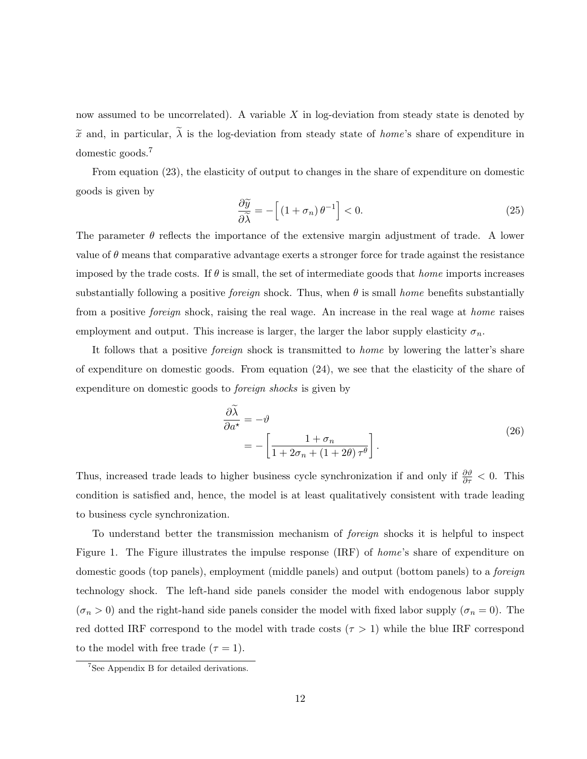now assumed to be uncorrelated). A variable $X$ in log-deviation from steady state is denoted by $\widetilde{x}$ and, in particular, $\widetilde{\lambda}$ is the log-deviation from steady state of *home*'s share of expenditure in domestic goods.[7]

From equation (23), the elasticity of output to changes in the share of expenditure on domestic goods is given by

$$\frac{\partial \widetilde{y}}{\partial \widetilde{\lambda}} = -\Big[ (1 + \sigma_n)\, \theta^{-1} \Big] < 0. \tag{25}$$

The parameter $\theta$ reflects the importance of the extensive margin adjustment of trade. A lower value of $\theta$ means that comparative advantage exerts a stronger force for trade against the resistance imposed by the trade costs. If $\theta$ is small, the set of intermediate goods that *home* imports increases substantially following a positive *foreign* shock. Thus, when $\theta$ is small *home* benefits substantially from a positive *foreign* shock, raising the real wage. An increase in the real wage at *home* raises employment and output. This increase is larger, the larger the labor supply elasticity $\sigma_n$.

It follows that a positive *foreign* shock is transmitted to *home* by lowering the latter's share of expenditure on domestic goods. From equation (24), we see that the elasticity of the share of expenditure on domestic goods to *foreign shocks* is given by

$$\begin{aligned} \frac{\partial \widetilde{\lambda}}{\partial a^{\star}} &= -\vartheta \\ &= -\left[ \frac{1 + \sigma_n}{1 + 2\sigma_n + (1 + 2\theta)\, \tau^{\theta}} \right]. \end{aligned} \tag{26}$$

Thus, increased trade leads to higher business cycle synchronization if and only if $\frac{\partial \vartheta}{\partial \tau} < 0$. This condition is satisfied and, hence, the model is at least qualitatively consistent with trade leading to business cycle synchronization.

To understand better the transmission mechanism of *foreign* shocks it is helpful to inspect Figure 1. The Figure illustrates the impulse response (IRF) of *home*'s share of expenditure on domestic goods (top panels), employment (middle panels) and output (bottom panels) to a *foreign* technology shock. The left-hand side panels consider the model with endogenous labor supply ($\sigma_n > 0$) and the right-hand side panels consider the model with fixed labor supply ($\sigma_n = 0$). The red dotted IRF correspond to the model with trade costs ($\tau > 1$) while the blue IRF correspond to the model with free trade ($\tau = 1$).

[7] See Appendix B for detailed derivations.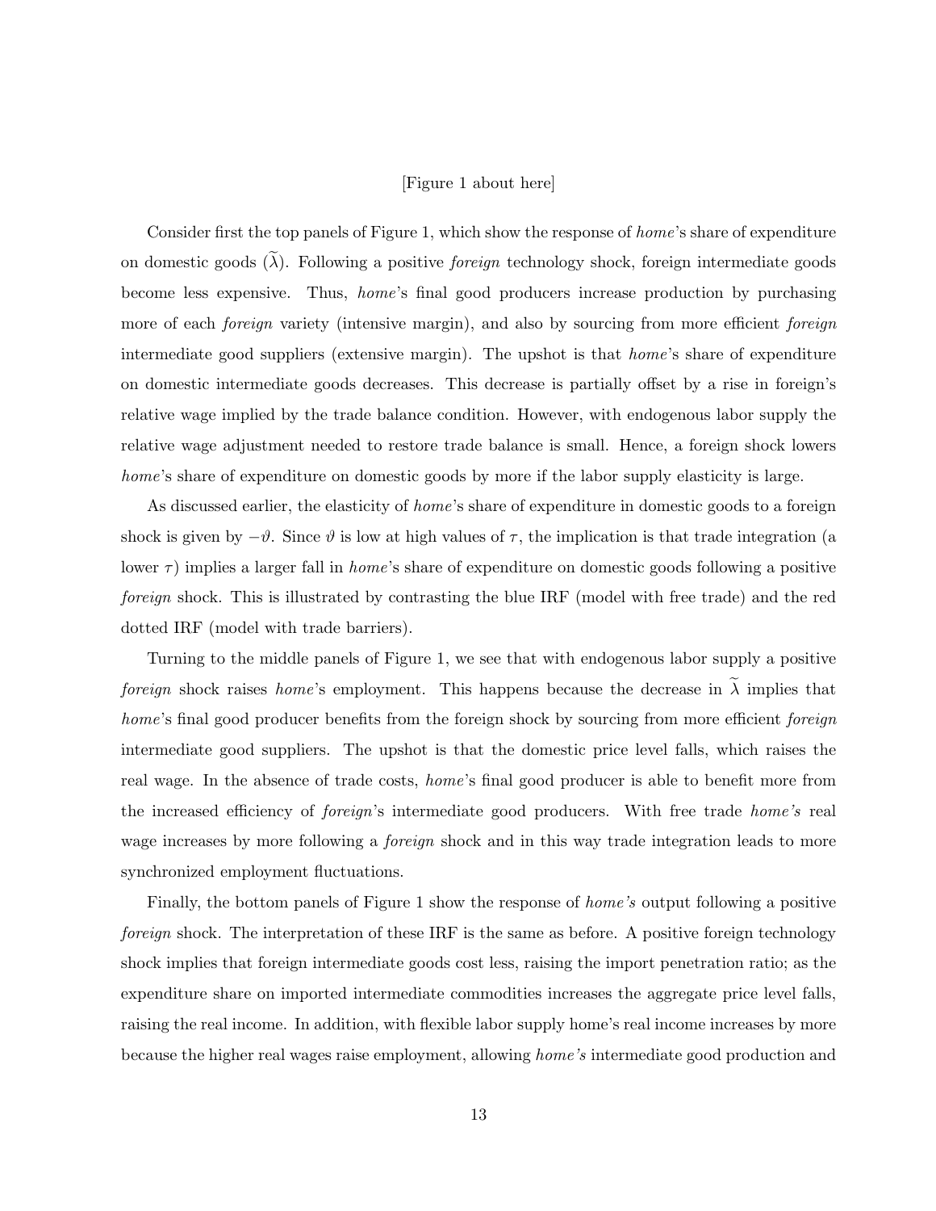[Figure 1 about here]

Consider first the top panels of Figure 1, which show the response of *home*'s share of expenditure on domestic goods ($\widetilde{\lambda}$). Following a positive *foreign* technology shock, foreign intermediate goods become less expensive. Thus, *home*'s final good producers increase production by purchasing more of each *foreign* variety (intensive margin), and also by sourcing from more efficient *foreign* intermediate good suppliers (extensive margin). The upshot is that *home*'s share of expenditure on domestic intermediate goods decreases. This decrease is partially offset by a rise in foreign's relative wage implied by the trade balance condition. However, with endogenous labor supply the relative wage adjustment needed to restore trade balance is small. Hence, a foreign shock lowers *home*'s share of expenditure on domestic goods by more if the labor supply elasticity is large.

As discussed earlier, the elasticity of *home*'s share of expenditure in domestic goods to a foreign shock is given by $-\vartheta$. Since $\vartheta$ is low at high values of $\tau$, the implication is that trade integration (a lower $\tau$) implies a larger fall in *home*'s share of expenditure on domestic goods following a positive *foreign* shock. This is illustrated by contrasting the blue IRF (model with free trade) and the red dotted IRF (model with trade barriers).

Turning to the middle panels of Figure 1, we see that with endogenous labor supply a positive *foreign* shock raises *home*'s employment. This happens because the decrease in $\widetilde{\lambda}$ implies that *home*'s final good producer benefits from the foreign shock by sourcing from more efficient *foreign* intermediate good suppliers. The upshot is that the domestic price level falls, which raises the real wage. In the absence of trade costs, *home*'s final good producer is able to benefit more from the increased efficiency of *foreign*'s intermediate good producers. With free trade *home's* real wage increases by more following a *foreign* shock and in this way trade integration leads to more synchronized employment fluctuations.

Finally, the bottom panels of Figure 1 show the response of *home's* output following a positive *foreign* shock. The interpretation of these IRF is the same as before. A positive foreign technology shock implies that foreign intermediate goods cost less, raising the import penetration ratio; as the expenditure share on imported intermediate commodities increases the aggregate price level falls, raising the real income. In addition, with flexible labor supply home's real income increases by more because the higher real wages raise employment, allowing *home's* intermediate good production and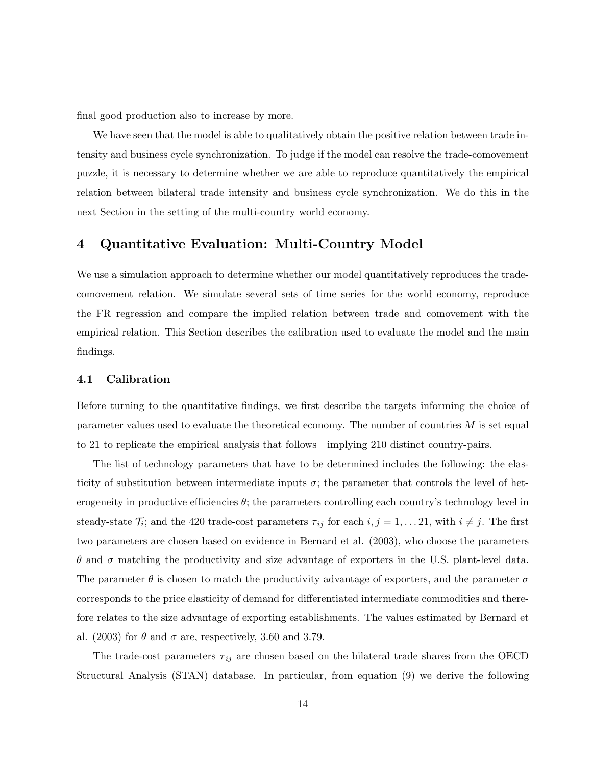final good production also to increase by more.

We have seen that the model is able to qualitatively obtain the positive relation between trade intensity and business cycle synchronization. To judge if the model can resolve the trade-comovement puzzle, it is necessary to determine whether we are able to reproduce quantitatively the empirical relation between bilateral trade intensity and business cycle synchronization. We do this in the next Section in the setting of the multi-country world economy.

# 4 Quantitative Evaluation: Multi-Country Model

We use a simulation approach to determine whether our model quantitatively reproduces the trade-comovement relation. We simulate several sets of time series for the world economy, reproduce the FR regression and compare the implied relation between trade and comovement with the empirical relation. This Section describes the calibration used to evaluate the model and the main findings.

## 4.1 Calibration

Before turning to the quantitative findings, we first describe the targets informing the choice of parameter values used to evaluate the theoretical economy. The number of countries $M$ is set equal to 21 to replicate the empirical analysis that follows—implying 210 distinct country-pairs.

The list of technology parameters that have to be determined includes the following: the elasticity of substitution between intermediate inputs $\sigma$; the parameter that controls the level of heterogeneity in productive efficiencies $\theta$; the parameters controlling each country's technology level in steady-state $\mathcal{T}_i$; and the 420 trade-cost parameters $\tau_{ij}$ for each $i, j = 1, \ldots 21$, with $i \neq j$. The first two parameters are chosen based on evidence in Bernard et al. (2003), who choose the parameters $\theta$ and $\sigma$ matching the productivity and size advantage of exporters in the U.S. plant-level data. The parameter $\theta$ is chosen to match the productivity advantage of exporters, and the parameter $\sigma$ corresponds to the price elasticity of demand for differentiated intermediate commodities and therefore relates to the size advantage of exporting establishments. The values estimated by Bernard et al. (2003) for $\theta$ and $\sigma$ are, respectively, 3.60 and 3.79.

The trade-cost parameters $\tau_{ij}$ are chosen based on the bilateral trade shares from the OECD Structural Analysis (STAN) database. In particular, from equation (9) we derive the following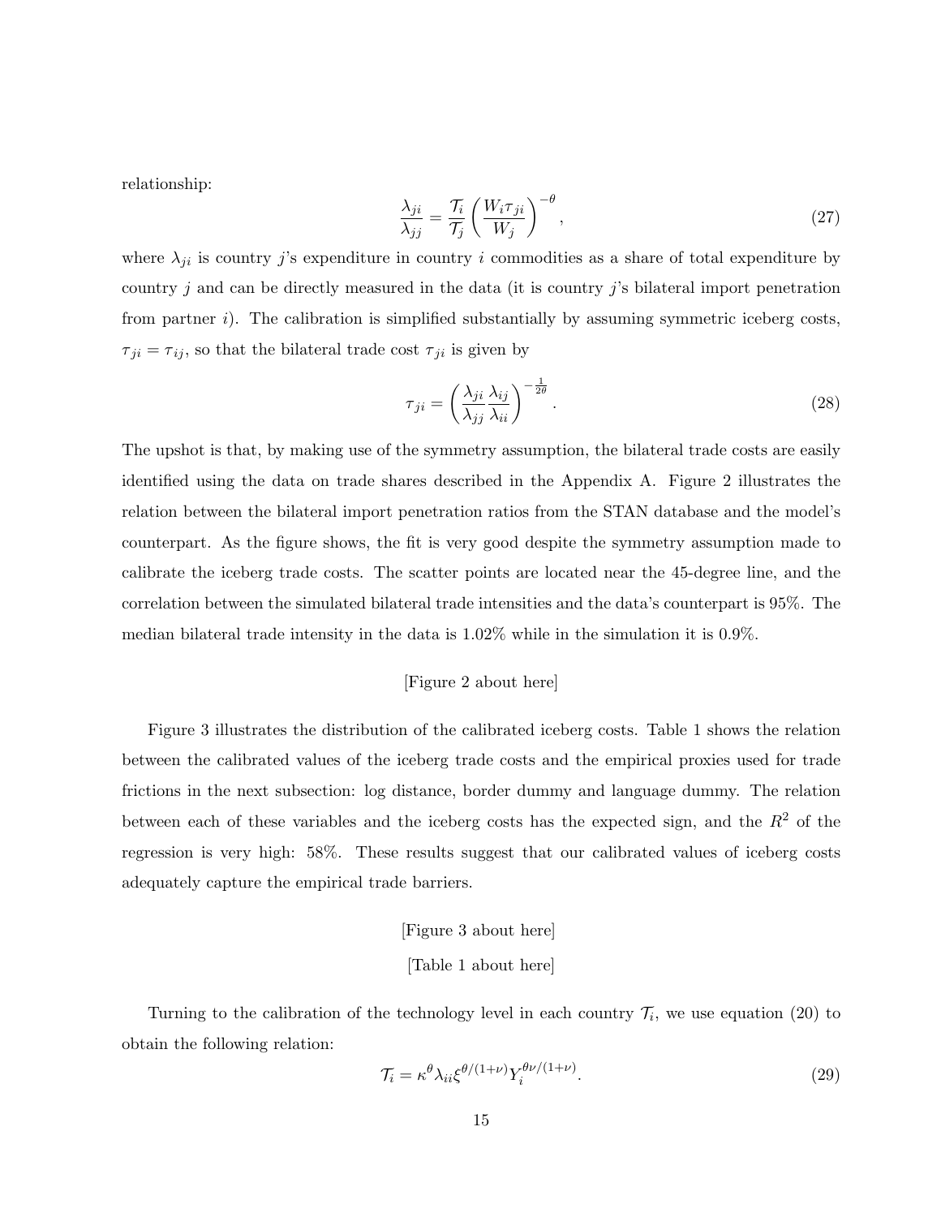relationship:

$$\frac{\lambda_{ji}}{\lambda_{jj}} = \frac{\mathcal{T}_i}{\mathcal{T}_j} \left( \frac{W_i \tau_{ji}}{W_j} \right)^{-\theta}, \tag{27}$$

where $\lambda_{ji}$ is country $j$'s expenditure in country $i$ commodities as a share of total expenditure by country $j$ and can be directly measured in the data (it is country $j$'s bilateral import penetration from partner $i$). The calibration is simplified substantially by assuming symmetric iceberg costs, $\tau_{ji} = \tau_{ij}$, so that the bilateral trade cost $\tau_{ji}$ is given by

$$\tau_{ji} = \left( \frac{\lambda_{ji}}{\lambda_{jj}} \frac{\lambda_{ij}}{\lambda_{ii}} \right)^{-\frac{1}{2\theta}}. \tag{28}$$

The upshot is that, by making use of the symmetry assumption, the bilateral trade costs are easily identified using the data on trade shares described in the Appendix A. Figure 2 illustrates the relation between the bilateral import penetration ratios from the STAN database and the model's counterpart. As the figure shows, the fit is very good despite the symmetry assumption made to calibrate the iceberg trade costs. The scatter points are located near the 45-degree line, and the correlation between the simulated bilateral trade intensities and the data's counterpart is 95%. The median bilateral trade intensity in the data is 1.02% while in the simulation it is 0.9%.

[Figure 2 about here]

Figure 3 illustrates the distribution of the calibrated iceberg costs. Table 1 shows the relation between the calibrated values of the iceberg trade costs and the empirical proxies used for trade frictions in the next subsection: log distance, border dummy and language dummy. The relation between each of these variables and the iceberg costs has the expected sign, and the $R^2$ of the regression is very high: 58%. These results suggest that our calibrated values of iceberg costs adequately capture the empirical trade barriers.

[Figure 3 about here]

[Table 1 about here]

Turning to the calibration of the technology level in each country $\mathcal{T}_i$, we use equation (20) to obtain the following relation:

$$\mathcal{T}_i = \kappa^{\theta} \lambda_{ii} \xi^{\theta/(1+\nu)} Y_i^{\theta\nu/(1+\nu)}. \tag{29}$$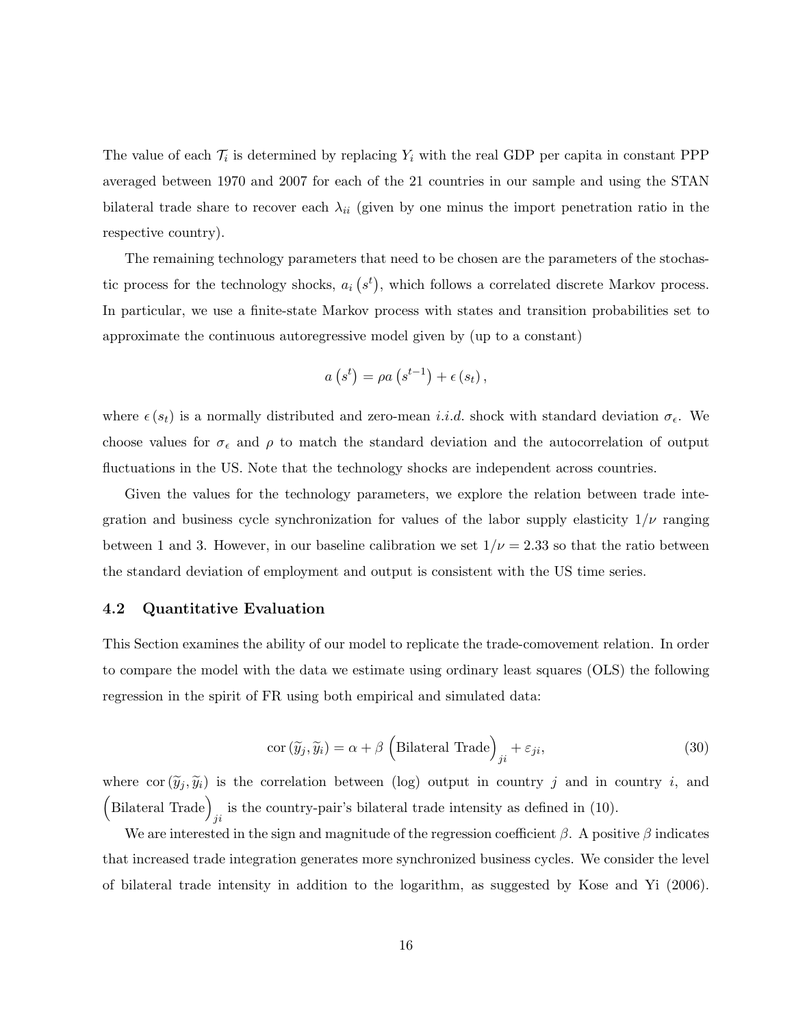The value of each $\mathcal{T}_i$ is determined by replacing $Y_i$ with the real GDP per capita in constant PPP averaged between 1970 and 2007 for each of the 21 countries in our sample and using the STAN bilateral trade share to recover each $\lambda_{ii}$ (given by one minus the import penetration ratio in the respective country).

The remaining technology parameters that need to be chosen are the parameters of the stochastic process for the technology shocks, $a_i\left(s^t\right)$, which follows a correlated discrete Markov process. In particular, we use a finite-state Markov process with states and transition probabilities set to approximate the continuous autoregressive model given by (up to a constant)

$$a\left(s^t\right) = \rho a\left(s^{t-1}\right) + \epsilon\left(s_t\right),$$

where $\epsilon\left(s_t\right)$ is a normally distributed and zero-mean *i.i.d.* shock with standard deviation $\sigma_\epsilon$. We choose values for $\sigma_\epsilon$ and $\rho$ to match the standard deviation and the autocorrelation of output fluctuations in the US. Note that the technology shocks are independent across countries.

Given the values for the technology parameters, we explore the relation between trade integration and business cycle synchronization for values of the labor supply elasticity $1/\nu$ ranging between 1 and 3. However, in our baseline calibration we set $1/\nu = 2.33$ so that the ratio between the standard deviation of employment and output is consistent with the US time series.

### 4.2 Quantitative Evaluation

This Section examines the ability of our model to replicate the trade-comovement relation. In order to compare the model with the data we estimate using ordinary least squares (OLS) the following regression in the spirit of FR using both empirical and simulated data:

$$\operatorname{cor}\left(\widetilde{y}_j, \widetilde{y}_i\right) = \alpha + \beta\left(\text{Bilateral Trade}\right)_{ji} + \varepsilon_{ji}, \tag{30}$$

where $\operatorname{cor}\left(\widetilde{y}_j, \widetilde{y}_i\right)$ is the correlation between (log) output in country $j$ and in country $i$, and $\left(\text{Bilateral Trade}\right)_{ji}$ is the country-pair's bilateral trade intensity as defined in (10).

We are interested in the sign and magnitude of the regression coefficient $\beta$. A positive $\beta$ indicates that increased trade integration generates more synchronized business cycles. We consider the level of bilateral trade intensity in addition to the logarithm, as suggested by Kose and Yi (2006).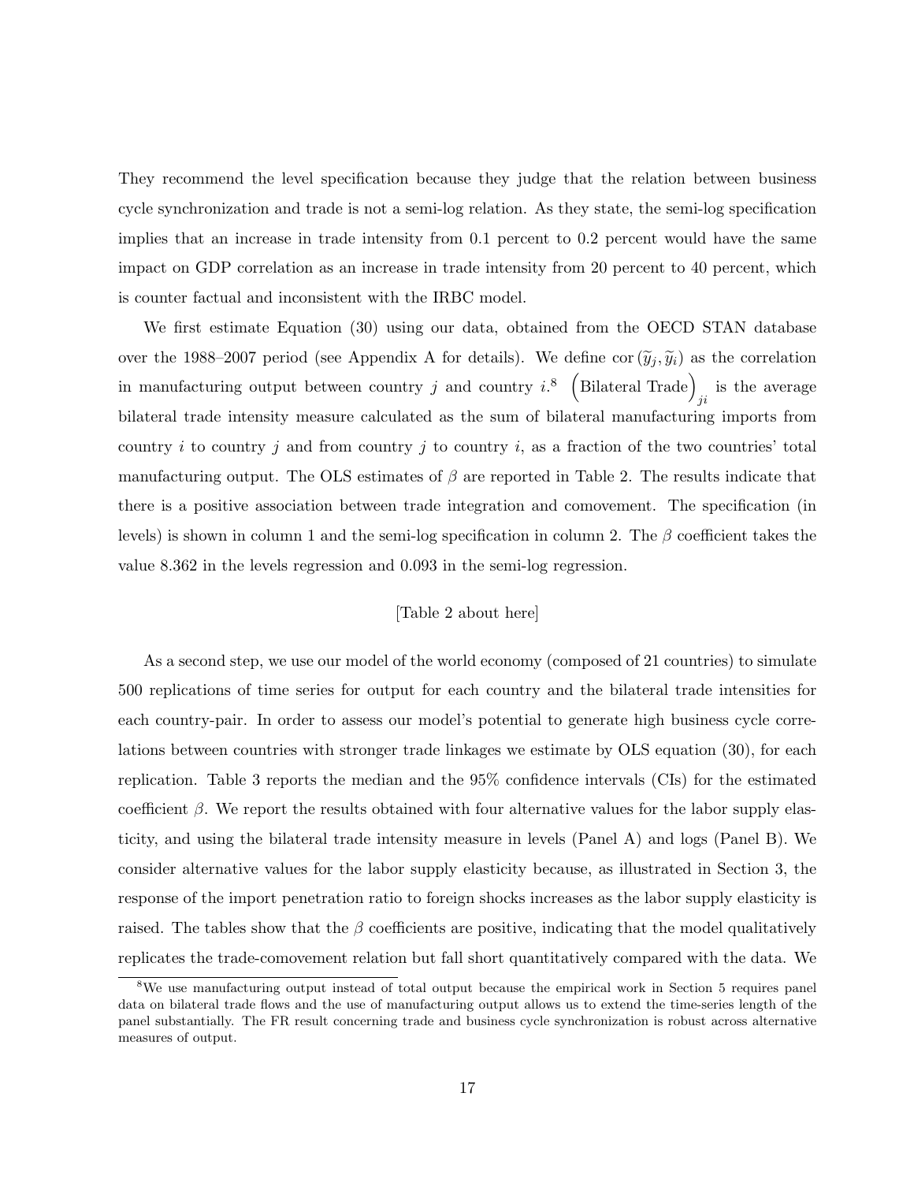They recommend the level specification because they judge that the relation between business cycle synchronization and trade is not a semi-log relation. As they state, the semi-log specification implies that an increase in trade intensity from 0.1 percent to 0.2 percent would have the same impact on GDP correlation as an increase in trade intensity from 20 percent to 40 percent, which is counter factual and inconsistent with the IRBC model.

We first estimate Equation (30) using our data, obtained from the OECD STAN database over the 1988–2007 period (see Appendix A for details). We define $\text{cor}(\widetilde{y}_j, \widetilde{y}_i)$ as the correlation in manufacturing output between country $j$ and country $i$.[8] $\left(\text{Bilateral Trade}\right)_{ji}$ is the average bilateral trade intensity measure calculated as the sum of bilateral manufacturing imports from country $i$ to country $j$ and from country $j$ to country $i$, as a fraction of the two countries' total manufacturing output. The OLS estimates of $\beta$ are reported in Table 2. The results indicate that there is a positive association between trade integration and comovement. The specification (in levels) is shown in column 1 and the semi-log specification in column 2. The $\beta$ coefficient takes the value 8.362 in the levels regression and 0.093 in the semi-log regression.

[Table 2 about here]

As a second step, we use our model of the world economy (composed of 21 countries) to simulate 500 replications of time series for output for each country and the bilateral trade intensities for each country-pair. In order to assess our model's potential to generate high business cycle correlations between countries with stronger trade linkages we estimate by OLS equation (30), for each replication. Table 3 reports the median and the 95% confidence intervals (CIs) for the estimated coefficient $\beta$. We report the results obtained with four alternative values for the labor supply elasticity, and using the bilateral trade intensity measure in levels (Panel A) and logs (Panel B). We consider alternative values for the labor supply elasticity because, as illustrated in Section 3, the response of the import penetration ratio to foreign shocks increases as the labor supply elasticity is raised. The tables show that the $\beta$ coefficients are positive, indicating that the model qualitatively replicates the trade-comovement relation but fall short quantitatively compared with the data. We

[8] We use manufacturing output instead of total output because the empirical work in Section 5 requires panel data on bilateral trade flows and the use of manufacturing output allows us to extend the time-series length of the panel substantially. The FR result concerning trade and business cycle synchronization is robust across alternative measures of output.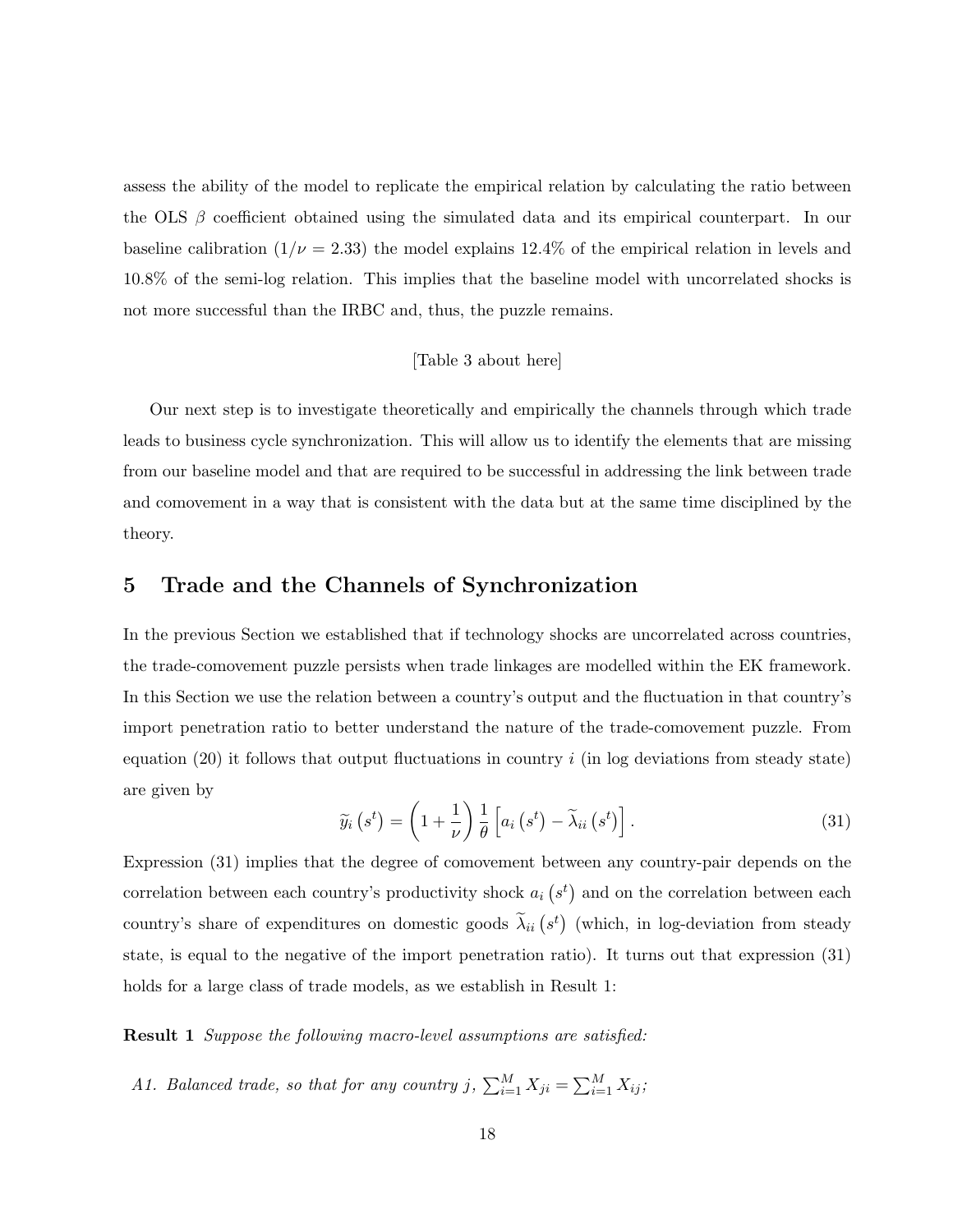assess the ability of the model to replicate the empirical relation by calculating the ratio between the OLS $\beta$ coefficient obtained using the simulated data and its empirical counterpart. In our baseline calibration ($1/\nu = 2.33$) the model explains 12.4% of the empirical relation in levels and 10.8% of the semi-log relation. This implies that the baseline model with uncorrelated shocks is not more successful than the IRBC and, thus, the puzzle remains.

[Table 3 about here]

Our next step is to investigate theoretically and empirically the channels through which trade leads to business cycle synchronization. This will allow us to identify the elements that are missing from our baseline model and that are required to be successful in addressing the link between trade and comovement in a way that is consistent with the data but at the same time disciplined by the theory.

## 5 Trade and the Channels of Synchronization

In the previous Section we established that if technology shocks are uncorrelated across countries, the trade-comovement puzzle persists when trade linkages are modelled within the EK framework. In this Section we use the relation between a country's output and the fluctuation in that country's import penetration ratio to better understand the nature of the trade-comovement puzzle. From equation (20) it follows that output fluctuations in country $i$ (in log deviations from steady state) are given by

$$\widetilde{y}_i\left(s^t\right) = \left(1 + \frac{1}{\nu}\right)\frac{1}{\theta}\left[a_i\left(s^t\right) - \widetilde{\lambda}_{ii}\left(s^t\right)\right]. \tag{31}$$

Expression (31) implies that the degree of comovement between any country-pair depends on the correlation between each country's productivity shock $a_i\left(s^t\right)$ and on the correlation between each country's share of expenditures on domestic goods $\widetilde{\lambda}_{ii}\left(s^t\right)$ (which, in log-deviation from steady state, is equal to the negative of the import penetration ratio). It turns out that expression (31) holds for a large class of trade models, as we establish in Result 1:

**Result 1** *Suppose the following macro-level assumptions are satisfied:*

*A1. Balanced trade, so that for any country $j$, $\sum_{i=1}^{M} X_{ji} = \sum_{i=1}^{M} X_{ij}$;*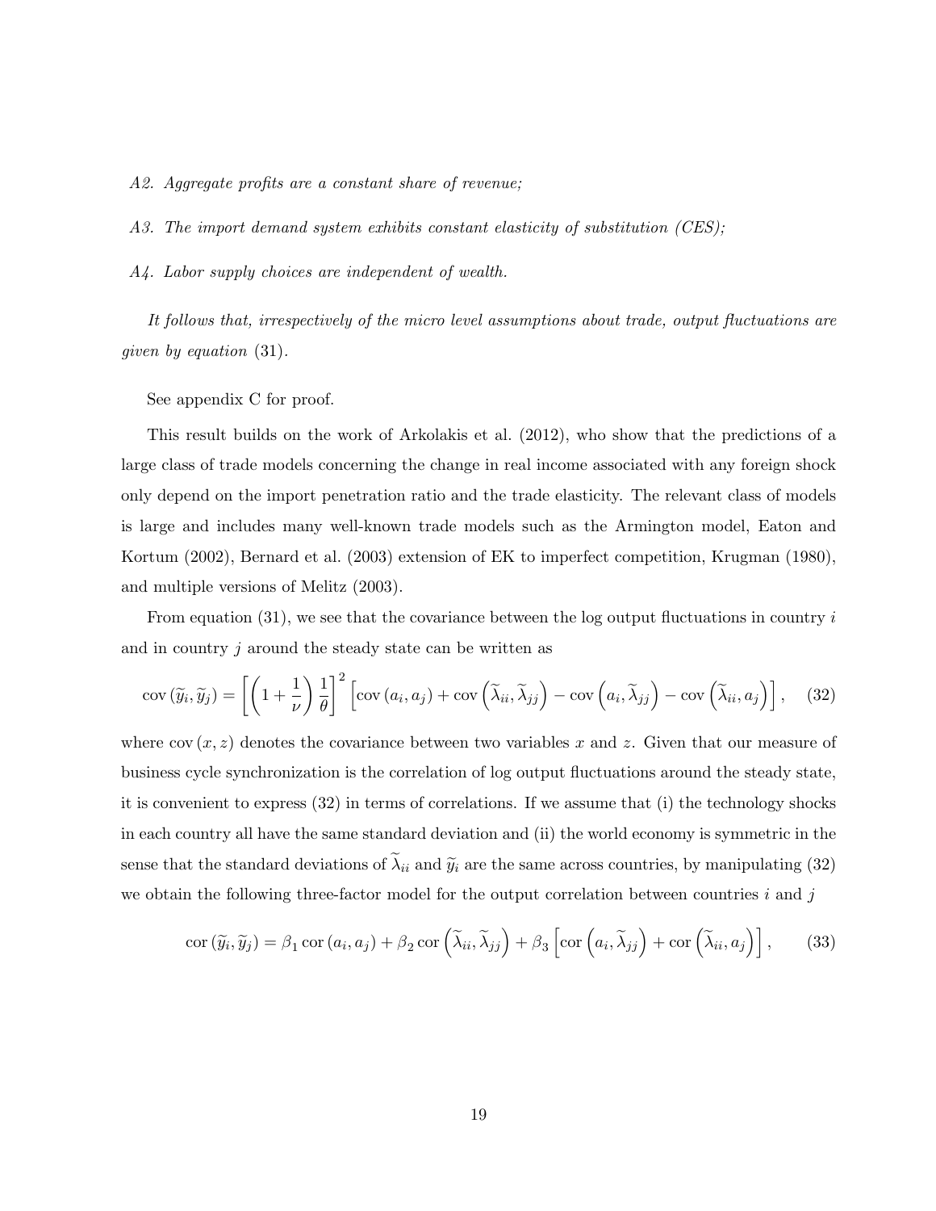*A2. Aggregate profits are a constant share of revenue;*

*A3. The import demand system exhibits constant elasticity of substitution (CES);*

*A4. Labor supply choices are independent of wealth.*

*It follows that, irrespectively of the micro level assumptions about trade, output fluctuations are given by equation* (31).

See appendix C for proof.

This result builds on the work of Arkolakis et al. (2012), who show that the predictions of a large class of trade models concerning the change in real income associated with any foreign shock only depend on the import penetration ratio and the trade elasticity. The relevant class of models is large and includes many well-known trade models such as the Armington model, Eaton and Kortum (2002), Bernard et al. (2003) extension of EK to imperfect competition, Krugman (1980), and multiple versions of Melitz (2003).

From equation (31), we see that the covariance between the log output fluctuations in country $i$ and in country $j$ around the steady state can be written as

$$\operatorname{cov}\left(\widetilde{y}_i, \widetilde{y}_j\right) = \left[\left(1 + \frac{1}{\nu}\right)\frac{1}{\theta}\right]^2 \left[\operatorname{cov}\left(a_i, a_j\right) + \operatorname{cov}\left(\widetilde{\lambda}_{ii}, \widetilde{\lambda}_{jj}\right) - \operatorname{cov}\left(a_i, \widetilde{\lambda}_{jj}\right) - \operatorname{cov}\left(\widetilde{\lambda}_{ii}, a_j\right)\right], \quad (32)$$

where $\operatorname{cov}(x, z)$ denotes the covariance between two variables $x$ and $z$. Given that our measure of business cycle synchronization is the correlation of log output fluctuations around the steady state, it is convenient to express (32) in terms of correlations. If we assume that (i) the technology shocks in each country all have the same standard deviation and (ii) the world economy is symmetric in the sense that the standard deviations of $\widetilde{\lambda}_{ii}$ and $\widetilde{y}_i$ are the same across countries, by manipulating (32) we obtain the following three-factor model for the output correlation between countries $i$ and $j$

$$\operatorname{cor}\left(\widetilde{y}_i, \widetilde{y}_j\right) = \beta_1 \operatorname{cor}\left(a_i, a_j\right) + \beta_2 \operatorname{cor}\left(\widetilde{\lambda}_{ii}, \widetilde{\lambda}_{jj}\right) + \beta_3 \left[\operatorname{cor}\left(a_i, \widetilde{\lambda}_{jj}\right) + \operatorname{cor}\left(\widetilde{\lambda}_{ii}, a_j\right)\right], \quad (33)$$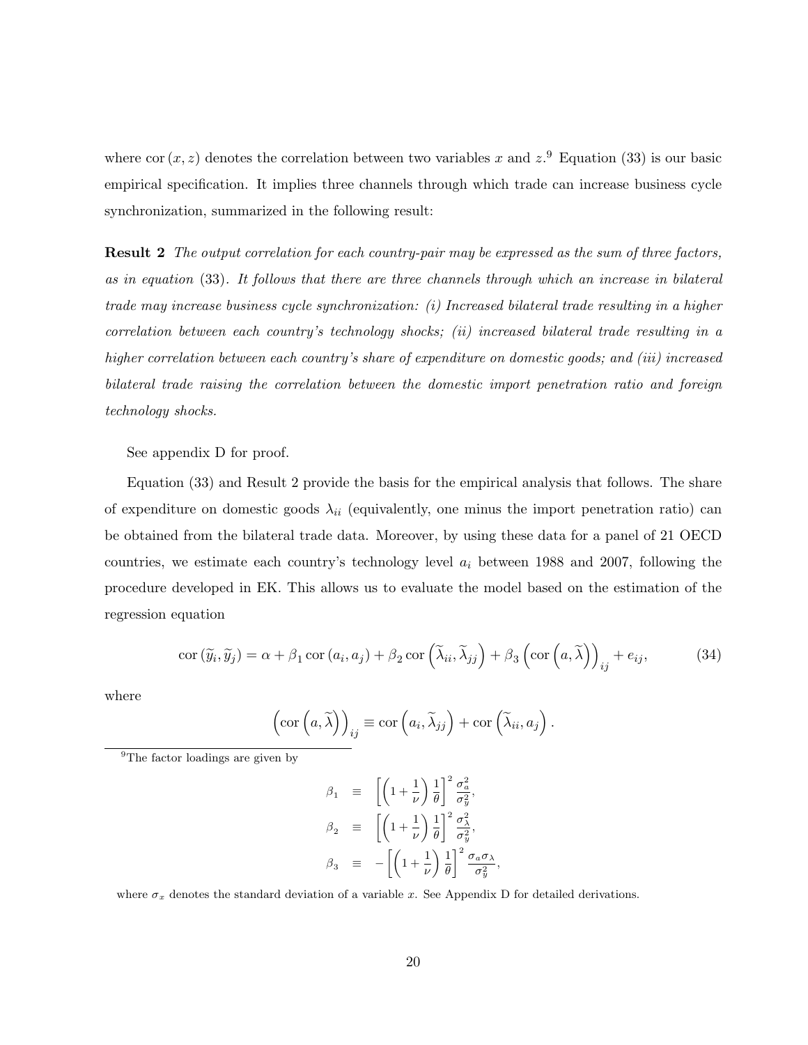where $\text{cor}(x, z)$ denotes the correlation between two variables $x$ and $z$.[9] Equation (33) is our basic empirical specification. It implies three channels through which trade can increase business cycle synchronization, summarized in the following result:

**Result 2** *The output correlation for each country-pair may be expressed as the sum of three factors, as in equation* (33)*. It follows that there are three channels through which an increase in bilateral trade may increase business cycle synchronization: (i) Increased bilateral trade resulting in a higher correlation between each country's technology shocks; (ii) increased bilateral trade resulting in a higher correlation between each country's share of expenditure on domestic goods; and (iii) increased bilateral trade raising the correlation between the domestic import penetration ratio and foreign technology shocks.*

See appendix D for proof.

Equation (33) and Result 2 provide the basis for the empirical analysis that follows. The share of expenditure on domestic goods $\lambda_{ii}$ (equivalently, one minus the import penetration ratio) can be obtained from the bilateral trade data. Moreover, by using these data for a panel of 21 OECD countries, we estimate each country's technology level $a_i$ between 1988 and 2007, following the procedure developed in EK. This allows us to evaluate the model based on the estimation of the regression equation

$$\text{cor}(\widetilde{y}_i, \widetilde{y}_j) = \alpha + \beta_1 \text{cor}(a_i, a_j) + \beta_2 \text{cor}\left(\widetilde{\lambda}_{ii}, \widetilde{\lambda}_{jj}\right) + \beta_3 \left(\text{cor}\left(a, \widetilde{\lambda}\right)\right)_{ij} + e_{ij}, \tag{34}$$

where

$$\left(\text{cor}\left(a, \widetilde{\lambda}\right)\right)_{ij} \equiv \text{cor}\left(a_i, \widetilde{\lambda}_{jj}\right) + \text{cor}\left(\widetilde{\lambda}_{ii}, a_j\right).$$

---

[9] The factor loadings are given by

$$\beta_1 \equiv \left[\left(1 + \frac{1}{\nu}\right)\frac{1}{\theta}\right]^2 \frac{\sigma_a^2}{\sigma_{\widetilde{y}}^2},$$

$$\beta_2 \equiv \left[\left(1 + \frac{1}{\nu}\right)\frac{1}{\theta}\right]^2 \frac{\sigma_{\widetilde{\lambda}}^2}{\sigma_{\widetilde{y}}^2},$$

$$\beta_3 \equiv -\left[\left(1 + \frac{1}{\nu}\right)\frac{1}{\theta}\right]^2 \frac{\sigma_a \sigma_\lambda}{\sigma_{\widetilde{y}}^2},$$

where $\sigma_x$ denotes the standard deviation of a variable $x$. See Appendix D for detailed derivations.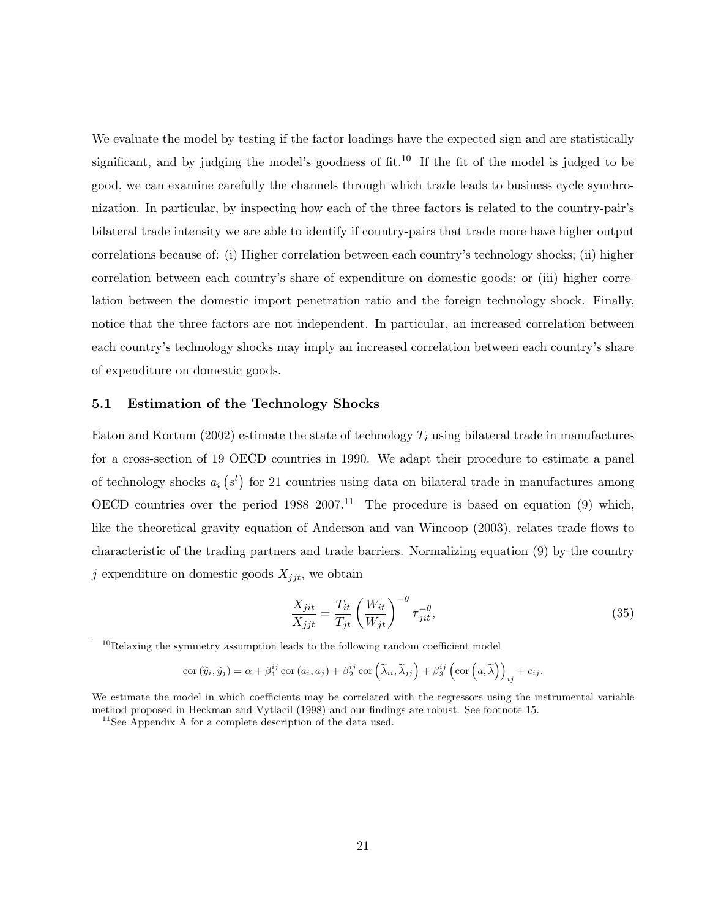We evaluate the model by testing if the factor loadings have the expected sign and are statistically significant, and by judging the model's goodness of fit.[10] If the fit of the model is judged to be good, we can examine carefully the channels through which trade leads to business cycle synchronization. In particular, by inspecting how each of the three factors is related to the country-pair's bilateral trade intensity we are able to identify if country-pairs that trade more have higher output correlations because of: (i) Higher correlation between each country's technology shocks; (ii) higher correlation between each country's share of expenditure on domestic goods; or (iii) higher correlation between the domestic import penetration ratio and the foreign technology shock. Finally, notice that the three factors are not independent. In particular, an increased correlation between each country's technology shocks may imply an increased correlation between each country's share of expenditure on domestic goods.

### 5.1 Estimation of the Technology Shocks

Eaton and Kortum (2002) estimate the state of technology $T_i$ using bilateral trade in manufactures for a cross-section of 19 OECD countries in 1990. We adapt their procedure to estimate a panel of technology shocks $a_i\left(s^t\right)$ for 21 countries using data on bilateral trade in manufactures among OECD countries over the period 1988–2007.[11] The procedure is based on equation (9) which, like the theoretical gravity equation of Anderson and van Wincoop (2003), relates trade flows to characteristic of the trading partners and trade barriers. Normalizing equation (9) by the country $j$ expenditure on domestic goods $X_{jjt}$, we obtain

$$\frac{X_{jit}}{X_{jjt}} = \frac{T_{it}}{T_{jt}} \left(\frac{W_{it}}{W_{jt}}\right)^{-\theta} \tau_{jit}^{-\theta}, \tag{35}$$

[10] Relaxing the symmetry assumption leads to the following random coefficient model

$$\operatorname{cor}\left(\widetilde{y}_i, \widetilde{y}_j\right) = \alpha + \beta_1^{ij} \operatorname{cor}\left(a_i, a_j\right) + \beta_2^{ij} \operatorname{cor}\left(\widetilde{\lambda}_{ii}, \widetilde{\lambda}_{jj}\right) + \beta_3^{ij} \left(\operatorname{cor}\left(a, \widetilde{\lambda}\right)\right)_{ij} + e_{ij}.$$

We estimate the model in which coefficients may be correlated with the regressors using the instrumental variable method proposed in Heckman and Vytlacil (1998) and our findings are robust. See footnote 15.

[11] See Appendix A for a complete description of the data used.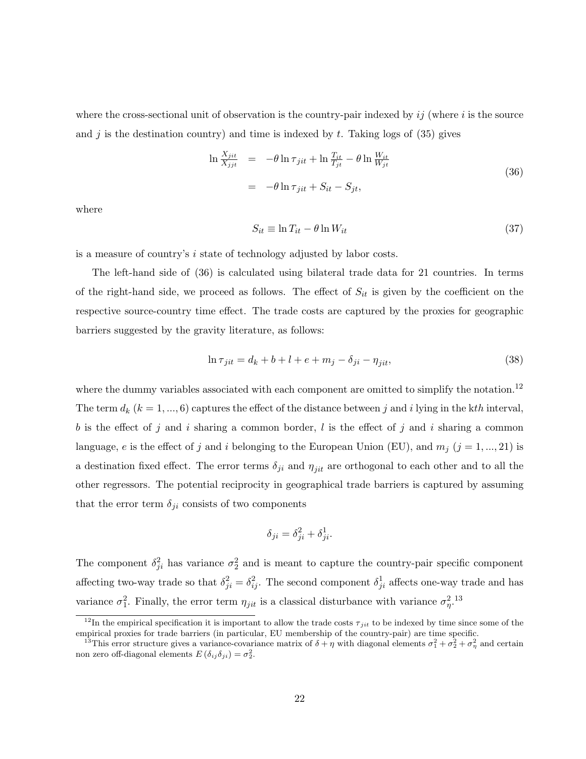where the cross-sectional unit of observation is the country-pair indexed by $ij$ (where $i$ is the source and $j$ is the destination country) and time is indexed by $t$. Taking logs of (35) gives

$$
\begin{aligned}
\ln \frac{X_{jit}}{X_{jjt}} &= -\theta \ln \tau_{jit} + \ln \frac{T_{it}}{T_{jt}} - \theta \ln \frac{W_{it}}{W_{jt}} \\
&= -\theta \ln \tau_{jit} + S_{it} - S_{jt},
\end{aligned}
\tag{36}
$$

where

$$
S_{it} \equiv \ln T_{it} - \theta \ln W_{it} \tag{37}
$$

is a measure of country's $i$ state of technology adjusted by labor costs.

The left-hand side of (36) is calculated using bilateral trade data for 21 countries. In terms of the right-hand side, we proceed as follows. The effect of $S_{it}$ is given by the coefficient on the respective source-country time effect. The trade costs are captured by the proxies for geographic barriers suggested by the gravity literature, as follows:

$$
\ln \tau_{jit} = d_k + b + l + e + m_j - \delta_{ji} - \eta_{jit}, \tag{38}
$$

where the dummy variables associated with each component are omitted to simplify the notation.[12] The term $d_k$ ($k = 1, ..., 6$) captures the effect of the distance between $j$ and $i$ lying in the $k$th interval, $b$ is the effect of $j$ and $i$ sharing a common border, $l$ is the effect of $j$ and $i$ sharing a common language, $e$ is the effect of $j$ and $i$ belonging to the European Union (EU), and $m_j$ ($j = 1, ..., 21$) is a destination fixed effect. The error terms $\delta_{ji}$ and $\eta_{jit}$ are orthogonal to each other and to all the other regressors. The potential reciprocity in geographical trade barriers is captured by assuming that the error term $\delta_{ji}$ consists of two components

$$
\delta_{ji} = \delta_{ji}^2 + \delta_{ji}^1.
$$

The component $\delta_{ji}^2$ has variance $\sigma_2^2$ and is meant to capture the country-pair specific component affecting two-way trade so that $\delta_{ji}^2 = \delta_{ij}^2$. The second component $\delta_{ji}^1$ affects one-way trade and has variance $\sigma_1^2$. Finally, the error term $\eta_{jit}$ is a classical disturbance with variance $\sigma_\eta^2$.[13]

[12] In the empirical specification it is important to allow the trade costs $\tau_{jit}$ to be indexed by time since some of the empirical proxies for trade barriers (in particular, EU membership of the country-pair) are time specific.

[13] This error structure gives a variance-covariance matrix of $\delta + \eta$ with diagonal elements $\sigma_1^2 + \sigma_2^2 + \sigma_\eta^2$ and certain non zero off-diagonal elements $E(\delta_{ij}\delta_{ji}) = \sigma_2^2$.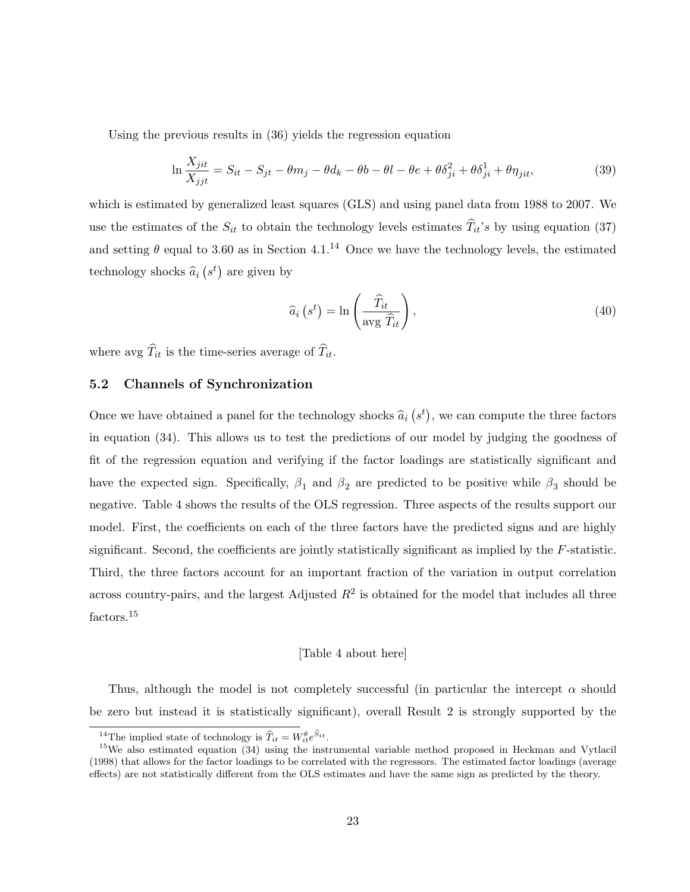Using the previous results in (36) yields the regression equation

$$\ln \frac{X_{jit}}{X_{jjt}} = S_{it} - S_{jt} - \theta m_j - \theta d_k - \theta b - \theta l - \theta e + \theta \delta_{ji}^2 + \theta \delta_{ji}^1 + \theta \eta_{jit}, \tag{39}$$

which is estimated by generalized least squares (GLS) and using panel data from 1988 to 2007. We use the estimates of the $S_{it}$ to obtain the technology levels estimates $\widehat{T}_{it}$'s by using equation (37) and setting $\theta$ equal to 3.60 as in Section 4.1.[14] Once we have the technology levels, the estimated technology shocks $\widehat{a}_i(s^t)$ are given by

$$\widehat{a}_i(s^t) = \ln \left( \frac{\widehat{T}_{it}}{\text{avg } \widehat{T}_{it}} \right), \tag{40}$$

where avg $\widehat{T}_{it}$ is the time-series average of $\widehat{T}_{it}$.

## 5.2 Channels of Synchronization

Once we have obtained a panel for the technology shocks $\widehat{a}_i(s^t)$, we can compute the three factors in equation (34). This allows us to test the predictions of our model by judging the goodness of fit of the regression equation and verifying if the factor loadings are statistically significant and have the expected sign. Specifically, $\beta_1$ and $\beta_2$ are predicted to be positive while $\beta_3$ should be negative. Table 4 shows the results of the OLS regression. Three aspects of the results support our model. First, the coefficients on each of the three factors have the predicted signs and are highly significant. Second, the coefficients are jointly statistically significant as implied by the $F$-statistic. Third, the three factors account for an important fraction of the variation in output correlation across country-pairs, and the largest Adjusted $R^2$ is obtained for the model that includes all three factors.[15]

[Table 4 about here]

Thus, although the model is not completely successful (in particular the intercept $\alpha$ should be zero but instead it is statistically significant), overall Result 2 is strongly supported by the

[14] The implied state of technology is $\widehat{T}_{it} = W_{it}^{\theta} e^{\widehat{S}_{it}}$.

[15] We also estimated equation (34) using the instrumental variable method proposed in Heckman and Vytlacil (1998) that allows for the factor loadings to be correlated with the regressors. The estimated factor loadings (average effects) are not statistically different from the OLS estimates and have the same sign as predicted by the theory.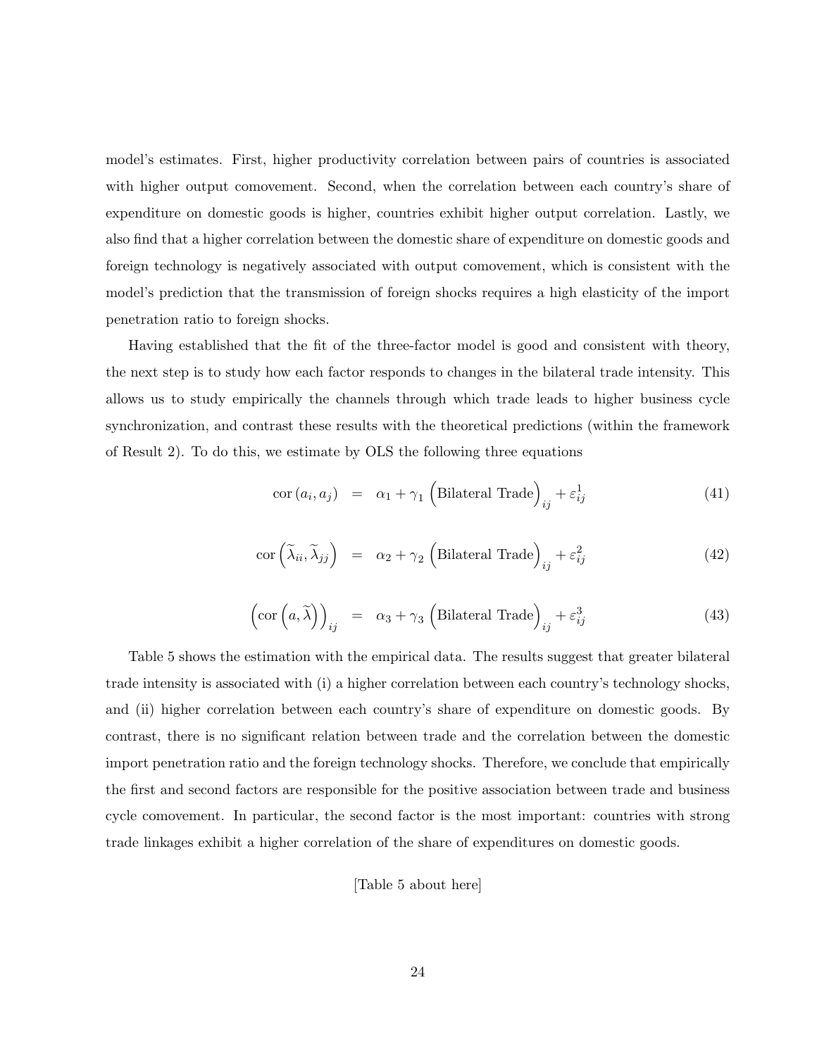model's estimates. First, higher productivity correlation between pairs of countries is associated with higher output comovement. Second, when the correlation between each country's share of expenditure on domestic goods is higher, countries exhibit higher output correlation. Lastly, we also find that a higher correlation between the domestic share of expenditure on domestic goods and foreign technology is negatively associated with output comovement, which is consistent with the model's prediction that the transmission of foreign shocks requires a high elasticity of the import penetration ratio to foreign shocks.

Having established that the fit of the three-factor model is good and consistent with theory, the next step is to study how each factor responds to changes in the bilateral trade intensity. This allows us to study empirically the channels through which trade leads to higher business cycle synchronization, and contrast these results with the theoretical predictions (within the framework of Result 2). To do this, we estimate by OLS the following three equations

$$\operatorname{cor}(a_i, a_j) = \alpha_1 + \gamma_1 \left(\text{Bilateral Trade}\right)_{ij} + \varepsilon_{ij}^1 \tag{41}$$

$$\operatorname{cor}\left(\widetilde{\lambda}_{ii}, \widetilde{\lambda}_{jj}\right) = \alpha_2 + \gamma_2 \left(\text{Bilateral Trade}\right)_{ij} + \varepsilon_{ij}^2 \tag{42}$$

$$\left(\operatorname{cor}\left(a, \widetilde{\lambda}\right)\right)_{ij} = \alpha_3 + \gamma_3 \left(\text{Bilateral Trade}\right)_{ij} + \varepsilon_{ij}^3 \tag{43}$$

Table 5 shows the estimation with the empirical data. The results suggest that greater bilateral trade intensity is associated with (i) a higher correlation between each country's technology shocks, and (ii) higher correlation between each country's share of expenditure on domestic goods. By contrast, there is no significant relation between trade and the correlation between the domestic import penetration ratio and the foreign technology shocks. Therefore, we conclude that empirically the first and second factors are responsible for the positive association between trade and business cycle comovement. In particular, the second factor is the most important: countries with strong trade linkages exhibit a higher correlation of the share of expenditures on domestic goods.

[Table 5 about here]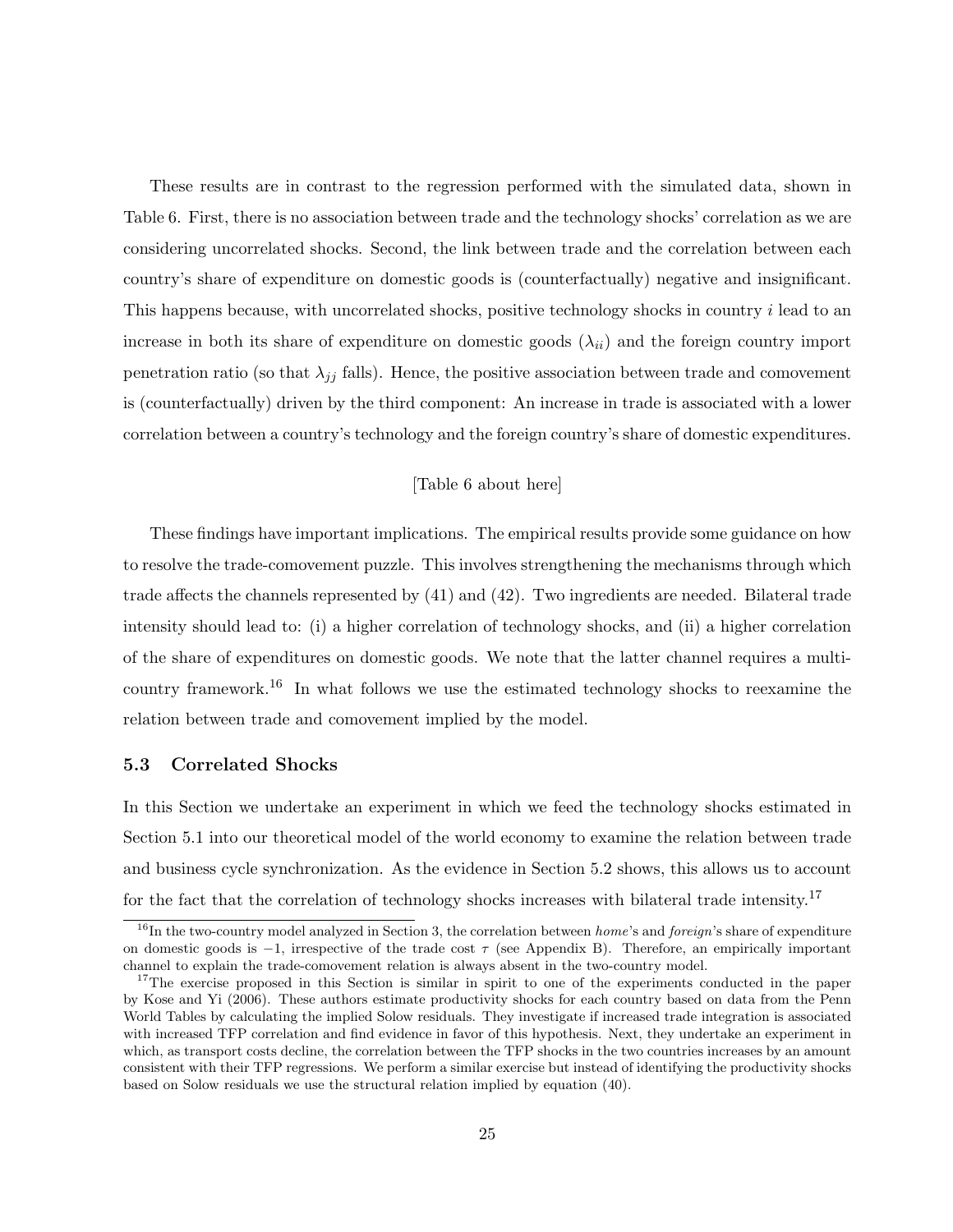These results are in contrast to the regression performed with the simulated data, shown in Table 6. First, there is no association between trade and the technology shocks' correlation as we are considering uncorrelated shocks. Second, the link between trade and the correlation between each country's share of expenditure on domestic goods is (counterfactually) negative and insignificant. This happens because, with uncorrelated shocks, positive technology shocks in country $i$ lead to an increase in both its share of expenditure on domestic goods ($\lambda_{ii}$) and the foreign country import penetration ratio (so that $\lambda_{jj}$ falls). Hence, the positive association between trade and comovement is (counterfactually) driven by the third component: An increase in trade is associated with a lower correlation between a country's technology and the foreign country's share of domestic expenditures.

[Table 6 about here]

These findings have important implications. The empirical results provide some guidance on how to resolve the trade-comovement puzzle. This involves strengthening the mechanisms through which trade affects the channels represented by (41) and (42). Two ingredients are needed. Bilateral trade intensity should lead to: (i) a higher correlation of technology shocks, and (ii) a higher correlation of the share of expenditures on domestic goods. We note that the latter channel requires a multi-country framework.[16] In what follows we use the estimated technology shocks to reexamine the relation between trade and comovement implied by the model.

### 5.3 Correlated Shocks

In this Section we undertake an experiment in which we feed the technology shocks estimated in Section 5.1 into our theoretical model of the world economy to examine the relation between trade and business cycle synchronization. As the evidence in Section 5.2 shows, this allows us to account for the fact that the correlation of technology shocks increases with bilateral trade intensity.[17]

[16] In the two-country model analyzed in Section 3, the correlation between *home*'s and *foreign*'s share of expenditure on domestic goods is $-1$, irrespective of the trade cost $\tau$ (see Appendix B). Therefore, an empirically important channel to explain the trade-comovement relation is always absent in the two-country model.

[17] The exercise proposed in this Section is similar in spirit to one of the experiments conducted in the paper by Kose and Yi (2006). These authors estimate productivity shocks for each country based on data from the Penn World Tables by calculating the implied Solow residuals. They investigate if increased trade integration is associated with increased TFP correlation and find evidence in favor of this hypothesis. Next, they undertake an experiment in which, as transport costs decline, the correlation between the TFP shocks in the two countries increases by an amount consistent with their TFP regressions. We perform a similar exercise but instead of identifying the productivity shocks based on Solow residuals we use the structural relation implied by equation (40).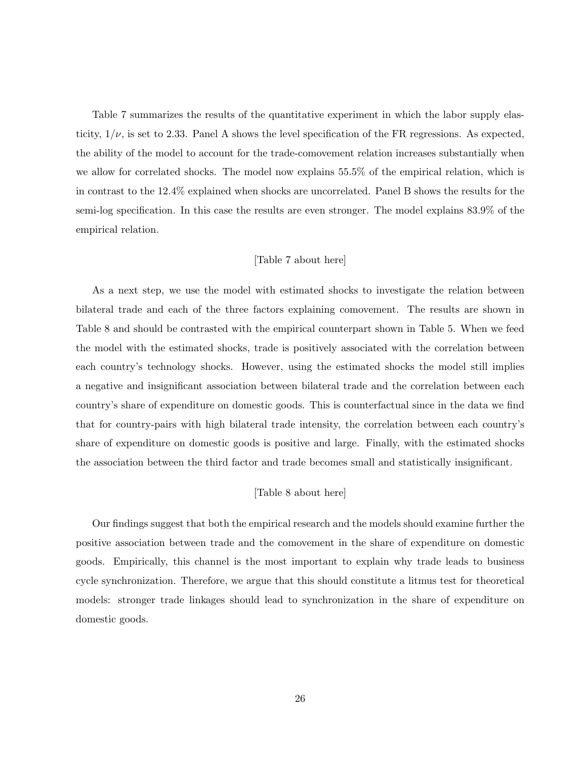Table 7 summarizes the results of the quantitative experiment in which the labor supply elasticity, $1/\nu$, is set to 2.33. Panel A shows the level specification of the FR regressions. As expected, the ability of the model to account for the trade-comovement relation increases substantially when we allow for correlated shocks. The model now explains 55.5% of the empirical relation, which is in contrast to the 12.4% explained when shocks are uncorrelated. Panel B shows the results for the semi-log specification. In this case the results are even stronger. The model explains 83.9% of the empirical relation.

[Table 7 about here]

As a next step, we use the model with estimated shocks to investigate the relation between bilateral trade and each of the three factors explaining comovement. The results are shown in Table 8 and should be contrasted with the empirical counterpart shown in Table 5. When we feed the model with the estimated shocks, trade is positively associated with the correlation between each country's technology shocks. However, using the estimated shocks the model still implies a negative and insignificant association between bilateral trade and the correlation between each country's share of expenditure on domestic goods. This is counterfactual since in the data we find that for country-pairs with high bilateral trade intensity, the correlation between each country's share of expenditure on domestic goods is positive and large. Finally, with the estimated shocks the association between the third factor and trade becomes small and statistically insignificant.

[Table 8 about here]

Our findings suggest that both the empirical research and the models should examine further the positive association between trade and the comovement in the share of expenditure on domestic goods. Empirically, this channel is the most important to explain why trade leads to business cycle synchronization. Therefore, we argue that this should constitute a litmus test for theoretical models: stronger trade linkages should lead to synchronization in the share of expenditure on domestic goods.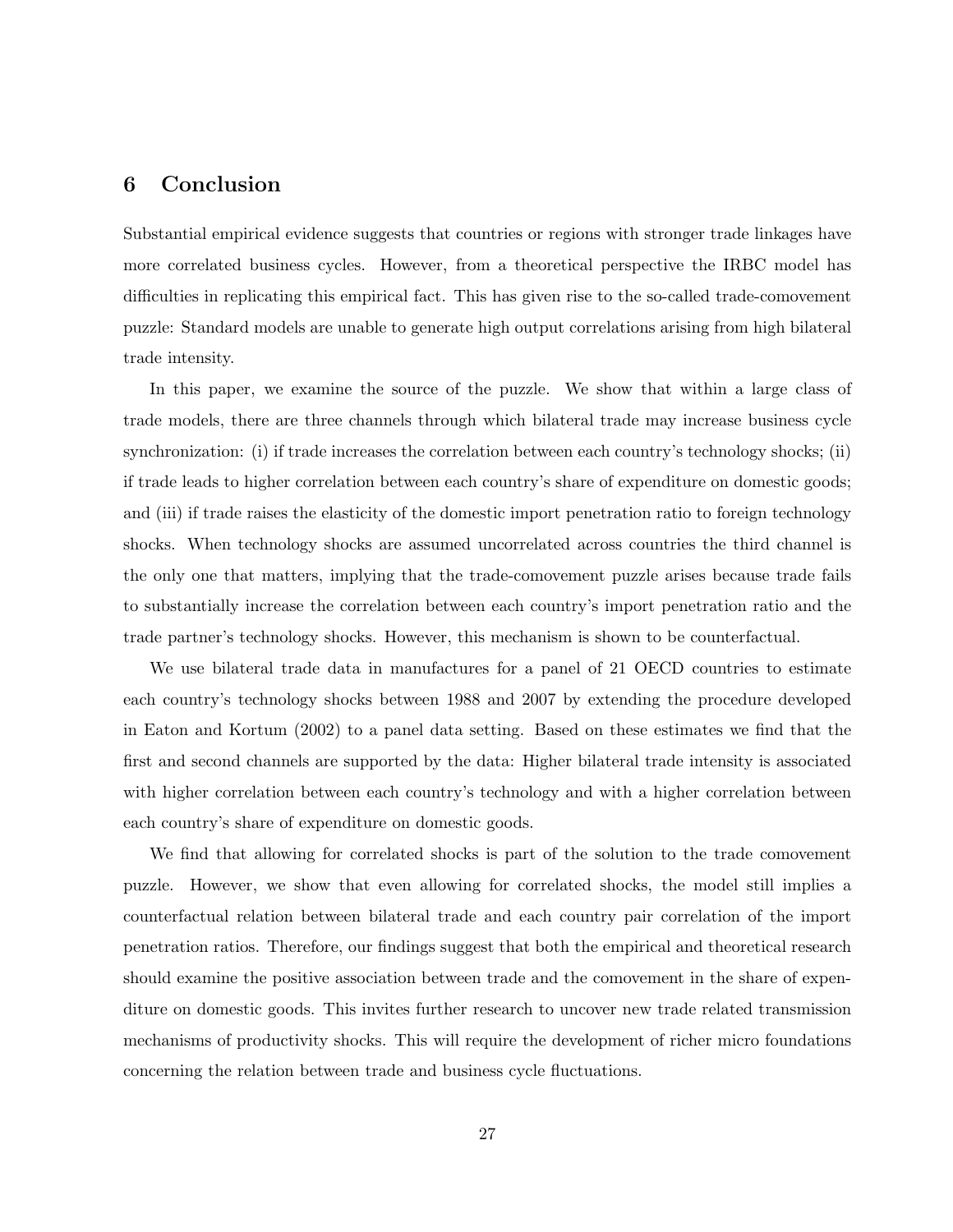## 6 Conclusion

Substantial empirical evidence suggests that countries or regions with stronger trade linkages have more correlated business cycles. However, from a theoretical perspective the IRBC model has difficulties in replicating this empirical fact. This has given rise to the so-called trade-comovement puzzle: Standard models are unable to generate high output correlations arising from high bilateral trade intensity.

In this paper, we examine the source of the puzzle. We show that within a large class of trade models, there are three channels through which bilateral trade may increase business cycle synchronization: (i) if trade increases the correlation between each country's technology shocks; (ii) if trade leads to higher correlation between each country's share of expenditure on domestic goods; and (iii) if trade raises the elasticity of the domestic import penetration ratio to foreign technology shocks. When technology shocks are assumed uncorrelated across countries the third channel is the only one that matters, implying that the trade-comovement puzzle arises because trade fails to substantially increase the correlation between each country's import penetration ratio and the trade partner's technology shocks. However, this mechanism is shown to be counterfactual.

We use bilateral trade data in manufactures for a panel of 21 OECD countries to estimate each country's technology shocks between 1988 and 2007 by extending the procedure developed in Eaton and Kortum (2002) to a panel data setting. Based on these estimates we find that the first and second channels are supported by the data: Higher bilateral trade intensity is associated with higher correlation between each country's technology and with a higher correlation between each country's share of expenditure on domestic goods.

We find that allowing for correlated shocks is part of the solution to the trade comovement puzzle. However, we show that even allowing for correlated shocks, the model still implies a counterfactual relation between bilateral trade and each country pair correlation of the import penetration ratios. Therefore, our findings suggest that both the empirical and theoretical research should examine the positive association between trade and the comovement in the share of expenditure on domestic goods. This invites further research to uncover new trade related transmission mechanisms of productivity shocks. This will require the development of richer micro foundations concerning the relation between trade and business cycle fluctuations.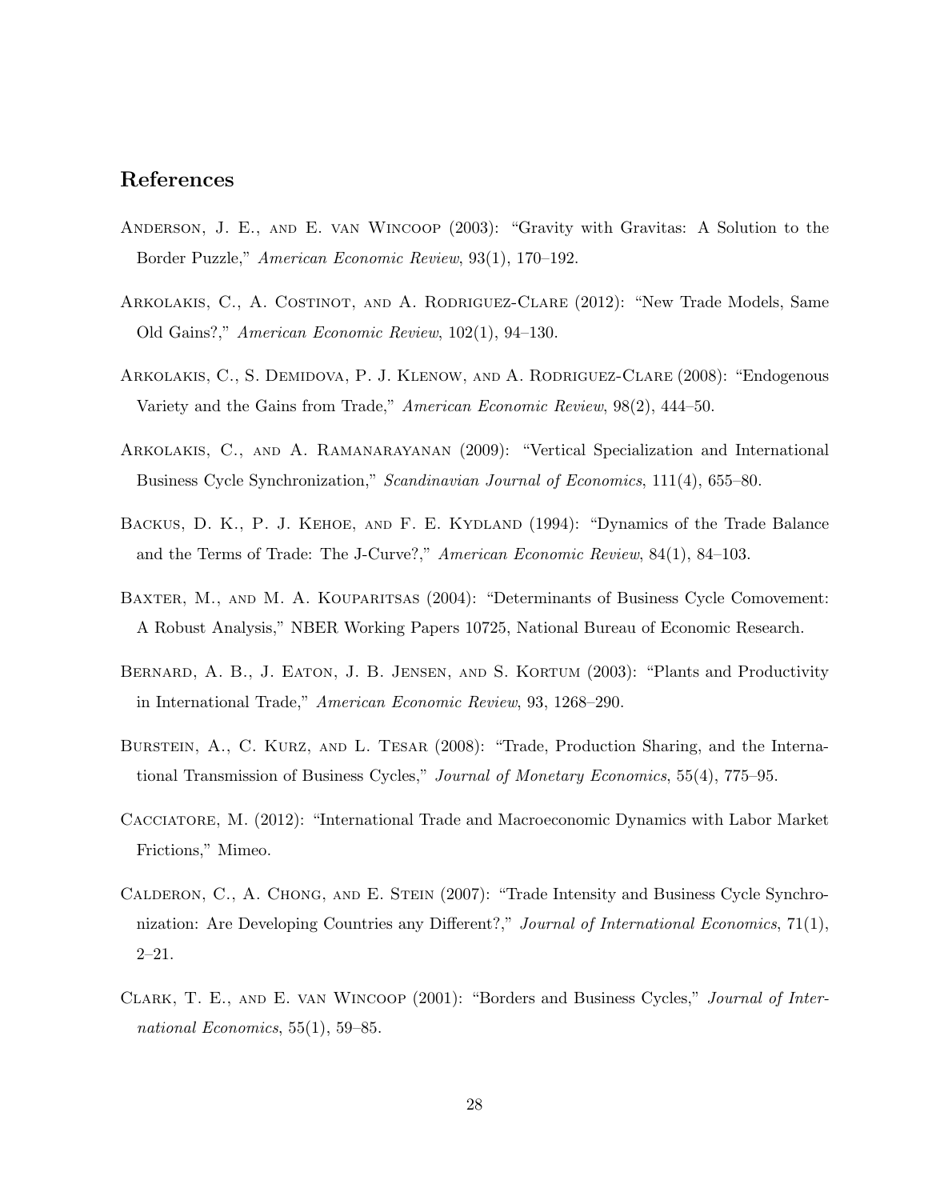# References

Anderson, J. E., and E. van Wincoop (2003): "Gravity with Gravitas: A Solution to the Border Puzzle," *American Economic Review*, 93(1), 170–192.

Arkolakis, C., A. Costinot, and A. Rodriguez-Clare (2012): "New Trade Models, Same Old Gains?," *American Economic Review*, 102(1), 94–130.

Arkolakis, C., S. Demidova, P. J. Klenow, and A. Rodriguez-Clare (2008): "Endogenous Variety and the Gains from Trade," *American Economic Review*, 98(2), 444–50.

Arkolakis, C., and A. Ramanarayanan (2009): "Vertical Specialization and International Business Cycle Synchronization," *Scandinavian Journal of Economics*, 111(4), 655–80.

Backus, D. K., P. J. Kehoe, and F. E. Kydland (1994): "Dynamics of the Trade Balance and the Terms of Trade: The J-Curve?," *American Economic Review*, 84(1), 84–103.

Baxter, M., and M. A. Kouparitsas (2004): "Determinants of Business Cycle Comovement: A Robust Analysis," NBER Working Papers 10725, National Bureau of Economic Research.

Bernard, A. B., J. Eaton, J. B. Jensen, and S. Kortum (2003): "Plants and Productivity in International Trade," *American Economic Review*, 93, 1268–290.

Burstein, A., C. Kurz, and L. Tesar (2008): "Trade, Production Sharing, and the International Transmission of Business Cycles," *Journal of Monetary Economics*, 55(4), 775–95.

Cacciatore, M. (2012): "International Trade and Macroeconomic Dynamics with Labor Market Frictions," Mimeo.

Calderon, C., A. Chong, and E. Stein (2007): "Trade Intensity and Business Cycle Synchronization: Are Developing Countries any Different?," *Journal of International Economics*, 71(1), 2–21.

Clark, T. E., and E. van Wincoop (2001): "Borders and Business Cycles," *Journal of International Economics*, 55(1), 59–85.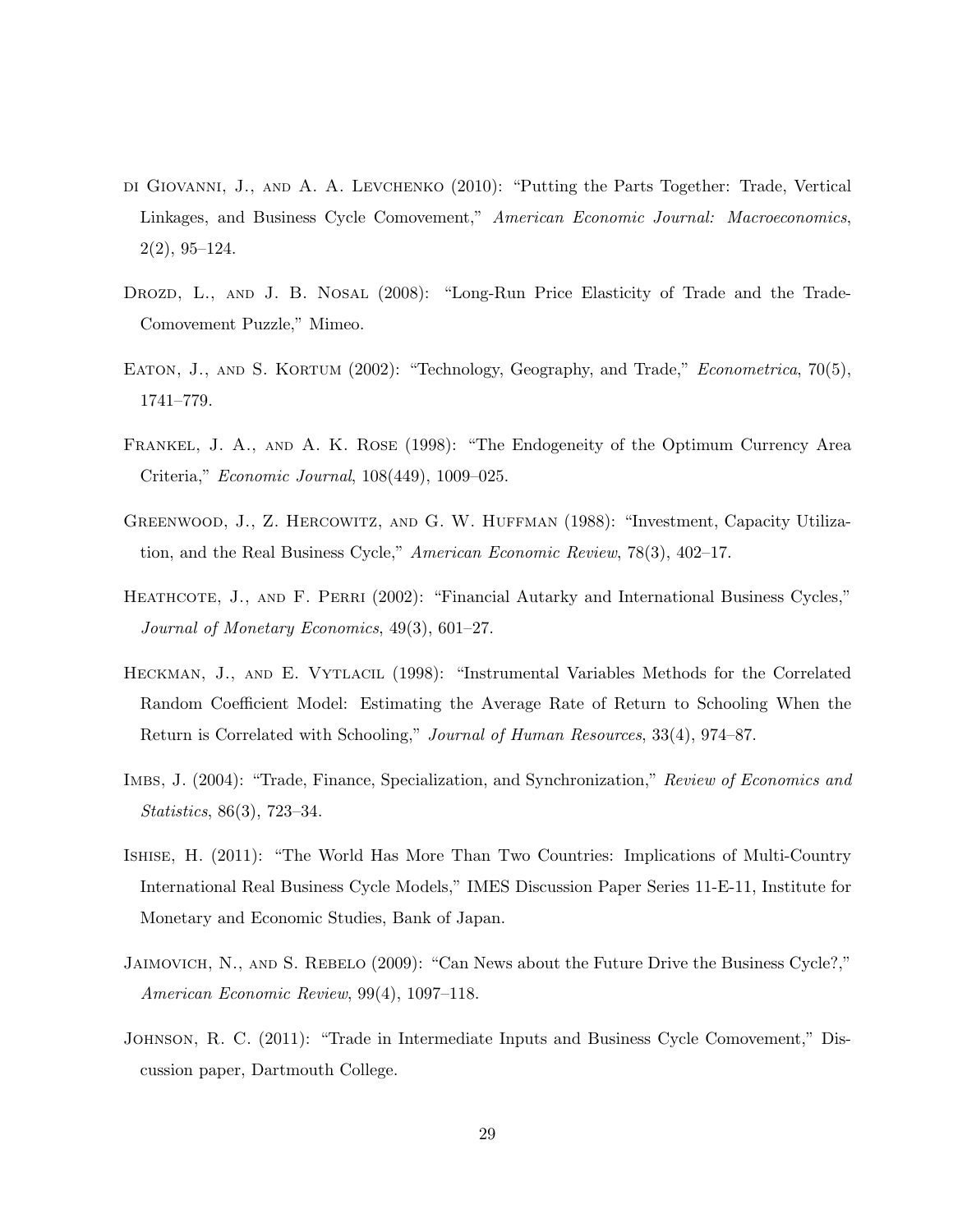di Giovanni, J., and A. A. Levchenko (2010): "Putting the Parts Together: Trade, Vertical Linkages, and Business Cycle Comovement," *American Economic Journal: Macroeconomics*, 2(2), 95–124.

Drozd, L., and J. B. Nosal (2008): "Long-Run Price Elasticity of Trade and the Trade-Comovement Puzzle," Mimeo.

Eaton, J., and S. Kortum (2002): "Technology, Geography, and Trade," *Econometrica*, 70(5), 1741–779.

Frankel, J. A., and A. K. Rose (1998): "The Endogeneity of the Optimum Currency Area Criteria," *Economic Journal*, 108(449), 1009–025.

Greenwood, J., Z. Hercowitz, and G. W. Huffman (1988): "Investment, Capacity Utilization, and the Real Business Cycle," *American Economic Review*, 78(3), 402–17.

Heathcote, J., and F. Perri (2002): "Financial Autarky and International Business Cycles," *Journal of Monetary Economics*, 49(3), 601–27.

Heckman, J., and E. Vytlacil (1998): "Instrumental Variables Methods for the Correlated Random Coefficient Model: Estimating the Average Rate of Return to Schooling When the Return is Correlated with Schooling," *Journal of Human Resources*, 33(4), 974–87.

Imbs, J. (2004): "Trade, Finance, Specialization, and Synchronization," *Review of Economics and Statistics*, 86(3), 723–34.

Ishise, H. (2011): "The World Has More Than Two Countries: Implications of Multi-Country International Real Business Cycle Models," IMES Discussion Paper Series 11-E-11, Institute for Monetary and Economic Studies, Bank of Japan.

Jaimovich, N., and S. Rebelo (2009): "Can News about the Future Drive the Business Cycle?," *American Economic Review*, 99(4), 1097–118.

Johnson, R. C. (2011): "Trade in Intermediate Inputs and Business Cycle Comovement," Discussion paper, Dartmouth College.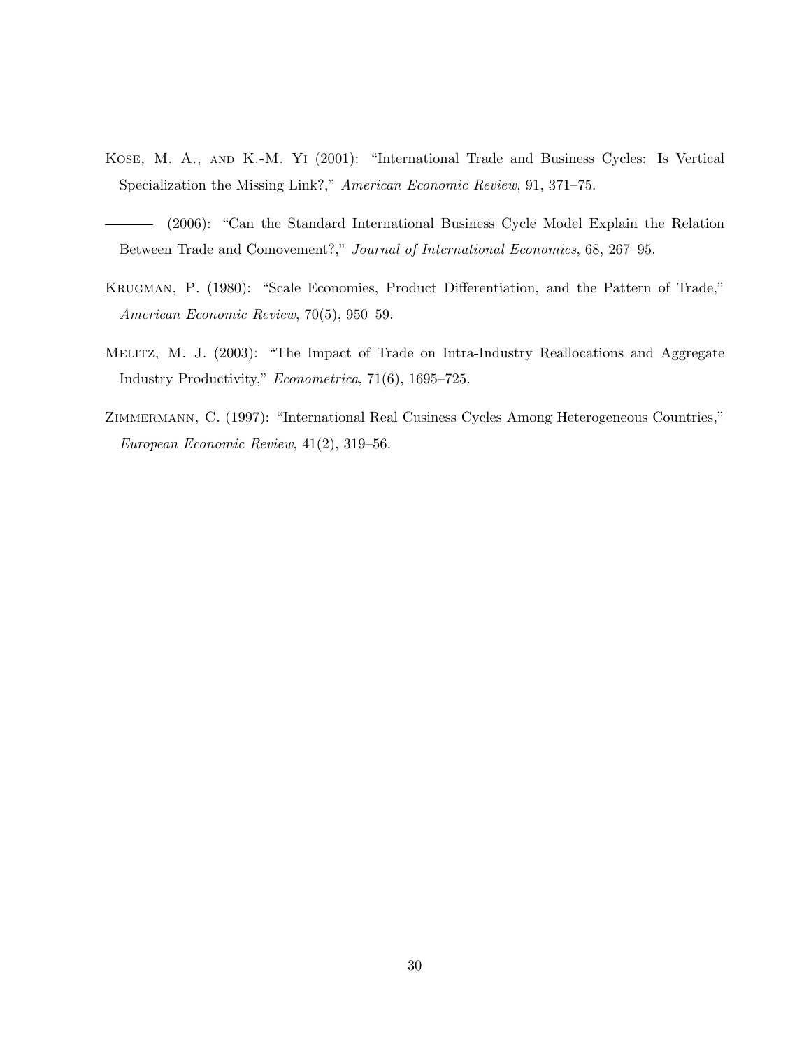Kose, M. A., and K.-M. Yi (2001): "International Trade and Business Cycles: Is Vertical Specialization the Missing Link?," *American Economic Review*, 91, 371–75.

——— (2006): "Can the Standard International Business Cycle Model Explain the Relation Between Trade and Comovement?," *Journal of International Economics*, 68, 267–95.

Krugman, P. (1980): "Scale Economies, Product Differentiation, and the Pattern of Trade," *American Economic Review*, 70(5), 950–59.

Melitz, M. J. (2003): "The Impact of Trade on Intra-Industry Reallocations and Aggregate Industry Productivity," *Econometrica*, 71(6), 1695–725.

Zimmermann, C. (1997): "International Real Cusiness Cycles Among Heterogeneous Countries," *European Economic Review*, 41(2), 319–56.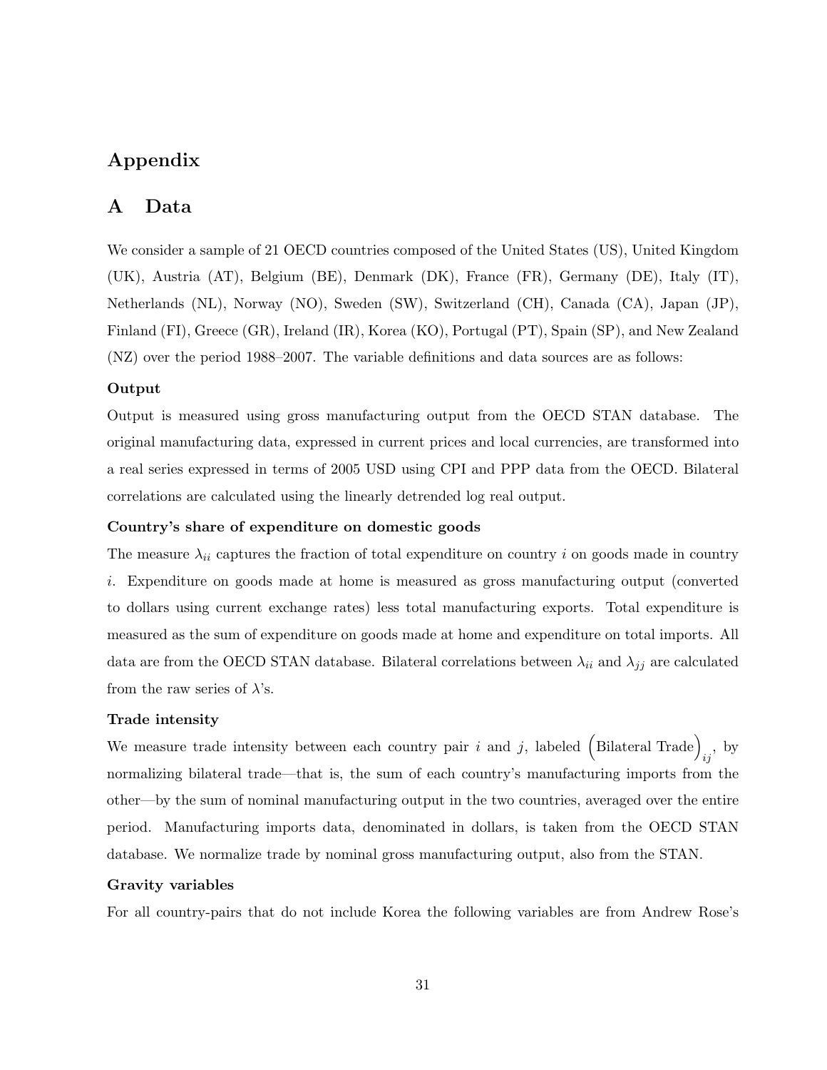# Appendix

## A Data

We consider a sample of 21 OECD countries composed of the United States (US), United Kingdom (UK), Austria (AT), Belgium (BE), Denmark (DK), France (FR), Germany (DE), Italy (IT), Netherlands (NL), Norway (NO), Sweden (SW), Switzerland (CH), Canada (CA), Japan (JP), Finland (FI), Greece (GR), Ireland (IR), Korea (KO), Portugal (PT), Spain (SP), and New Zealand (NZ) over the period 1988–2007. The variable definitions and data sources are as follows:

**Output**

Output is measured using gross manufacturing output from the OECD STAN database. The original manufacturing data, expressed in current prices and local currencies, are transformed into a real series expressed in terms of 2005 USD using CPI and PPP data from the OECD. Bilateral correlations are calculated using the linearly detrended log real output.

**Country's share of expenditure on domestic goods**

The measure $\lambda_{ii}$ captures the fraction of total expenditure on country $i$ on goods made in country $i$. Expenditure on goods made at home is measured as gross manufacturing output (converted to dollars using current exchange rates) less total manufacturing exports. Total expenditure is measured as the sum of expenditure on goods made at home and expenditure on total imports. All data are from the OECD STAN database. Bilateral correlations between $\lambda_{ii}$ and $\lambda_{jj}$ are calculated from the raw series of $\lambda$'s.

**Trade intensity**

We measure trade intensity between each country pair $i$ and $j$, labeled $\left(\text{Bilateral Trade}\right)_{ij}$, by normalizing bilateral trade—that is, the sum of each country's manufacturing imports from the other—by the sum of nominal manufacturing output in the two countries, averaged over the entire period. Manufacturing imports data, denominated in dollars, is taken from the OECD STAN database. We normalize trade by nominal gross manufacturing output, also from the STAN.

**Gravity variables**

For all country-pairs that do not include Korea the following variables are from Andrew Rose's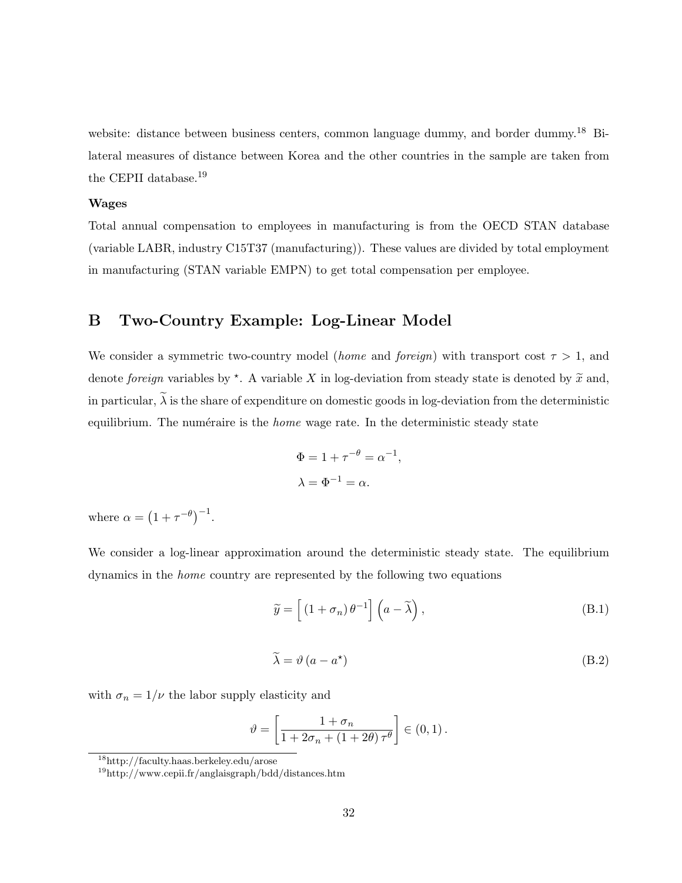website: distance between business centers, common language dummy, and border dummy.[18] Bilateral measures of distance between Korea and the other countries in the sample are taken from the CEPII database.[19]

**Wages**

Total annual compensation to employees in manufacturing is from the OECD STAN database (variable LABR, industry C15T37 (manufacturing)). These values are divided by total employment in manufacturing (STAN variable EMPN) to get total compensation per employee.

# B Two-Country Example: Log-Linear Model

We consider a symmetric two-country model (*home* and *foreign*) with transport cost $\tau > 1$, and denote *foreign* variables by $^\star$. A variable $X$ in log-deviation from steady state is denoted by $\widetilde{x}$ and, in particular, $\widetilde{\lambda}$ is the share of expenditure on domestic goods in log-deviation from the deterministic equilibrium. The numéraire is the *home* wage rate. In the deterministic steady state

$$\Phi = 1 + \tau^{-\theta} = \alpha^{-1},$$

$$\lambda = \Phi^{-1} = \alpha.$$

where $\alpha = \left(1 + \tau^{-\theta}\right)^{-1}$.

We consider a log-linear approximation around the deterministic steady state. The equilibrium dynamics in the *home* country are represented by the following two equations

$$\widetilde{y} = \Big[ (1 + \sigma_n)\, \theta^{-1} \Big] \left( a - \widetilde{\lambda} \right), \tag{B.1}$$

$$\widetilde{\lambda} = \vartheta \left( a - a^\star \right) \tag{B.2}$$

with $\sigma_n = 1/\nu$ the labor supply elasticity and

$$\vartheta = \left[ \frac{1 + \sigma_n}{1 + 2\sigma_n + (1 + 2\theta)\, \tau^\theta} \right] \in (0, 1)\,.$$

[18] http://faculty.haas.berkeley.edu/arose

[19] http://www.cepii.fr/anglaisgraph/bdd/distances.htm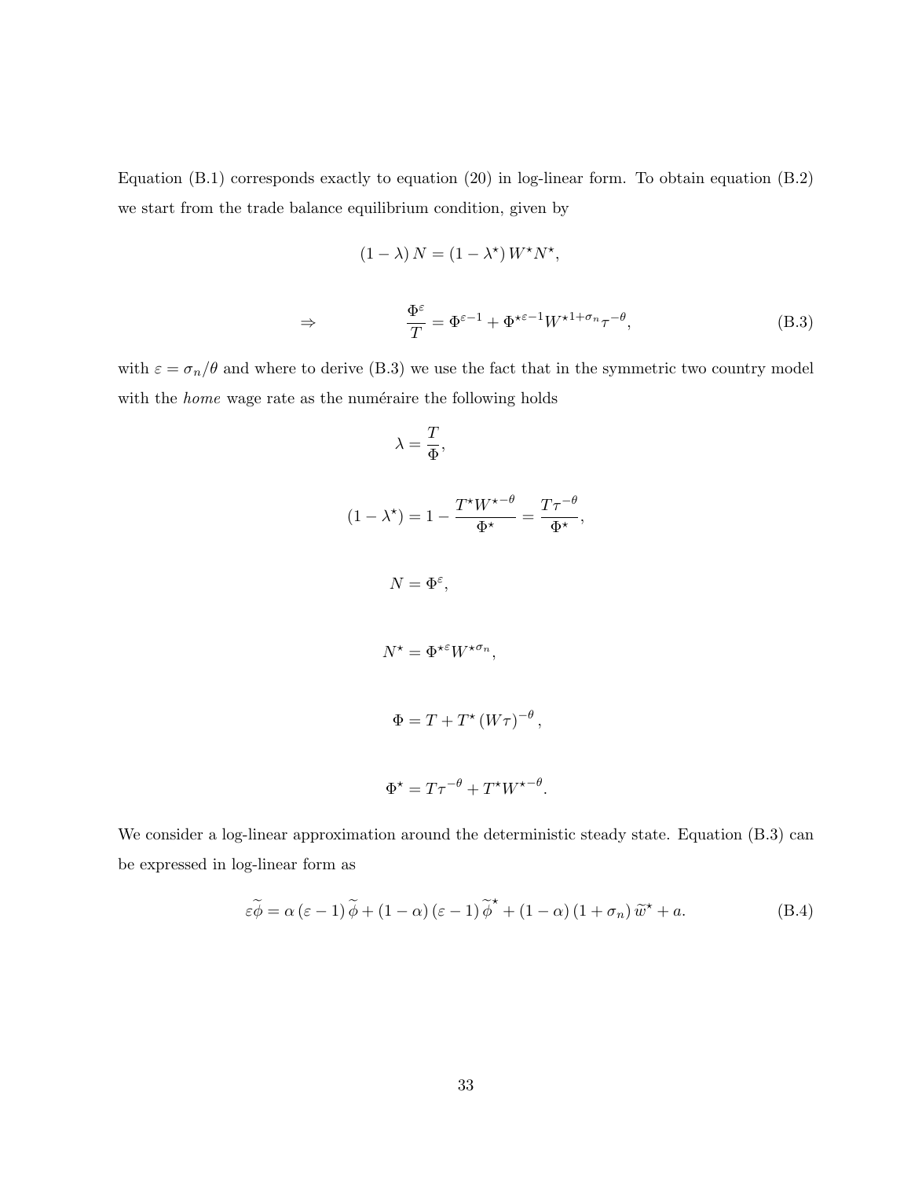Equation (B.1) corresponds exactly to equation (20) in log-linear form. To obtain equation (B.2) we start from the trade balance equilibrium condition, given by

$$(1-\lambda) N = (1-\lambda^{\star}) W^{\star} N^{\star},$$

$$\Rightarrow \qquad \frac{\Phi^{\varepsilon}}{T} = \Phi^{\varepsilon-1} + \Phi^{\star\varepsilon-1} W^{\star 1+\sigma_n} \tau^{-\theta}, \tag{B.3}$$

with $\varepsilon = \sigma_n/\theta$ and where to derive (B.3) we use the fact that in the symmetric two country model with the *home* wage rate as the numéraire the following holds

$$\lambda = \frac{T}{\Phi},$$

$$(1-\lambda^{\star}) = 1 - \frac{T^{\star} W^{\star -\theta}}{\Phi^{\star}} = \frac{T\tau^{-\theta}}{\Phi^{\star}},$$

$$N = \Phi^{\varepsilon},$$

$$N^{\star} = \Phi^{\star\varepsilon} W^{\star\sigma_n},$$

$$\Phi = T + T^{\star} (W\tau)^{-\theta},$$

$$\Phi^{\star} = T\tau^{-\theta} + T^{\star} W^{\star -\theta}.$$

We consider a log-linear approximation around the deterministic steady state. Equation (B.3) can be expressed in log-linear form as

$$\varepsilon\widetilde{\phi} = \alpha(\varepsilon-1)\widetilde{\phi} + (1-\alpha)(\varepsilon-1)\widetilde{\phi}^{\star} + (1-\alpha)(1+\sigma_n)\widetilde{w}^{\star} + a. \tag{B.4}$$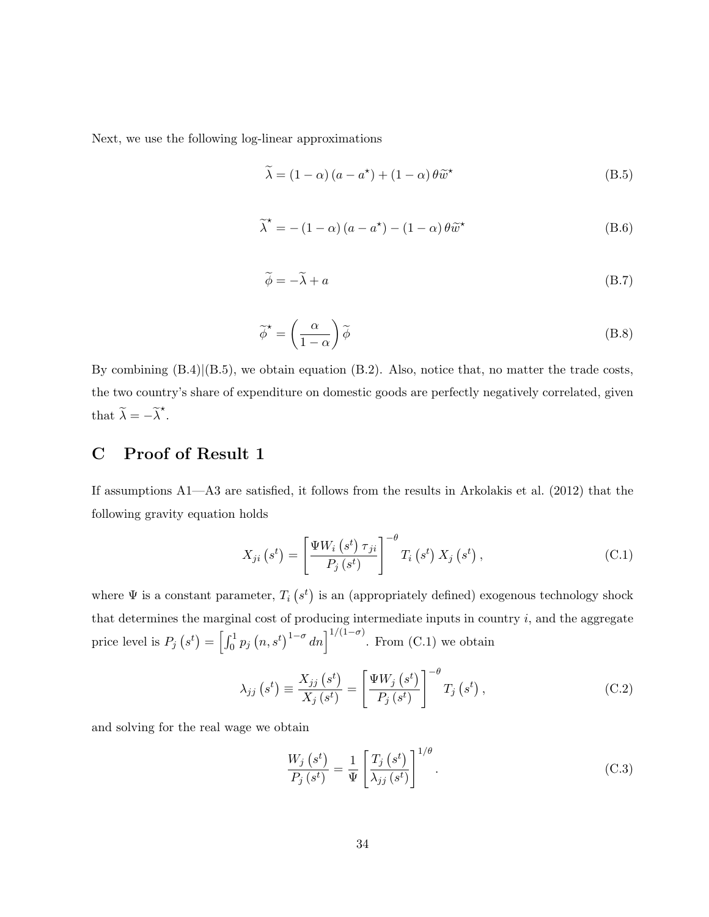Next, we use the following log-linear approximations

$$\widetilde{\lambda} = (1-\alpha)(a - a^{\star}) + (1-\alpha)\theta \widetilde{w}^{\star} \tag{B.5}$$

$$\widetilde{\lambda}^{\star} = -(1-\alpha)(a - a^{\star}) - (1-\alpha)\theta \widetilde{w}^{\star} \tag{B.6}$$

$$\widetilde{\phi} = -\widetilde{\lambda} + a \tag{B.7}$$

$$\widetilde{\phi}^{\star} = \left(\frac{\alpha}{1-\alpha}\right)\widetilde{\phi} \tag{B.8}$$

By combining (B.4)|(B.5), we obtain equation (B.2). Also, notice that, no matter the trade costs, the two country's share of expenditure on domestic goods are perfectly negatively correlated, given that $\widetilde{\lambda} = -\widetilde{\lambda}^{\star}$.

# C Proof of Result 1

If assumptions A1—A3 are satisfied, it follows from the results in Arkolakis et al. (2012) that the following gravity equation holds

$$X_{ji}\left(s^{t}\right) = \left[\frac{\Psi W_{i}\left(s^{t}\right)\tau_{ji}}{P_{j}\left(s^{t}\right)}\right]^{-\theta} T_{i}\left(s^{t}\right) X_{j}\left(s^{t}\right), \tag{C.1}$$

where $\Psi$ is a constant parameter, $T_{i}\left(s^{t}\right)$ is an (appropriately defined) exogenous technology shock that determines the marginal cost of producing intermediate inputs in country $i$, and the aggregate price level is $P_{j}\left(s^{t}\right) = \left[\int_{0}^{1} p_{j}\left(n, s^{t}\right)^{1-\sigma} dn\right]^{1/(1-\sigma)}$. From (C.1) we obtain

$$\lambda_{jj}\left(s^{t}\right) \equiv \frac{X_{jj}\left(s^{t}\right)}{X_{j}\left(s^{t}\right)} = \left[\frac{\Psi W_{j}\left(s^{t}\right)}{P_{j}\left(s^{t}\right)}\right]^{-\theta} T_{j}\left(s^{t}\right), \tag{C.2}$$

and solving for the real wage we obtain

$$\frac{W_{j}\left(s^{t}\right)}{P_{j}\left(s^{t}\right)} = \frac{1}{\Psi}\left[\frac{T_{j}\left(s^{t}\right)}{\lambda_{jj}\left(s^{t}\right)}\right]^{1/\theta}. \tag{C.3}$$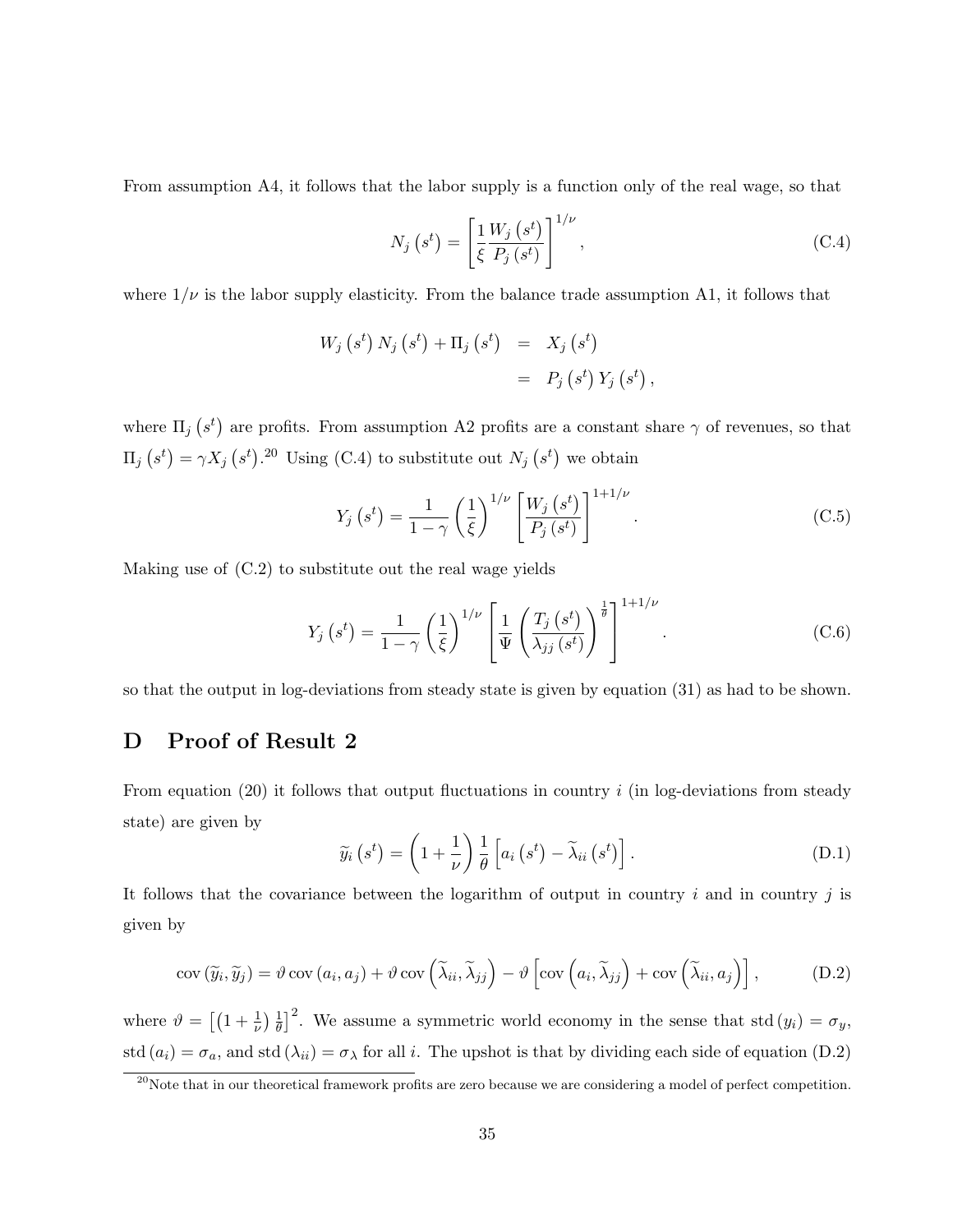From assumption A4, it follows that the labor supply is a function only of the real wage, so that

$$N_j\left(s^t\right) = \left[\frac{1}{\xi}\frac{W_j\left(s^t\right)}{P_j\left(s^t\right)}\right]^{1/\nu}, \tag{C.4}$$

where $1/\nu$ is the labor supply elasticity. From the balance trade assumption A1, it follows that

$$\begin{aligned} W_j\left(s^t\right) N_j\left(s^t\right) + \Pi_j\left(s^t\right) &= X_j\left(s^t\right) \\ &= P_j\left(s^t\right) Y_j\left(s^t\right), \end{aligned}$$

where $\Pi_j\left(s^t\right)$ are profits. From assumption A2 profits are a constant share $\gamma$ of revenues, so that $\Pi_j\left(s^t\right) = \gamma X_j\left(s^t\right)$.[20] Using (C.4) to substitute out $N_j\left(s^t\right)$ we obtain

$$Y_j\left(s^t\right) = \frac{1}{1-\gamma}\left(\frac{1}{\xi}\right)^{1/\nu}\left[\frac{W_j\left(s^t\right)}{P_j\left(s^t\right)}\right]^{1+1/\nu}. \tag{C.5}$$

Making use of (C.2) to substitute out the real wage yields

$$Y_j\left(s^t\right) = \frac{1}{1-\gamma}\left(\frac{1}{\xi}\right)^{1/\nu}\left[\frac{1}{\Psi}\left(\frac{T_j\left(s^t\right)}{\lambda_{jj}\left(s^t\right)}\right)^{\frac{1}{\theta}}\right]^{1+1/\nu}. \tag{C.6}$$

so that the output in log-deviations from steady state is given by equation (31) as had to be shown.

# D Proof of Result 2

From equation (20) it follows that output fluctuations in country $i$ (in log-deviations from steady state) are given by

$$\widetilde{y}_i\left(s^t\right) = \left(1+\frac{1}{\nu}\right)\frac{1}{\theta}\left[a_i\left(s^t\right) - \widetilde{\lambda}_{ii}\left(s^t\right)\right]. \tag{D.1}$$

It follows that the covariance between the logarithm of output in country $i$ and in country $j$ is given by

$$\operatorname{cov}\left(\widetilde{y}_i, \widetilde{y}_j\right) = \vartheta \operatorname{cov}\left(a_i, a_j\right) + \vartheta \operatorname{cov}\left(\widetilde{\lambda}_{ii}, \widetilde{\lambda}_{jj}\right) - \vartheta\left[\operatorname{cov}\left(a_i, \widetilde{\lambda}_{jj}\right) + \operatorname{cov}\left(\widetilde{\lambda}_{ii}, a_j\right)\right], \tag{D.2}$$

where $\vartheta = \left[\left(1+\frac{1}{\nu}\right)\frac{1}{\theta}\right]^2$. We assume a symmetric world economy in the sense that $\operatorname{std}\left(y_i\right) = \sigma_y$, $\operatorname{std}\left(a_i\right) = \sigma_a$, and $\operatorname{std}\left(\lambda_{ii}\right) = \sigma_\lambda$ for all $i$. The upshot is that by dividing each side of equation (D.2)

[20] Note that in our theoretical framework profits are zero because we are considering a model of perfect competition.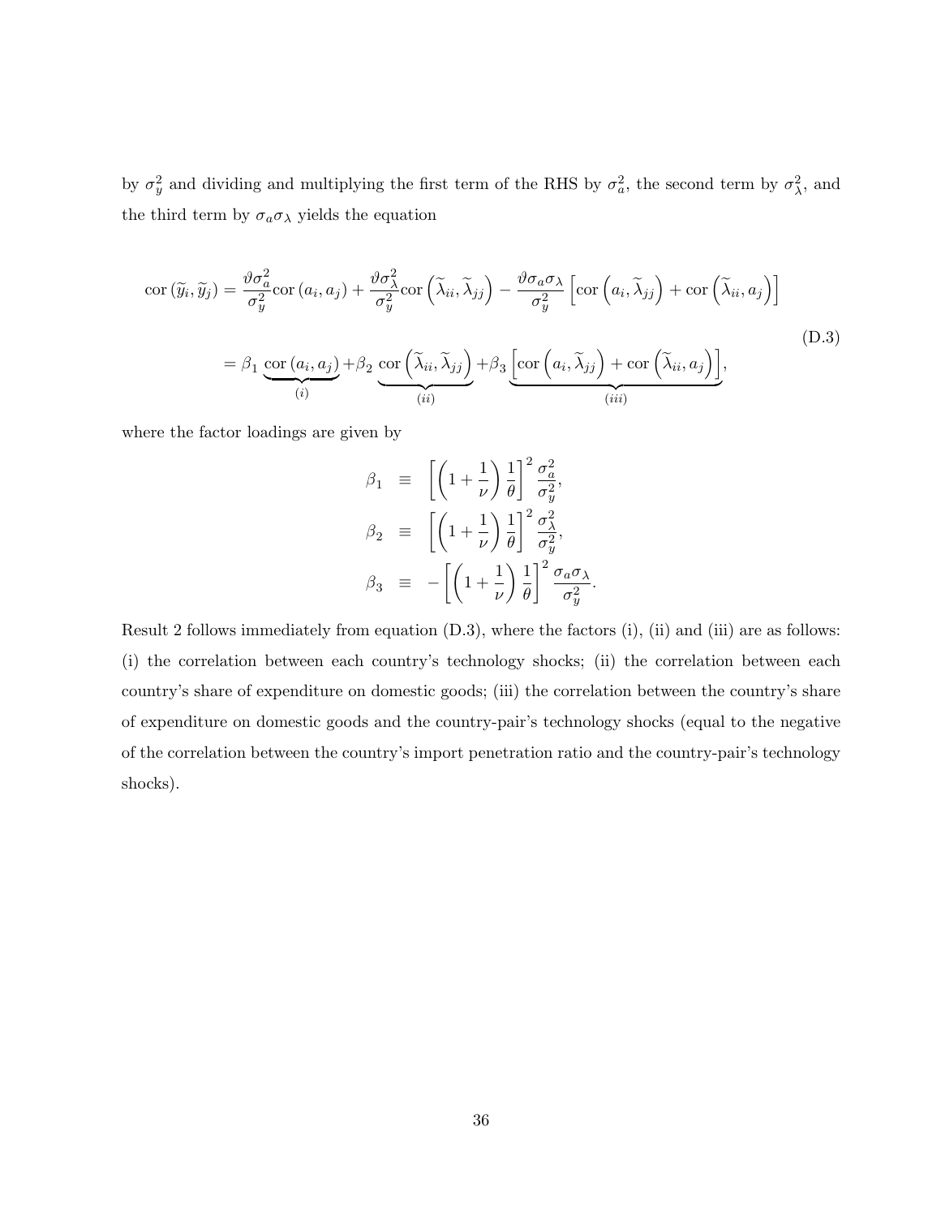by $\sigma_y^2$ and dividing and multiplying the first term of the RHS by $\sigma_a^2$, the second term by $\sigma_\lambda^2$, and the third term by $\sigma_a \sigma_\lambda$ yields the equation

$$
\begin{aligned}
\text{cor}\left(\widetilde{y}_i, \widetilde{y}_j\right) &= \frac{\vartheta \sigma_a^2}{\sigma_y^2} \text{cor}\left(a_i, a_j\right) + \frac{\vartheta \sigma_\lambda^2}{\sigma_y^2} \text{cor}\left(\widetilde{\lambda}_{ii}, \widetilde{\lambda}_{jj}\right) - \frac{\vartheta \sigma_a \sigma_\lambda}{\sigma_y^2} \left[\text{cor}\left(a_i, \widetilde{\lambda}_{jj}\right) + \text{cor}\left(\widetilde{\lambda}_{ii}, a_j\right)\right] \\
&= \beta_1 \underbrace{\text{cor}\left(a_i, a_j\right)}_{(i)} + \beta_2 \underbrace{\text{cor}\left(\widetilde{\lambda}_{ii}, \widetilde{\lambda}_{jj}\right)}_{(ii)} + \beta_3 \underbrace{\left[\text{cor}\left(a_i, \widetilde{\lambda}_{jj}\right) + \text{cor}\left(\widetilde{\lambda}_{ii}, a_j\right)\right]}_{(iii)},
\end{aligned}
\tag{D.3}
$$

where the factor loadings are given by

$$
\begin{aligned}
\beta_1 &\equiv \left[\left(1 + \frac{1}{\nu}\right) \frac{1}{\theta}\right]^2 \frac{\sigma_a^2}{\sigma_y^2}, \\
\beta_2 &\equiv \left[\left(1 + \frac{1}{\nu}\right) \frac{1}{\theta}\right]^2 \frac{\sigma_\lambda^2}{\sigma_y^2}, \\
\beta_3 &\equiv -\left[\left(1 + \frac{1}{\nu}\right) \frac{1}{\theta}\right]^2 \frac{\sigma_a \sigma_\lambda}{\sigma_y^2}.
\end{aligned}
$$

Result 2 follows immediately from equation (D.3), where the factors (i), (ii) and (iii) are as follows: (i) the correlation between each country's technology shocks; (ii) the correlation between each country's share of expenditure on domestic goods; (iii) the correlation between the country's share of expenditure on domestic goods and the country-pair's technology shocks (equal to the negative of the correlation between the country's import penetration ratio and the country-pair's technology shocks).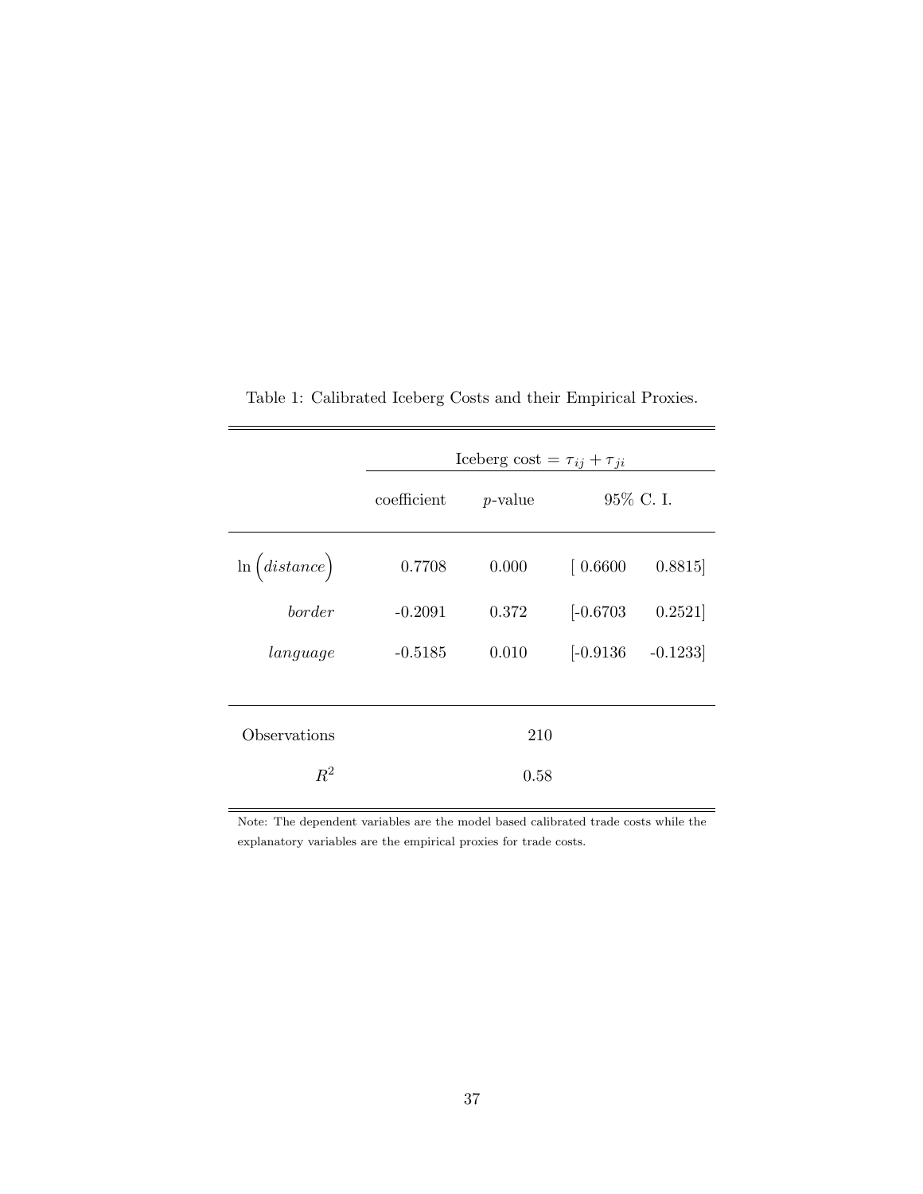Table 1: Calibrated Iceberg Costs and their Empirical Proxies.

| | Iceberg cost $= \tau_{ij} + \tau_{ji}$ | | | |
|---|---|---|---|---|
| | coefficient | $p$-value | 95% C. I. | |
| $\ln\left(distance\right)$ | 0.7708 | 0.000 | [ 0.6600 | 0.8815] |
| *border* | -0.2091 | 0.372 | [-0.6703 | 0.2521] |
| *language* | -0.5185 | 0.010 | [-0.9136 | -0.1233] |
| Observations | | 210 | | |
| $R^2$ | | 0.58 | | |

Note: The dependent variables are the model based calibrated trade costs while the explanatory variables are the empirical proxies for trade costs.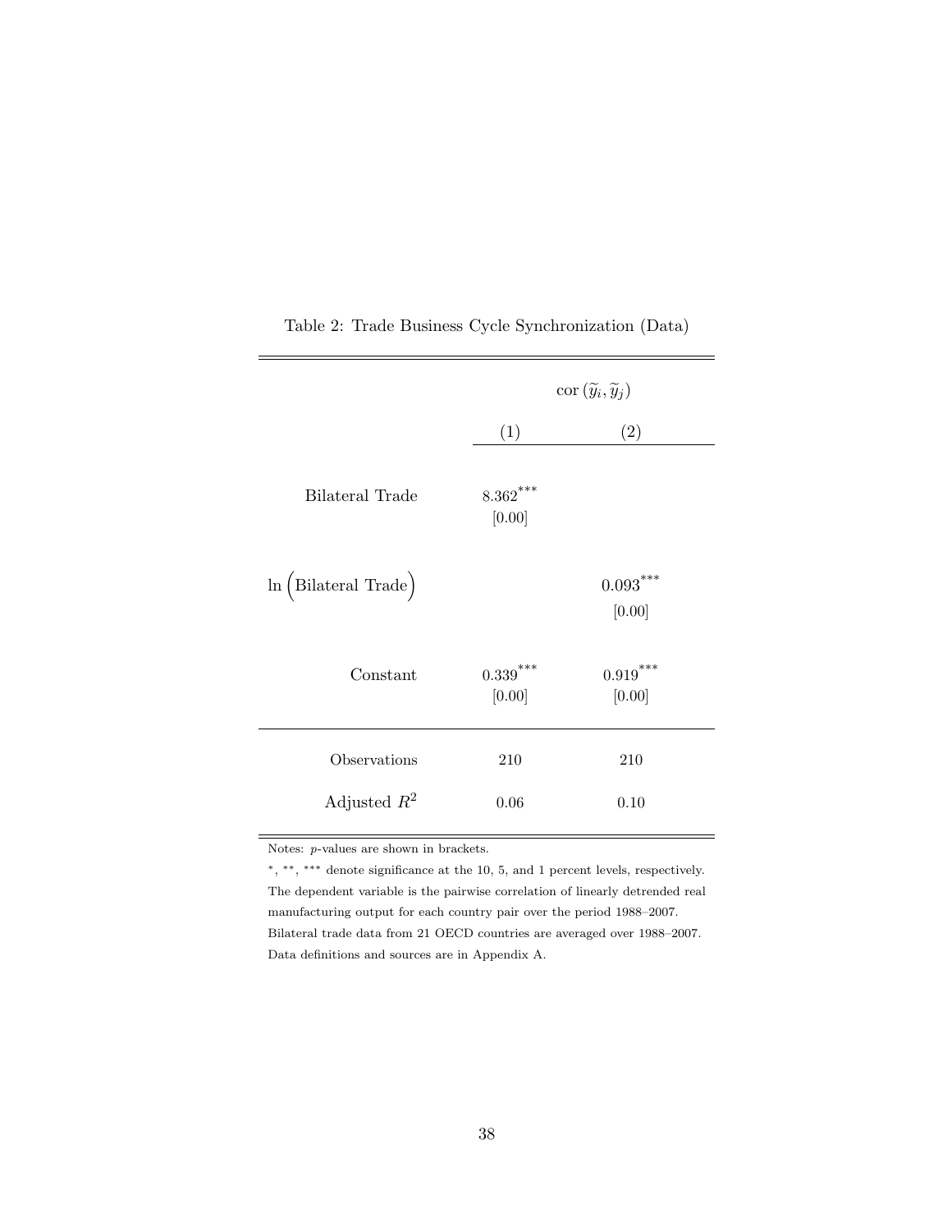Table 2: Trade Business Cycle Synchronization (Data)

| | $\text{cor}(\widetilde{y}_i, \widetilde{y}_j)$ | |
|---|---|---|
| | (1) | (2) |
| Bilateral Trade | $8.362^{***}$ | |
| | [0.00] | |
| $\ln\left(\text{Bilateral Trade}\right)$ | | $0.093^{***}$ |
| | | [0.00] |
| Constant | $0.339^{***}$ | $0.919^{***}$ |
| | [0.00] | [0.00] |
| Observations | 210 | 210 |
| Adjusted $R^2$ | 0.06 | 0.10 |

Notes: $p$-values are shown in brackets.

$^{*}$, $^{**}$, $^{***}$ denote significance at the 10, 5, and 1 percent levels, respectively. The dependent variable is the pairwise correlation of linearly detrended real manufacturing output for each country pair over the period 1988–2007. Bilateral trade data from 21 OECD countries are averaged over 1988–2007. Data definitions and sources are in Appendix A.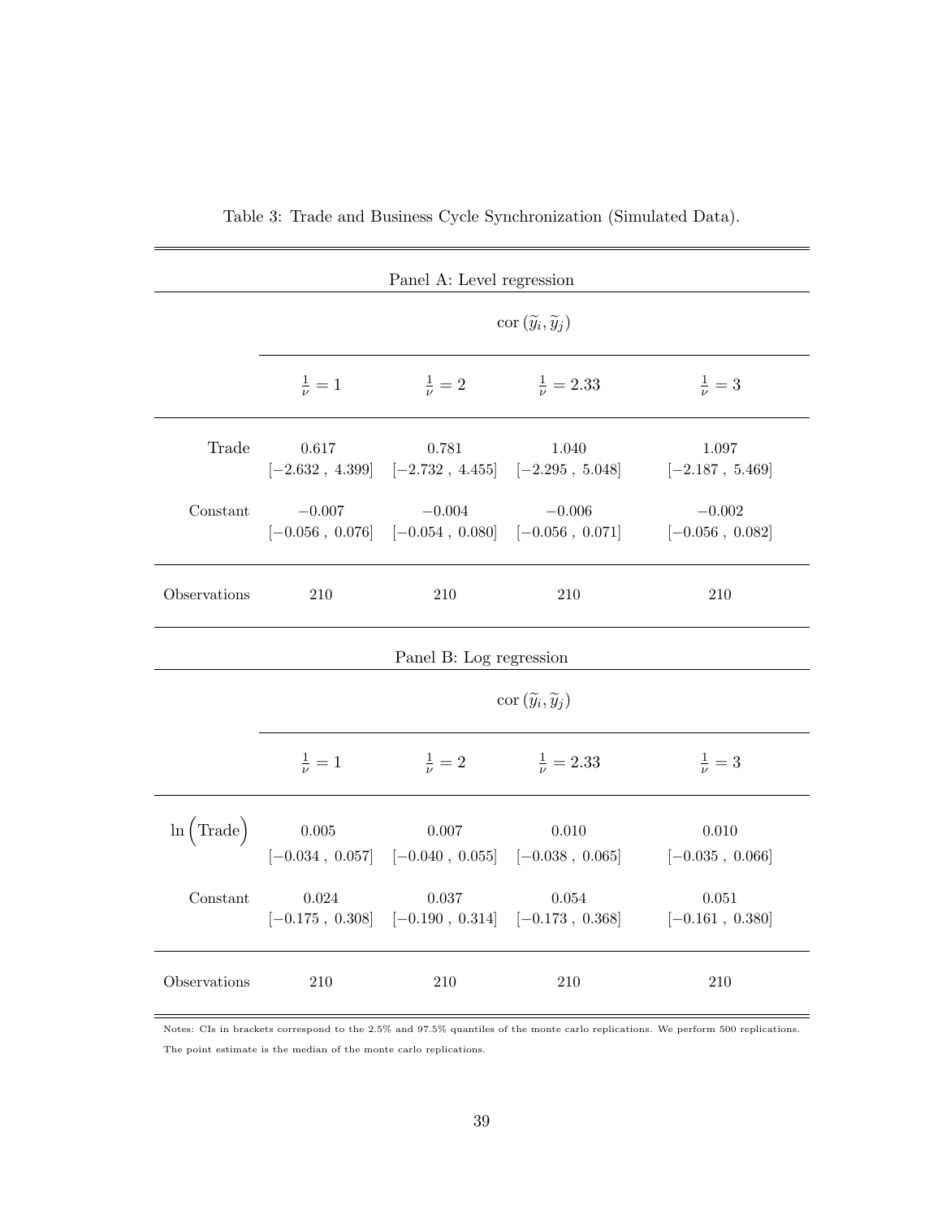Table 3: Trade and Business Cycle Synchronization (Simulated Data).

**Panel A: Level regression**

| | $\text{cor}(\widetilde{y}_i, \widetilde{y}_j)$ | | | |
|---|---|---|---|---|
| | $\frac{1}{\nu} = 1$ | $\frac{1}{\nu} = 2$ | $\frac{1}{\nu} = 2.33$ | $\frac{1}{\nu} = 3$ |
| Trade | 0.617 | 0.781 | 1.040 | 1.097 |
| | [−2.632 , 4.399] | [−2.732 , 4.455] | [−2.295 , 5.048] | [−2.187 , 5.469] |
| Constant | −0.007 | −0.004 | −0.006 | −0.002 |
| | [−0.056 , 0.076] | [−0.054 , 0.080] | [−0.056 , 0.071] | [−0.056 , 0.082] |
| Observations | 210 | 210 | 210 | 210 |

**Panel B: Log regression**

| | $\text{cor}(\widetilde{y}_i, \widetilde{y}_j)$ | | | |
|---|---|---|---|---|
| | $\frac{1}{\nu} = 1$ | $\frac{1}{\nu} = 2$ | $\frac{1}{\nu} = 2.33$ | $\frac{1}{\nu} = 3$ |
| $\ln\left(\text{Trade}\right)$ | 0.005 | 0.007 | 0.010 | 0.010 |
| | [−0.034 , 0.057] | [−0.040 , 0.055] | [−0.038 , 0.065] | [−0.035 , 0.066] |
| Constant | 0.024 | 0.037 | 0.054 | 0.051 |
| | [−0.175 , 0.308] | [−0.190 , 0.314] | [−0.173 , 0.368] | [−0.161 , 0.380] |
| Observations | 210 | 210 | 210 | 210 |

Notes: CIs in brackets correspond to the 2.5% and 97.5% quantiles of the monte carlo replications. We perform 500 replications. The point estimate is the median of the monte carlo replications.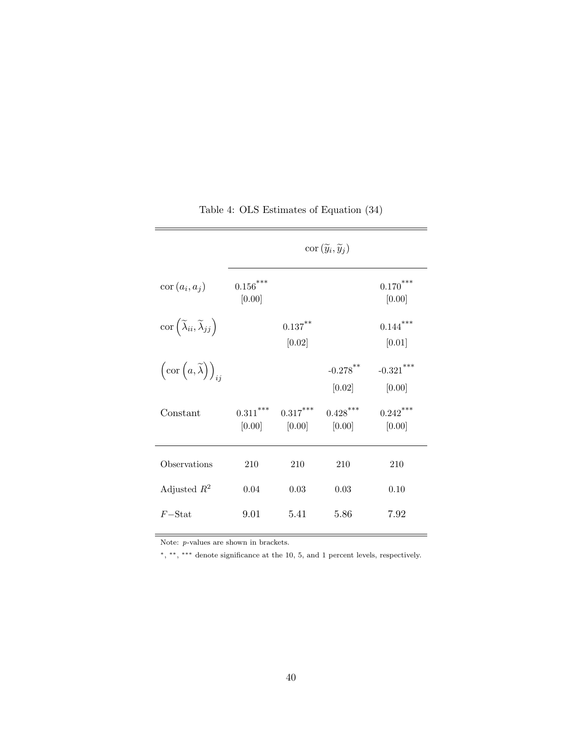Table 4: OLS Estimates of Equation (34)

| | $\text{cor}(\widetilde{y}_i, \widetilde{y}_j)$ | | | |
|---|---|---|---|---|
| $\text{cor}(a_i, a_j)$ | $0.156^{***}$ | | | $0.170^{***}$ |
| | [0.00] | | | [0.00] |
| $\text{cor}\left(\widetilde{\lambda}_{ii}, \widetilde{\lambda}_{jj}\right)$ | | $0.137^{**}$ | | $0.144^{***}$ |
| | | [0.02] | | [0.01] |
| $\left(\text{cor}\left(a, \widetilde{\lambda}\right)\right)_{ij}$ | | | $-0.278^{**}$ | $-0.321^{***}$ |
| | | | [0.02] | [0.00] |
| Constant | $0.311^{***}$ | $0.317^{***}$ | $0.428^{***}$ | $0.242^{***}$ |
| | [0.00] | [0.00] | [0.00] | [0.00] |
| Observations | 210 | 210 | 210 | 210 |
| Adjusted $R^2$ | 0.04 | 0.03 | 0.03 | 0.10 |
| $F-$Stat | 9.01 | 5.41 | 5.86 | 7.92 |

Note: $p$-values are shown in brackets.

$^{*}$, $^{**}$, $^{***}$ denote significance at the 10, 5, and 1 percent levels, respectively.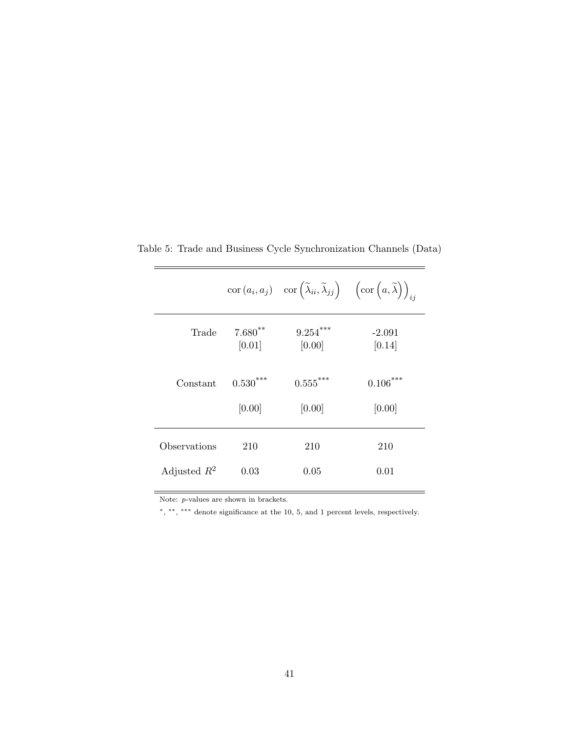Table 5: Trade and Business Cycle Synchronization Channels (Data)

| | $\text{cor}(a_i, a_j)$ | $\text{cor}\left(\widetilde{\lambda}_{ii}, \widetilde{\lambda}_{jj}\right)$ | $\left(\text{cor}\left(a, \widetilde{\lambda}\right)\right)_{ij}$ |
|---|---|---|---|
| Trade | $7.680^{**}$ | $9.254^{***}$ | -2.091 |
| | [0.01] | [0.00] | [0.14] |
| Constant | $0.530^{***}$ | $0.555^{***}$ | $0.106^{***}$ |
| | [0.00] | [0.00] | [0.00] |
| Observations | 210 | 210 | 210 |
| Adjusted $R^2$ | 0.03 | 0.05 | 0.01 |

Note: $p$-values are shown in brackets.

$^{*}$, $^{**}$, $^{***}$ denote significance at the 10, 5, and 1 percent levels, respectively.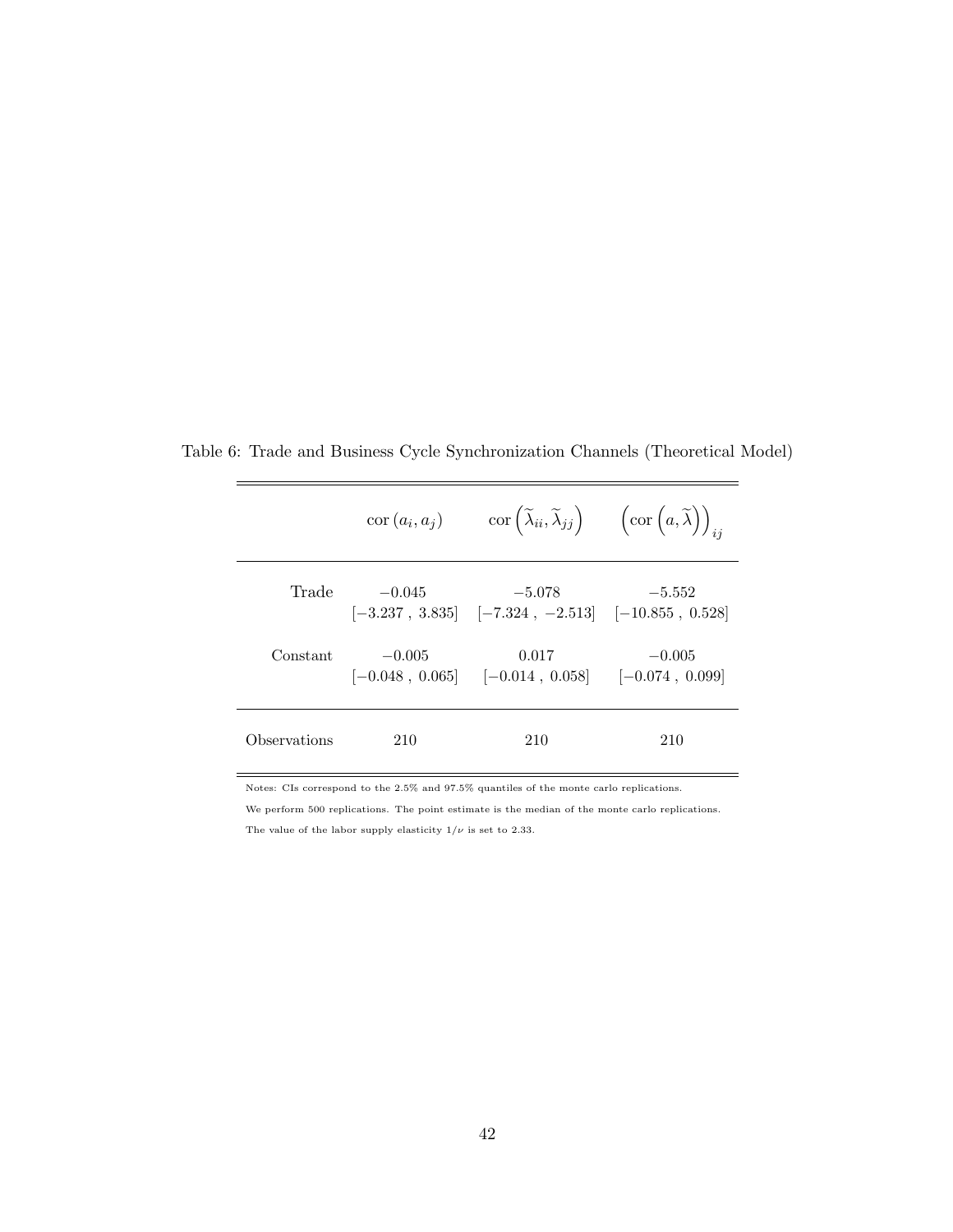Table 6: Trade and Business Cycle Synchronization Channels (Theoretical Model)

| | $\text{cor}\,(a_i, a_j)$ | $\text{cor}\left(\widetilde{\lambda}_{ii}, \widetilde{\lambda}_{jj}\right)$ | $\left(\text{cor}\left(a, \widetilde{\lambda}\right)\right)_{ij}$ |
|---|---|---|---|
| Trade | $-0.045$ | $-5.078$ | $-5.552$ |
| | $[-3.237\ ,\ 3.835]$ | $[-7.324\ ,\ -2.513]$ | $[-10.855\ ,\ 0.528]$ |
| Constant | $-0.005$ | $0.017$ | $-0.005$ |
| | $[-0.048\ ,\ 0.065]$ | $[-0.014\ ,\ 0.058]$ | $[-0.074\ ,\ 0.099]$ |
| Observations | 210 | 210 | 210 |

Notes: CIs correspond to the 2.5% and 97.5% quantiles of the monte carlo replications.

We perform 500 replications. The point estimate is the median of the monte carlo replications.

The value of the labor supply elasticity $1/\nu$ is set to 2.33.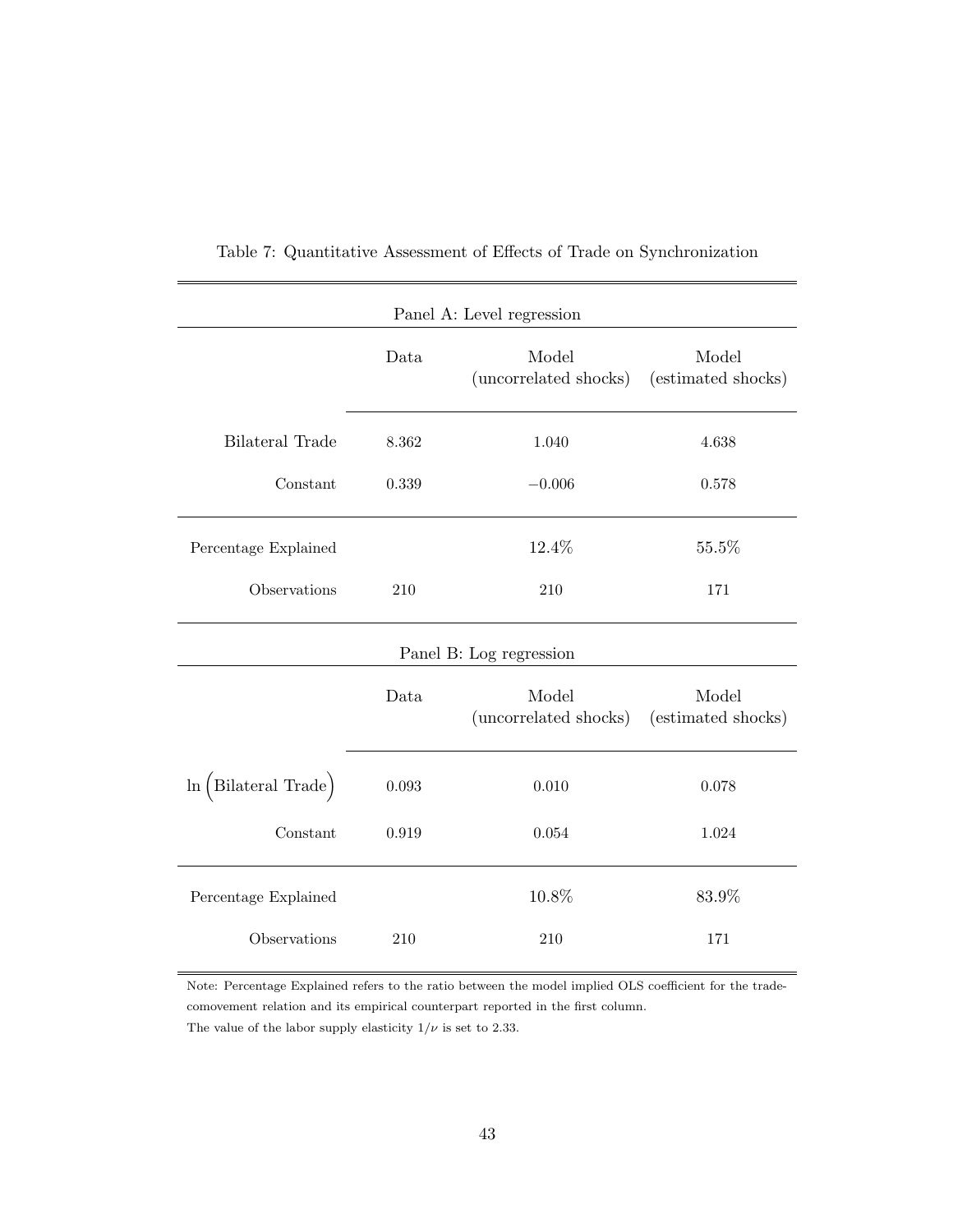Table 7: Quantitative Assessment of Effects of Trade on Synchronization

| Panel A: Level regression | | | |
|---|---|---|---|
| | Data | Model (uncorrelated shocks) | Model (estimated shocks) |
| Bilateral Trade | 8.362 | 1.040 | 4.638 |
| Constant | 0.339 | $-0.006$ | 0.578 |
| Percentage Explained | | 12.4% | 55.5% |
| Observations | 210 | 210 | 171 |

| Panel B: Log regression | | | |
|---|---|---|---|
| | Data | Model (uncorrelated shocks) | Model (estimated shocks) |
| $\ln\Big(\text{Bilateral Trade}\Big)$ | 0.093 | 0.010 | 0.078 |
| Constant | 0.919 | 0.054 | 1.024 |
| Percentage Explained | | 10.8% | 83.9% |
| Observations | 210 | 210 | 171 |

Note: Percentage Explained refers to the ratio between the model implied OLS coefficient for the trade-comovement relation and its empirical counterpart reported in the first column.
The value of the labor supply elasticity $1/\nu$ is set to 2.33.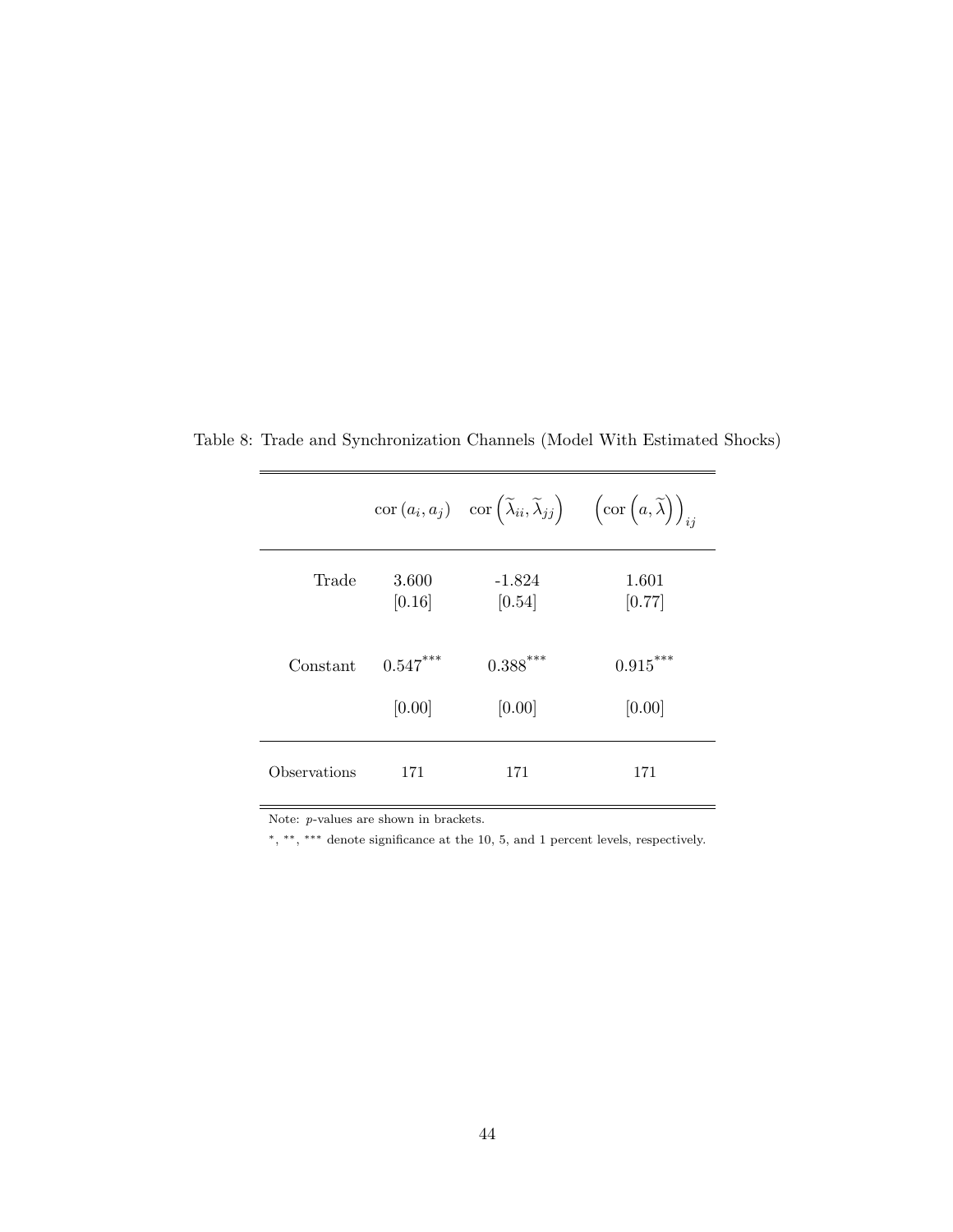Table 8: Trade and Synchronization Channels (Model With Estimated Shocks)

| | $\text{cor}(a_i, a_j)$ | $\text{cor}\left(\widetilde{\lambda}_{ii}, \widetilde{\lambda}_{jj}\right)$ | $\left(\text{cor}\left(a, \widetilde{\lambda}\right)\right)_{ij}$ |
|---|---|---|---|
| Trade | 3.600 | -1.824 | 1.601 |
| | [0.16] | [0.54] | [0.77] |
| Constant | $0.547^{***}$ | $0.388^{***}$ | $0.915^{***}$ |
| | [0.00] | [0.00] | [0.00] |
| Observations | 171 | 171 | 171 |

Note: $p$-values are shown in brackets.

$^{*}$, $^{**}$, $^{***}$ denote significance at the 10, 5, and 1 percent levels, respectively.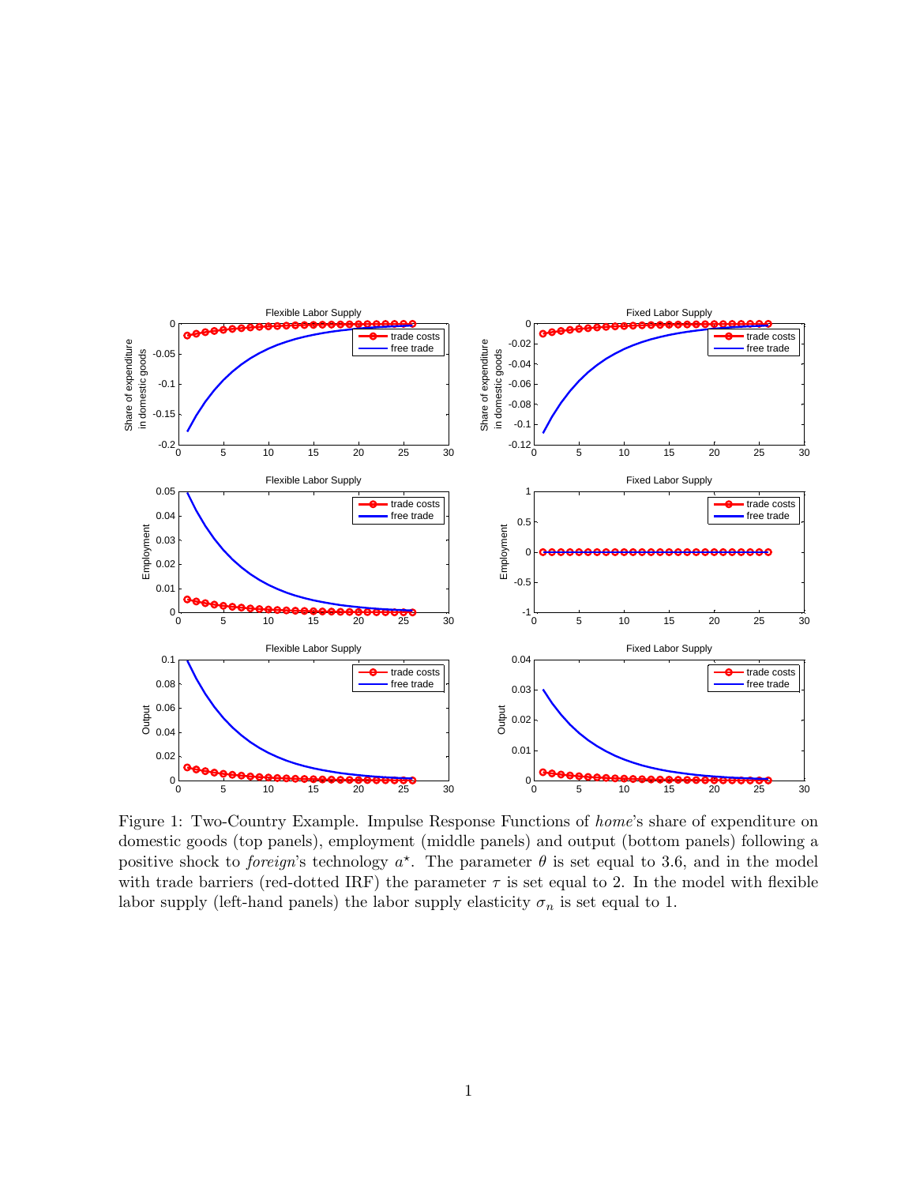Figure 1: Two-Country Example. Impulse Response Functions of *home*'s share of expenditure on domestic goods (top panels), employment (middle panels) and output (bottom panels) following a positive shock to *foreign*'s technology $a^{\star}$. The parameter $\theta$ is set equal to 3.6, and in the model with trade barriers (red-dotted IRF) the parameter $\tau$ is set equal to 2. In the model with flexible labor supply (left-hand panels) the labor supply elasticity $\sigma_n$ is set equal to 1.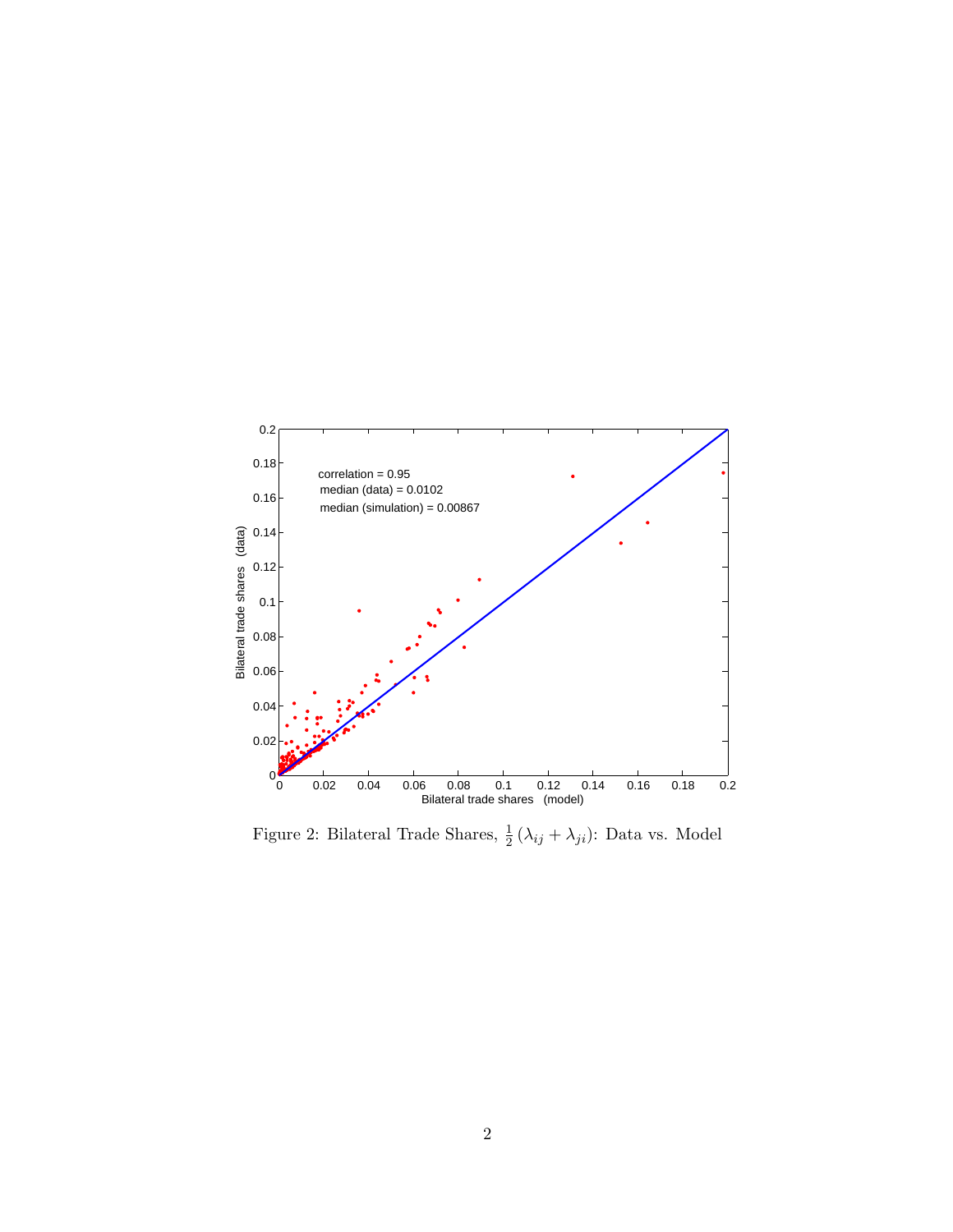Figure 2: Bilateral Trade Shares, $\frac{1}{2}(\lambda_{ij} + \lambda_{ji})$: Data vs. Model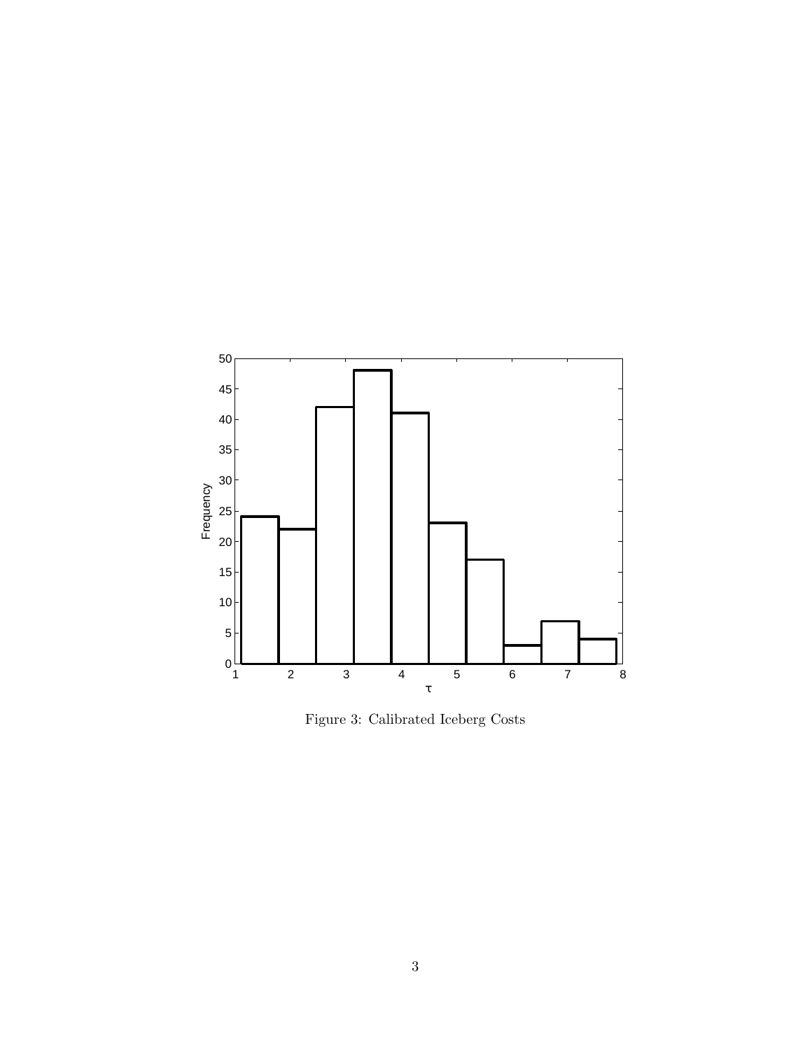50
45
40
35
30
25
20
15
10
5
0

Frequency

1 2 3 4 5 6 7 8

τ

Figure 3: Calibrated Iceberg Costs